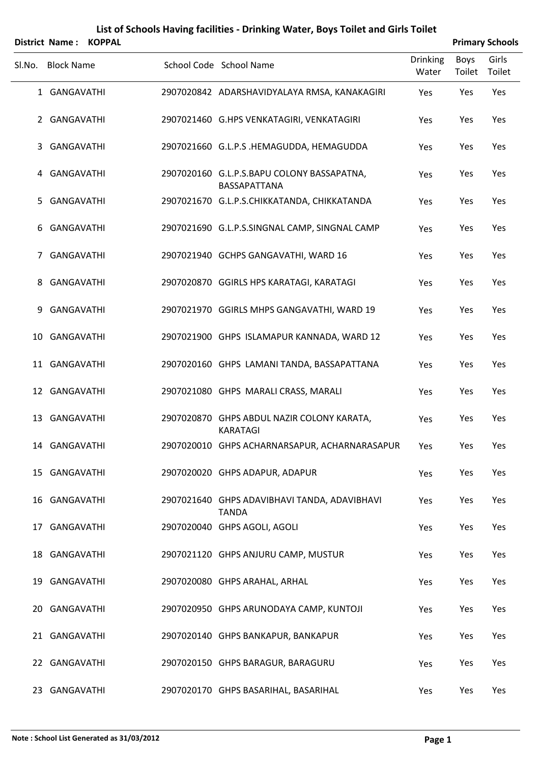# List of Schools Having facilities - Drinking Water, Boys Toilet and Girls Toilet

**District Name : KOPPAL** **Primary Schools**

| Sl.No. | Block Name | School Code | School Name | Drinking Water | Boys Toilet | Girls Toilet |
|---|---|---|---|---|---|---|
| 1 | GANGAVATHI | 2907020842 | ADARSHAVIDYALAYA RMSA, KANAKAGIRI | Yes | Yes | Yes |
| 2 | GANGAVATHI | 2907021460 | G.HPS VENKATAGIRI, VENKATAGIRI | Yes | Yes | Yes |
| 3 | GANGAVATHI | 2907021660 | G.L.P.S .HEMAGUDDA, HEMAGUDDA | Yes | Yes | Yes |
| 4 | GANGAVATHI | 2907020160 | G.L.P.S.BAPU COLONY BASSAPATNA, BASSAPATTANA | Yes | Yes | Yes |
| 5 | GANGAVATHI | 2907021670 | G.L.P.S.CHIKKATANDA, CHIKKATANDA | Yes | Yes | Yes |
| 6 | GANGAVATHI | 2907021690 | G.L.P.S.SINGNAL CAMP, SINGNAL CAMP | Yes | Yes | Yes |
| 7 | GANGAVATHI | 2907021940 | GCHPS GANGAVATHI, WARD 16 | Yes | Yes | Yes |
| 8 | GANGAVATHI | 2907020870 | GGIRLS HPS KARATAGI, KARATAGI | Yes | Yes | Yes |
| 9 | GANGAVATHI | 2907021970 | GGIRLS MHPS GANGAVATHI, WARD 19 | Yes | Yes | Yes |
| 10 | GANGAVATHI | 2907021900 | GHPS ISLAMAPUR KANNADA, WARD 12 | Yes | Yes | Yes |
| 11 | GANGAVATHI | 2907020160 | GHPS LAMANI TANDA, BASSAPATTANA | Yes | Yes | Yes |
| 12 | GANGAVATHI | 2907021080 | GHPS MARALI CRASS, MARALI | Yes | Yes | Yes |
| 13 | GANGAVATHI | 2907020870 | GHPS ABDUL NAZIR COLONY KARATA, KARATAGI | Yes | Yes | Yes |
| 14 | GANGAVATHI | 2907020010 | GHPS ACHARNARSAPUR, ACHARNARASAPUR | Yes | Yes | Yes |
| 15 | GANGAVATHI | 2907020020 | GHPS ADAPUR, ADAPUR | Yes | Yes | Yes |
| 16 | GANGAVATHI | 2907021640 | GHPS ADAVIBHAVI TANDA, ADAVIBHAVI TANDA | Yes | Yes | Yes |
| 17 | GANGAVATHI | 2907020040 | GHPS AGOLI, AGOLI | Yes | Yes | Yes |
| 18 | GANGAVATHI | 2907021120 | GHPS ANJURU CAMP, MUSTUR | Yes | Yes | Yes |
| 19 | GANGAVATHI | 2907020080 | GHPS ARAHAL, ARHAL | Yes | Yes | Yes |
| 20 | GANGAVATHI | 2907020950 | GHPS ARUNODAYA CAMP, KUNTOJI | Yes | Yes | Yes |
| 21 | GANGAVATHI | 2907020140 | GHPS BANKAPUR, BANKAPUR | Yes | Yes | Yes |
| 22 | GANGAVATHI | 2907020150 | GHPS BARAGUR, BARAGURU | Yes | Yes | Yes |
| 23 | GANGAVATHI | 2907020170 | GHPS BASARIHAL, BASARIHAL | Yes | Yes | Yes |

**Note : School List Generated as 31/03/2012**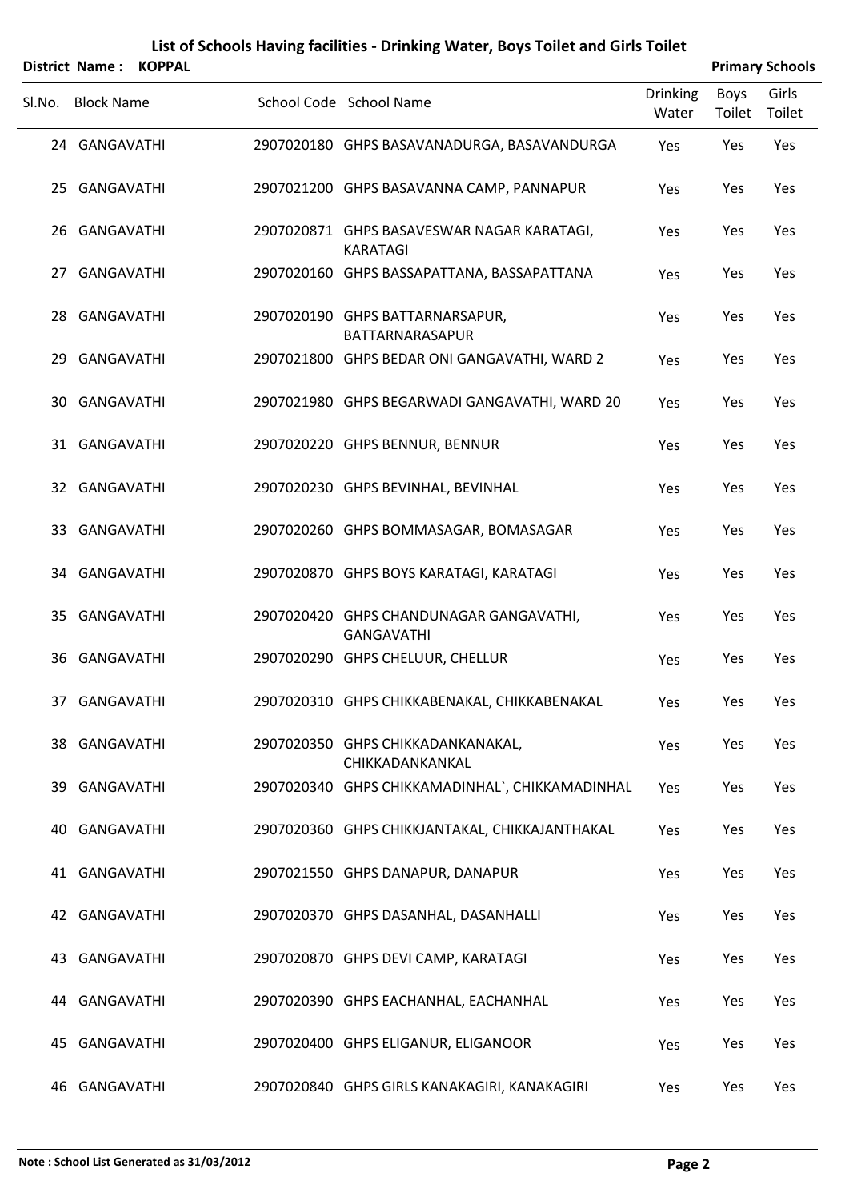# List of Schools Having facilities - Drinking Water, Boys Toilet and Girls Toilet

**District Name : KOPPAL** **Primary Schools**

| Sl.No. | Block Name | School Code | School Name | Drinking Water | Boys Toilet | Girls Toilet |
|---|---|---|---|---|---|---|
| 24 | GANGAVATHI | 2907020180 | GHPS BASAVANADURGA, BASAVANDURGA | Yes | Yes | Yes |
| 25 | GANGAVATHI | 2907021200 | GHPS BASAVANNA CAMP, PANNAPUR | Yes | Yes | Yes |
| 26 | GANGAVATHI | 2907020871 | GHPS BASAVESWAR NAGAR KARATAGI, KARATAGI | Yes | Yes | Yes |
| 27 | GANGAVATHI | 2907020160 | GHPS BASSAPATTANA, BASSAPATTANA | Yes | Yes | Yes |
| 28 | GANGAVATHI | 2907020190 | GHPS BATTARNARSAPUR, BATTARNARASAPUR | Yes | Yes | Yes |
| 29 | GANGAVATHI | 2907021800 | GHPS BEDAR ONI GANGAVATHI, WARD 2 | Yes | Yes | Yes |
| 30 | GANGAVATHI | 2907021980 | GHPS BEGARWADI GANGAVATHI, WARD 20 | Yes | Yes | Yes |
| 31 | GANGAVATHI | 2907020220 | GHPS BENNUR, BENNUR | Yes | Yes | Yes |
| 32 | GANGAVATHI | 2907020230 | GHPS BEVINHAL, BEVINHAL | Yes | Yes | Yes |
| 33 | GANGAVATHI | 2907020260 | GHPS BOMMASAGAR, BOMASAGAR | Yes | Yes | Yes |
| 34 | GANGAVATHI | 2907020870 | GHPS BOYS KARATAGI, KARATAGI | Yes | Yes | Yes |
| 35 | GANGAVATHI | 2907020420 | GHPS CHANDUNAGAR GANGAVATHI, GANGAVATHI | Yes | Yes | Yes |
| 36 | GANGAVATHI | 2907020290 | GHPS CHELUUR, CHELLUR | Yes | Yes | Yes |
| 37 | GANGAVATHI | 2907020310 | GHPS CHIKKABENAKAL, CHIKKABENAKAL | Yes | Yes | Yes |
| 38 | GANGAVATHI | 2907020350 | GHPS CHIKKADANKANAKAL, CHIKKADANKANKAL | Yes | Yes | Yes |
| 39 | GANGAVATHI | 2907020340 | GHPS CHIKKAMADINHAL`, CHIKKAMADINHAL | Yes | Yes | Yes |
| 40 | GANGAVATHI | 2907020360 | GHPS CHIKKJANTAKAL, CHIKKAJANTHAKAL | Yes | Yes | Yes |
| 41 | GANGAVATHI | 2907021550 | GHPS DANAPUR, DANAPUR | Yes | Yes | Yes |
| 42 | GANGAVATHI | 2907020370 | GHPS DASANHAL, DASANHALLI | Yes | Yes | Yes |
| 43 | GANGAVATHI | 2907020870 | GHPS DEVI CAMP, KARATAGI | Yes | Yes | Yes |
| 44 | GANGAVATHI | 2907020390 | GHPS EACHANHAL, EACHANHAL | Yes | Yes | Yes |
| 45 | GANGAVATHI | 2907020400 | GHPS ELIGANUR, ELIGANOOR | Yes | Yes | Yes |
| 46 | GANGAVATHI | 2907020840 | GHPS GIRLS KANAKAGIRI, KANAKAGIRI | Yes | Yes | Yes |

**Note : School List Generated as 31/03/2012**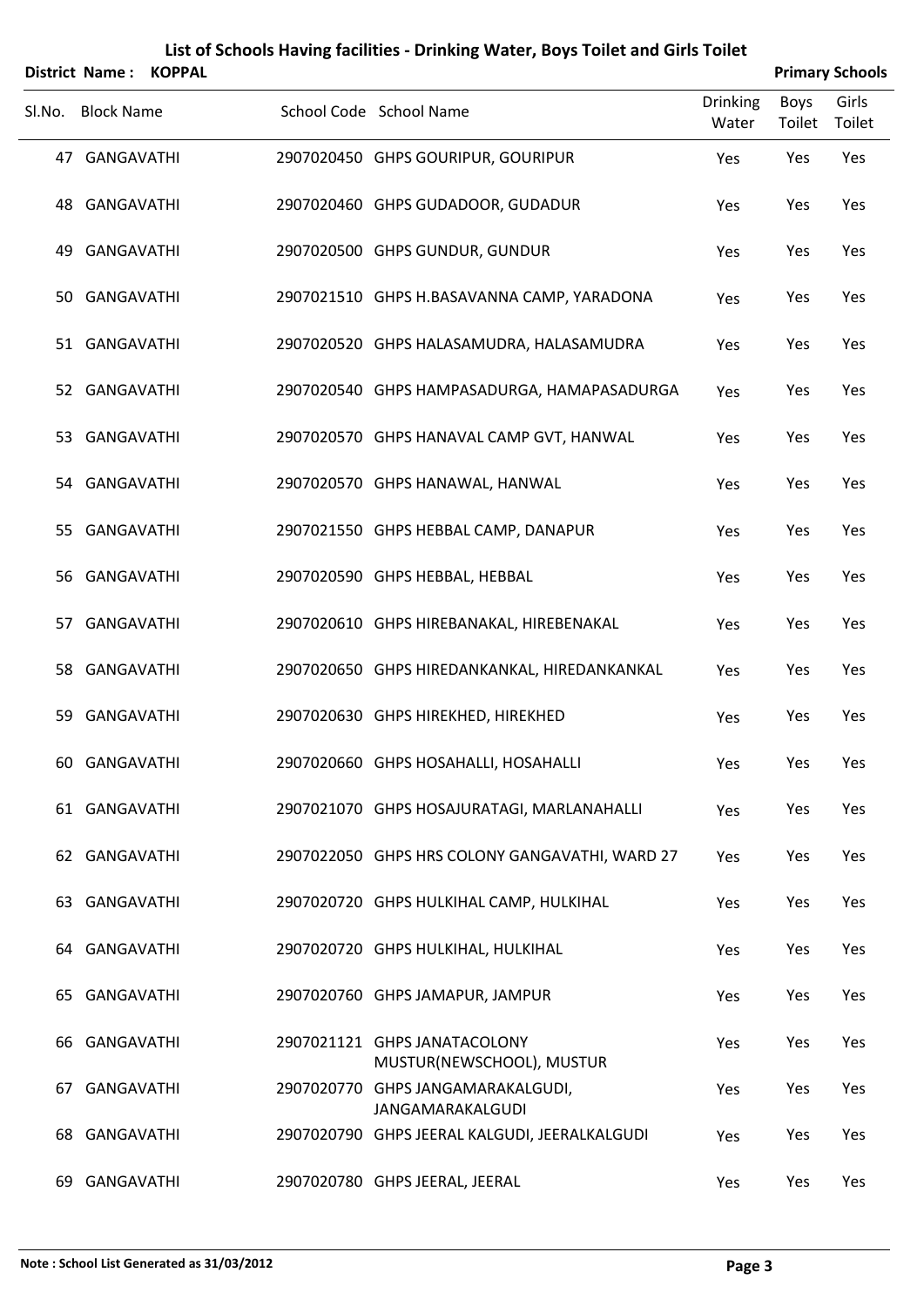# List of Schools Having facilities - Drinking Water, Boys Toilet and Girls Toilet

**District Name : KOPPAL** **Primary Schools**

| Sl.No. | Block Name | School Code | School Name | Drinking Water | Boys Toilet | Girls Toilet |
|---|---|---|---|---|---|---|
| 47 | GANGAVATHI | 2907020450 | GHPS GOURIPUR, GOURIPUR | Yes | Yes | Yes |
| 48 | GANGAVATHI | 2907020460 | GHPS GUDADOOR, GUDADUR | Yes | Yes | Yes |
| 49 | GANGAVATHI | 2907020500 | GHPS GUNDUR, GUNDUR | Yes | Yes | Yes |
| 50 | GANGAVATHI | 2907021510 | GHPS H.BASAVANNA CAMP, YARADONA | Yes | Yes | Yes |
| 51 | GANGAVATHI | 2907020520 | GHPS HALASAMUDRA, HALASAMUDRA | Yes | Yes | Yes |
| 52 | GANGAVATHI | 2907020540 | GHPS HAMPASADURGA, HAMAPASADURGA | Yes | Yes | Yes |
| 53 | GANGAVATHI | 2907020570 | GHPS HANAVAL CAMP GVT, HANWAL | Yes | Yes | Yes |
| 54 | GANGAVATHI | 2907020570 | GHPS HANAWAL, HANWAL | Yes | Yes | Yes |
| 55 | GANGAVATHI | 2907021550 | GHPS HEBBAL CAMP, DANAPUR | Yes | Yes | Yes |
| 56 | GANGAVATHI | 2907020590 | GHPS HEBBAL, HEBBAL | Yes | Yes | Yes |
| 57 | GANGAVATHI | 2907020610 | GHPS HIREBANAKAL, HIREBENAKAL | Yes | Yes | Yes |
| 58 | GANGAVATHI | 2907020650 | GHPS HIREDANKANKAL, HIREDANKANKAL | Yes | Yes | Yes |
| 59 | GANGAVATHI | 2907020630 | GHPS HIREKHED, HIREKHED | Yes | Yes | Yes |
| 60 | GANGAVATHI | 2907020660 | GHPS HOSAHALLI, HOSAHALLI | Yes | Yes | Yes |
| 61 | GANGAVATHI | 2907021070 | GHPS HOSAJURATAGI, MARLANAHALLI | Yes | Yes | Yes |
| 62 | GANGAVATHI | 2907022050 | GHPS HRS COLONY GANGAVATHI, WARD 27 | Yes | Yes | Yes |
| 63 | GANGAVATHI | 2907020720 | GHPS HULKIHAL CAMP, HULKIHAL | Yes | Yes | Yes |
| 64 | GANGAVATHI | 2907020720 | GHPS HULKIHAL, HULKIHAL | Yes | Yes | Yes |
| 65 | GANGAVATHI | 2907020760 | GHPS JAMAPUR, JAMPUR | Yes | Yes | Yes |
| 66 | GANGAVATHI | 2907021121 | GHPS JANATACOLONY MUSTUR(NEWSCHOOL), MUSTUR | Yes | Yes | Yes |
| 67 | GANGAVATHI | 2907020770 | GHPS JANGAMARAKALGUDI, JANGAMARAKALGUDI | Yes | Yes | Yes |
| 68 | GANGAVATHI | 2907020790 | GHPS JEERAL KALGUDI, JEERALKALGUDI | Yes | Yes | Yes |
| 69 | GANGAVATHI | 2907020780 | GHPS JEERAL, JEERAL | Yes | Yes | Yes |

**Note : School List Generated as 31/03/2012**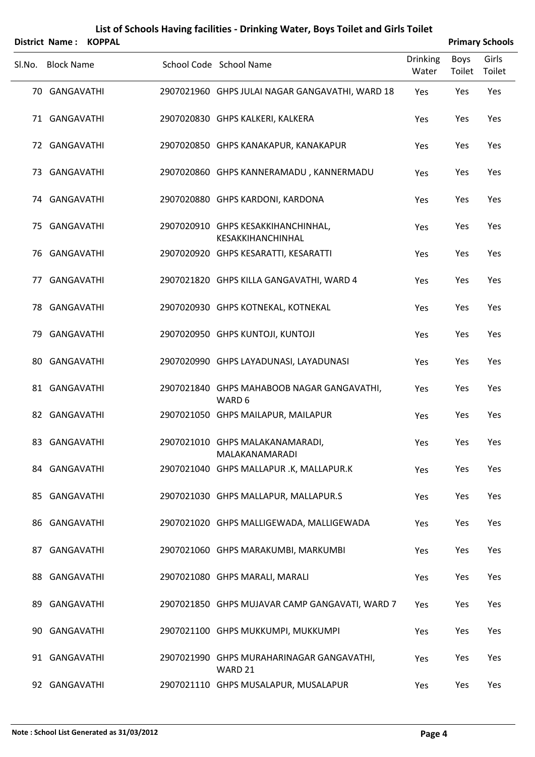# List of Schools Having facilities - Drinking Water, Boys Toilet and Girls Toilet

**District Name : KOPPAL** **Primary Schools**

| Sl.No. | Block Name | School Code | School Name | Drinking Water | Boys Toilet | Girls Toilet |
|---|---|---|---|---|---|---|
| 70 | GANGAVATHI | 2907021960 | GHPS JULAI NAGAR GANGAVATHI, WARD 18 | Yes | Yes | Yes |
| 71 | GANGAVATHI | 2907020830 | GHPS KALKERI, KALKERA | Yes | Yes | Yes |
| 72 | GANGAVATHI | 2907020850 | GHPS KANAKAPUR, KANAKAPUR | Yes | Yes | Yes |
| 73 | GANGAVATHI | 2907020860 | GHPS KANNERAMADU , KANNERMADU | Yes | Yes | Yes |
| 74 | GANGAVATHI | 2907020880 | GHPS KARDONI, KARDONA | Yes | Yes | Yes |
| 75 | GANGAVATHI | 2907020910 | GHPS KESAKKIHANCHINHAL, KESAKKIHANCHINHAL | Yes | Yes | Yes |
| 76 | GANGAVATHI | 2907020920 | GHPS KESARATTI, KESARATTI | Yes | Yes | Yes |
| 77 | GANGAVATHI | 2907021820 | GHPS KILLA GANGAVATHI, WARD 4 | Yes | Yes | Yes |
| 78 | GANGAVATHI | 2907020930 | GHPS KOTNEKAL, KOTNEKAL | Yes | Yes | Yes |
| 79 | GANGAVATHI | 2907020950 | GHPS KUNTOJI, KUNTOJI | Yes | Yes | Yes |
| 80 | GANGAVATHI | 2907020990 | GHPS LAYADUNASI, LAYADUNASI | Yes | Yes | Yes |
| 81 | GANGAVATHI | 2907021840 | GHPS MAHABOOB NAGAR GANGAVATHI, WARD 6 | Yes | Yes | Yes |
| 82 | GANGAVATHI | 2907021050 | GHPS MAILAPUR, MAILAPUR | Yes | Yes | Yes |
| 83 | GANGAVATHI | 2907021010 | GHPS MALAKANAMARADI, MALAKANAMARADI | Yes | Yes | Yes |
| 84 | GANGAVATHI | 2907021040 | GHPS MALLAPUR .K, MALLAPUR.K | Yes | Yes | Yes |
| 85 | GANGAVATHI | 2907021030 | GHPS MALLAPUR, MALLAPUR.S | Yes | Yes | Yes |
| 86 | GANGAVATHI | 2907021020 | GHPS MALLIGEWADA, MALLIGEWADA | Yes | Yes | Yes |
| 87 | GANGAVATHI | 2907021060 | GHPS MARAKUMBI, MARKUMBI | Yes | Yes | Yes |
| 88 | GANGAVATHI | 2907021080 | GHPS MARALI, MARALI | Yes | Yes | Yes |
| 89 | GANGAVATHI | 2907021850 | GHPS MUJAVAR CAMP GANGAVATI, WARD 7 | Yes | Yes | Yes |
| 90 | GANGAVATHI | 2907021100 | GHPS MUKKUMPI, MUKKUMPI | Yes | Yes | Yes |
| 91 | GANGAVATHI | 2907021990 | GHPS MURAHARINAGAR GANGAVATHI, WARD 21 | Yes | Yes | Yes |
| 92 | GANGAVATHI | 2907021110 | GHPS MUSALAPUR, MUSALAPUR | Yes | Yes | Yes |

**Note : School List Generated as 31/03/2012**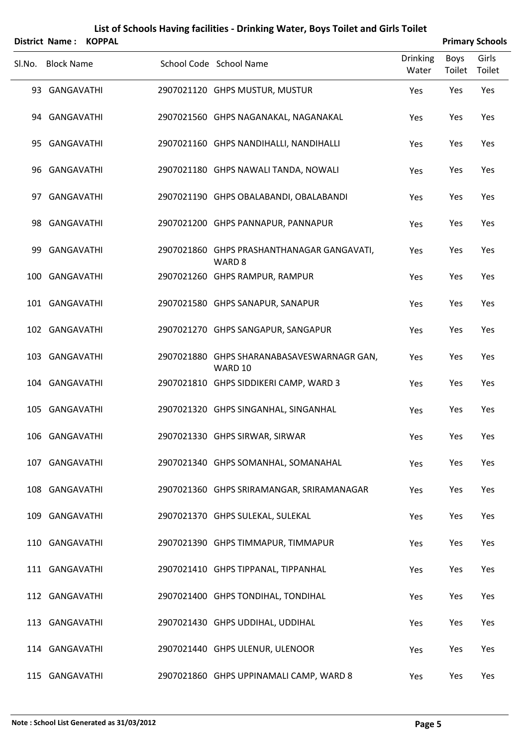# List of Schools Having facilities - Drinking Water, Boys Toilet and Girls Toilet

**District Name : KOPPAL** **Primary Schools**

| Sl.No. | Block Name | School Code | School Name | Drinking Water | Boys Toilet | Girls Toilet |
|---|---|---|---|---|---|---|
| 93 | GANGAVATHI | 2907021120 | GHPS MUSTUR, MUSTUR | Yes | Yes | Yes |
| 94 | GANGAVATHI | 2907021560 | GHPS NAGANAKAL, NAGANAKAL | Yes | Yes | Yes |
| 95 | GANGAVATHI | 2907021160 | GHPS NANDIHALLI, NANDIHALLI | Yes | Yes | Yes |
| 96 | GANGAVATHI | 2907021180 | GHPS NAWALI TANDA, NOWALI | Yes | Yes | Yes |
| 97 | GANGAVATHI | 2907021190 | GHPS OBALABANDI, OBALABANDI | Yes | Yes | Yes |
| 98 | GANGAVATHI | 2907021200 | GHPS PANNAPUR, PANNAPUR | Yes | Yes | Yes |
| 99 | GANGAVATHI | 2907021860 | GHPS PRASHANTHANAGAR GANGAVATI, WARD 8 | Yes | Yes | Yes |
| 100 | GANGAVATHI | 2907021260 | GHPS RAMPUR, RAMPUR | Yes | Yes | Yes |
| 101 | GANGAVATHI | 2907021580 | GHPS SANAPUR, SANAPUR | Yes | Yes | Yes |
| 102 | GANGAVATHI | 2907021270 | GHPS SANGAPUR, SANGAPUR | Yes | Yes | Yes |
| 103 | GANGAVATHI | 2907021880 | GHPS SHARANABASAVESWARNAGR GAN, WARD 10 | Yes | Yes | Yes |
| 104 | GANGAVATHI | 2907021810 | GHPS SIDDIKERI CAMP, WARD 3 | Yes | Yes | Yes |
| 105 | GANGAVATHI | 2907021320 | GHPS SINGANHAL, SINGANHAL | Yes | Yes | Yes |
| 106 | GANGAVATHI | 2907021330 | GHPS SIRWAR, SIRWAR | Yes | Yes | Yes |
| 107 | GANGAVATHI | 2907021340 | GHPS SOMANHAL, SOMANAHAL | Yes | Yes | Yes |
| 108 | GANGAVATHI | 2907021360 | GHPS SRIRAMANGAR, SRIRAMANAGAR | Yes | Yes | Yes |
| 109 | GANGAVATHI | 2907021370 | GHPS SULEKAL, SULEKAL | Yes | Yes | Yes |
| 110 | GANGAVATHI | 2907021390 | GHPS TIMMAPUR, TIMMAPUR | Yes | Yes | Yes |
| 111 | GANGAVATHI | 2907021410 | GHPS TIPPANAL, TIPPANHAL | Yes | Yes | Yes |
| 112 | GANGAVATHI | 2907021400 | GHPS TONDIHAL, TONDIHAL | Yes | Yes | Yes |
| 113 | GANGAVATHI | 2907021430 | GHPS UDDIHAL, UDDIHAL | Yes | Yes | Yes |
| 114 | GANGAVATHI | 2907021440 | GHPS ULENUR, ULENOOR | Yes | Yes | Yes |
| 115 | GANGAVATHI | 2907021860 | GHPS UPPINAMALI CAMP, WARD 8 | Yes | Yes | Yes |

**Note : School List Generated as 31/03/2012**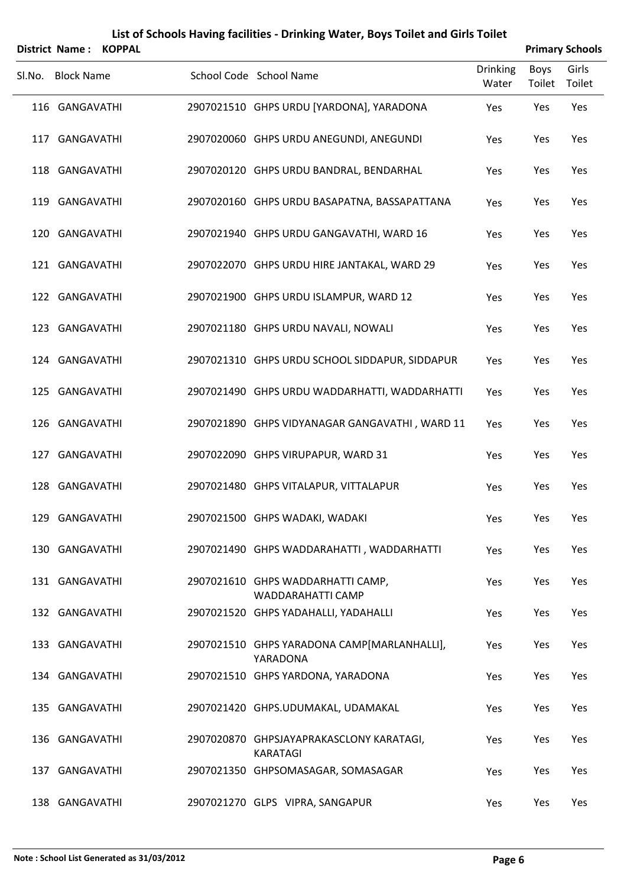## List of Schools Having facilities - Drinking Water, Boys Toilet and Girls Toilet

**District Name : KOPPAL** **Primary Schools**

| Sl.No. | Block Name | School Code | School Name | Drinking Water | Boys Toilet | Girls Toilet |
|---|---|---|---|---|---|---|
| 116 | GANGAVATHI | 2907021510 | GHPS URDU [YARDONA], YARADONA | Yes | Yes | Yes |
| 117 | GANGAVATHI | 2907020060 | GHPS URDU ANEGUNDI, ANEGUNDI | Yes | Yes | Yes |
| 118 | GANGAVATHI | 2907020120 | GHPS URDU BANDRAL, BENDARHAL | Yes | Yes | Yes |
| 119 | GANGAVATHI | 2907020160 | GHPS URDU BASAPATNA, BASSAPATTANA | Yes | Yes | Yes |
| 120 | GANGAVATHI | 2907021940 | GHPS URDU GANGAVATHI, WARD 16 | Yes | Yes | Yes |
| 121 | GANGAVATHI | 2907022070 | GHPS URDU HIRE JANTAKAL, WARD 29 | Yes | Yes | Yes |
| 122 | GANGAVATHI | 2907021900 | GHPS URDU ISLAMPUR, WARD 12 | Yes | Yes | Yes |
| 123 | GANGAVATHI | 2907021180 | GHPS URDU NAVALI, NOWALI | Yes | Yes | Yes |
| 124 | GANGAVATHI | 2907021310 | GHPS URDU SCHOOL SIDDAPUR, SIDDAPUR | Yes | Yes | Yes |
| 125 | GANGAVATHI | 2907021490 | GHPS URDU WADDARHATTI, WADDARHATTI | Yes | Yes | Yes |
| 126 | GANGAVATHI | 2907021890 | GHPS VIDYANAGAR GANGAVATHI , WARD 11 | Yes | Yes | Yes |
| 127 | GANGAVATHI | 2907022090 | GHPS VIRUPAPUR, WARD 31 | Yes | Yes | Yes |
| 128 | GANGAVATHI | 2907021480 | GHPS VITALAPUR, VITTALAPUR | Yes | Yes | Yes |
| 129 | GANGAVATHI | 2907021500 | GHPS WADAKI, WADAKI | Yes | Yes | Yes |
| 130 | GANGAVATHI | 2907021490 | GHPS WADDARAHATTI , WADDARHATTI | Yes | Yes | Yes |
| 131 | GANGAVATHI | 2907021610 | GHPS WADDARHATTI CAMP, WADDARAHATTI CAMP | Yes | Yes | Yes |
| 132 | GANGAVATHI | 2907021520 | GHPS YADAHALLI, YADAHALLI | Yes | Yes | Yes |
| 133 | GANGAVATHI | 2907021510 | GHPS YARADONA CAMP[MARLANHALLI], YARADONA | Yes | Yes | Yes |
| 134 | GANGAVATHI | 2907021510 | GHPS YARDONA, YARADONA | Yes | Yes | Yes |
| 135 | GANGAVATHI | 2907021420 | GHPS.UDUMAKAL, UDAMAKAL | Yes | Yes | Yes |
| 136 | GANGAVATHI | 2907020870 | GHPSJAYAPRAKASCLONY KARATAGI, KARATAGI | Yes | Yes | Yes |
| 137 | GANGAVATHI | 2907021350 | GHPSOMASAGAR, SOMASAGAR | Yes | Yes | Yes |
| 138 | GANGAVATHI | 2907021270 | GLPS VIPRA, SANGAPUR | Yes | Yes | Yes |

**Note : School List Generated as 31/03/2012**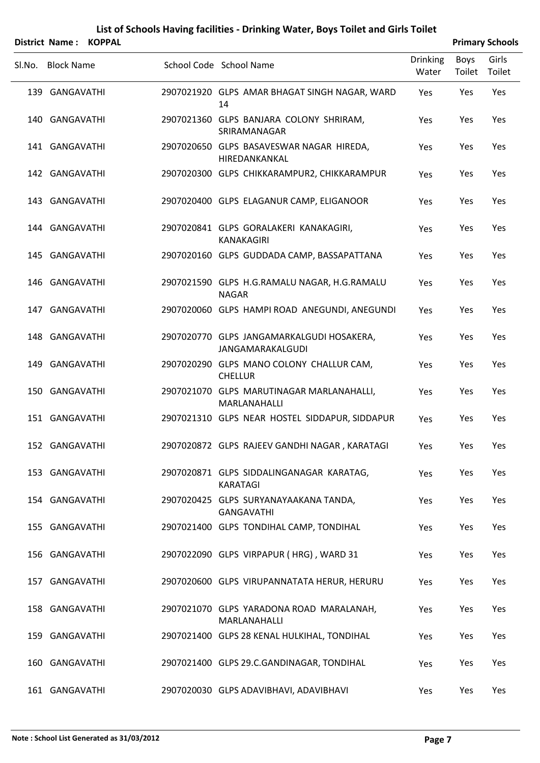# List of Schools Having facilities - Drinking Water, Boys Toilet and Girls Toilet

**District Name : KOPPAL** **Primary Schools**

| Sl.No. | Block Name | School Code | School Name | Drinking Water | Boys Toilet | Girls Toilet |
|---|---|---|---|---|---|---|
| 139 | GANGAVATHI | 2907021920 | GLPS AMAR BHAGAT SINGH NAGAR, WARD 14 | Yes | Yes | Yes |
| 140 | GANGAVATHI | 2907021360 | GLPS BANJARA COLONY SHRIRAM, SRIRAMANAGAR | Yes | Yes | Yes |
| 141 | GANGAVATHI | 2907020650 | GLPS BASAVESWAR NAGAR HIREDA, HIREDANKANKAL | Yes | Yes | Yes |
| 142 | GANGAVATHI | 2907020300 | GLPS CHIKKARAMPUR2, CHIKKARAMPUR | Yes | Yes | Yes |
| 143 | GANGAVATHI | 2907020400 | GLPS ELAGANUR CAMP, ELIGANOOR | Yes | Yes | Yes |
| 144 | GANGAVATHI | 2907020841 | GLPS GORALAKERI KANAKAGIRI, KANAKAGIRI | Yes | Yes | Yes |
| 145 | GANGAVATHI | 2907020160 | GLPS GUDDADA CAMP, BASSAPATTANA | Yes | Yes | Yes |
| 146 | GANGAVATHI | 2907021590 | GLPS H.G.RAMALU NAGAR, H.G.RAMALU NAGAR | Yes | Yes | Yes |
| 147 | GANGAVATHI | 2907020060 | GLPS HAMPI ROAD ANEGUNDI, ANEGUNDI | Yes | Yes | Yes |
| 148 | GANGAVATHI | 2907020770 | GLPS JANGAMARKALGUDI HOSAKERA, JANGAMARAKALGUDI | Yes | Yes | Yes |
| 149 | GANGAVATHI | 2907020290 | GLPS MANO COLONY CHALLUR CAM, CHELLUR | Yes | Yes | Yes |
| 150 | GANGAVATHI | 2907021070 | GLPS MARUTINAGAR MARLANAHALLI, MARLANAHALLI | Yes | Yes | Yes |
| 151 | GANGAVATHI | 2907021310 | GLPS NEAR HOSTEL SIDDAPUR, SIDDAPUR | Yes | Yes | Yes |
| 152 | GANGAVATHI | 2907020872 | GLPS RAJEEV GANDHI NAGAR , KARATAGI | Yes | Yes | Yes |
| 153 | GANGAVATHI | 2907020871 | GLPS SIDDALINGANAGAR KARATAG, KARATAGI | Yes | Yes | Yes |
| 154 | GANGAVATHI | 2907020425 | GLPS SURYANAYAAKANA TANDA, GANGAVATHI | Yes | Yes | Yes |
| 155 | GANGAVATHI | 2907021400 | GLPS TONDIHAL CAMP, TONDIHAL | Yes | Yes | Yes |
| 156 | GANGAVATHI | 2907022090 | GLPS VIRPAPUR ( HRG) , WARD 31 | Yes | Yes | Yes |
| 157 | GANGAVATHI | 2907020600 | GLPS VIRUPANNATATA HERUR, HERURU | Yes | Yes | Yes |
| 158 | GANGAVATHI | 2907021070 | GLPS YARADONA ROAD MARALANAH, MARLANAHALLI | Yes | Yes | Yes |
| 159 | GANGAVATHI | 2907021400 | GLPS 28 KENAL HULKIHAL, TONDIHAL | Yes | Yes | Yes |
| 160 | GANGAVATHI | 2907021400 | GLPS 29.C.GANDINAGAR, TONDIHAL | Yes | Yes | Yes |
| 161 | GANGAVATHI | 2907020030 | GLPS ADAVIBHAVI, ADAVIBHAVI | Yes | Yes | Yes |

**Note : School List Generated as 31/03/2012**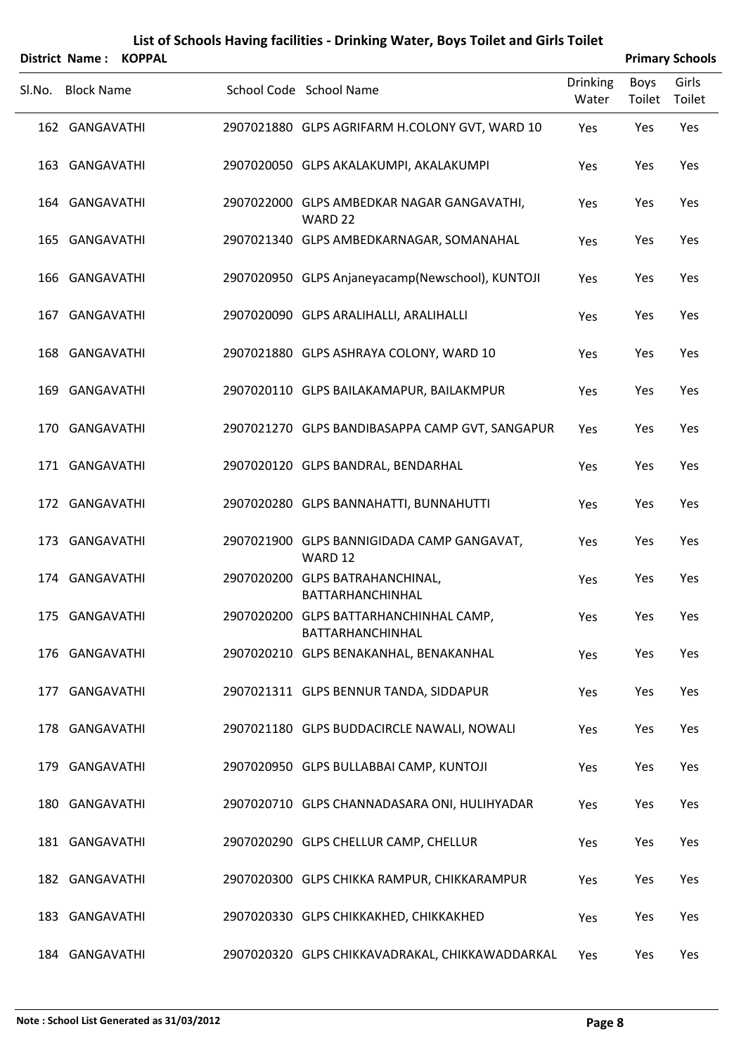# List of Schools Having facilities - Drinking Water, Boys Toilet and Girls Toilet

**District Name : KOPPAL** **Primary Schools**

| Sl.No. | Block Name | School Code | School Name | Drinking Water | Boys Toilet | Girls Toilet |
|---|---|---|---|---|---|---|
| 162 | GANGAVATHI | 2907021880 | GLPS AGRIFARM H.COLONY GVT, WARD 10 | Yes | Yes | Yes |
| 163 | GANGAVATHI | 2907020050 | GLPS AKALAKUMPI, AKALAKUMPI | Yes | Yes | Yes |
| 164 | GANGAVATHI | 2907022000 | GLPS AMBEDKAR NAGAR GANGAVATHI, WARD 22 | Yes | Yes | Yes |
| 165 | GANGAVATHI | 2907021340 | GLPS AMBEDKARNAGAR, SOMANAHAL | Yes | Yes | Yes |
| 166 | GANGAVATHI | 2907020950 | GLPS Anjaneyacamp(Newschool), KUNTOJI | Yes | Yes | Yes |
| 167 | GANGAVATHI | 2907020090 | GLPS ARALIHALLI, ARALIHALLI | Yes | Yes | Yes |
| 168 | GANGAVATHI | 2907021880 | GLPS ASHRAYA COLONY, WARD 10 | Yes | Yes | Yes |
| 169 | GANGAVATHI | 2907020110 | GLPS BAILAKAMAPUR, BAILAKMPUR | Yes | Yes | Yes |
| 170 | GANGAVATHI | 2907021270 | GLPS BANDIBASAPPA CAMP GVT, SANGAPUR | Yes | Yes | Yes |
| 171 | GANGAVATHI | 2907020120 | GLPS BANDRAL, BENDARHAL | Yes | Yes | Yes |
| 172 | GANGAVATHI | 2907020280 | GLPS BANNAHATTI, BUNNAHUTTI | Yes | Yes | Yes |
| 173 | GANGAVATHI | 2907021900 | GLPS BANNIGIDADA CAMP GANGAVAT, WARD 12 | Yes | Yes | Yes |
| 174 | GANGAVATHI | 2907020200 | GLPS BATRAHANCHINAL, BATTARHANCHINHAL | Yes | Yes | Yes |
| 175 | GANGAVATHI | 2907020200 | GLPS BATTARHANCHINHAL CAMP, BATTARHANCHINHAL | Yes | Yes | Yes |
| 176 | GANGAVATHI | 2907020210 | GLPS BENAKANHAL, BENAKANHAL | Yes | Yes | Yes |
| 177 | GANGAVATHI | 2907021311 | GLPS BENNUR TANDA, SIDDAPUR | Yes | Yes | Yes |
| 178 | GANGAVATHI | 2907021180 | GLPS BUDDACIRCLE NAWALI, NOWALI | Yes | Yes | Yes |
| 179 | GANGAVATHI | 2907020950 | GLPS BULLABBAI CAMP, KUNTOJI | Yes | Yes | Yes |
| 180 | GANGAVATHI | 2907020710 | GLPS CHANNADASARA ONI, HULIHYADAR | Yes | Yes | Yes |
| 181 | GANGAVATHI | 2907020290 | GLPS CHELLUR CAMP, CHELLUR | Yes | Yes | Yes |
| 182 | GANGAVATHI | 2907020300 | GLPS CHIKKA RAMPUR, CHIKKARAMPUR | Yes | Yes | Yes |
| 183 | GANGAVATHI | 2907020330 | GLPS CHIKKAKHED, CHIKKAKHED | Yes | Yes | Yes |
| 184 | GANGAVATHI | 2907020320 | GLPS CHIKKAVADRAKAL, CHIKKAWADDARKAL | Yes | Yes | Yes |

**Note : School List Generated as 31/03/2012**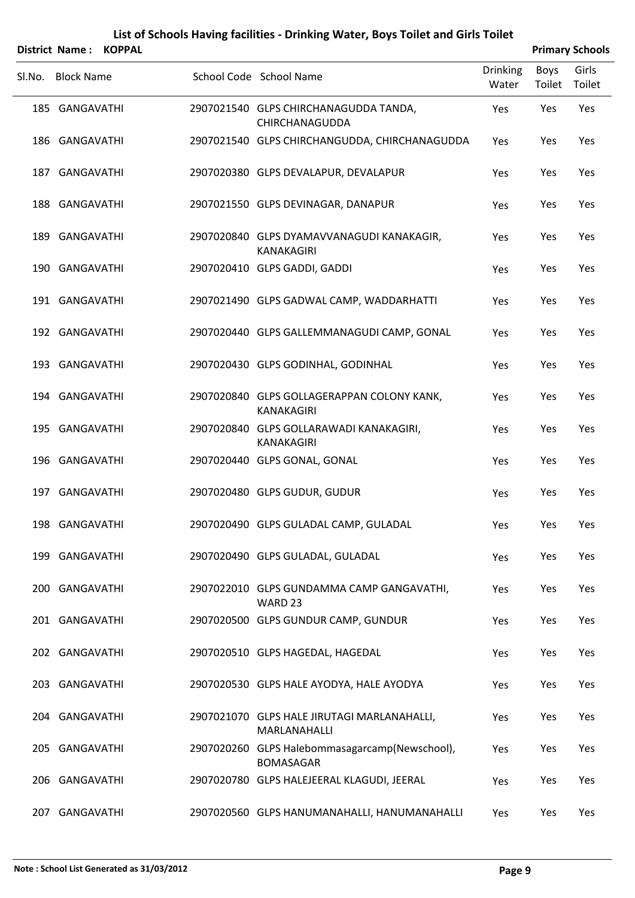# List of Schools Having facilities - Drinking Water, Boys Toilet and Girls Toilet

**District Name : KOPPAL** **Primary Schools**

| Sl.No. | Block Name | School Code | School Name | Drinking Water | Boys Toilet | Girls Toilet |
|---|---|---|---|---|---|---|
| 185 | GANGAVATHI | 2907021540 | GLPS CHIRCHANAGUDDA TANDA, CHIRCHANAGUDDA | Yes | Yes | Yes |
| 186 | GANGAVATHI | 2907021540 | GLPS CHIRCHANGUDDA, CHIRCHANAGUDDA | Yes | Yes | Yes |
| 187 | GANGAVATHI | 2907020380 | GLPS DEVALAPUR, DEVALAPUR | Yes | Yes | Yes |
| 188 | GANGAVATHI | 2907021550 | GLPS DEVINAGAR, DANAPUR | Yes | Yes | Yes |
| 189 | GANGAVATHI | 2907020840 | GLPS DYAMAVVANAGUDI KANAKAGIR, KANAKAGIRI | Yes | Yes | Yes |
| 190 | GANGAVATHI | 2907020410 | GLPS GADDI, GADDI | Yes | Yes | Yes |
| 191 | GANGAVATHI | 2907021490 | GLPS GADWAL CAMP, WADDARHATTI | Yes | Yes | Yes |
| 192 | GANGAVATHI | 2907020440 | GLPS GALLEMMANAGUDI CAMP, GONAL | Yes | Yes | Yes |
| 193 | GANGAVATHI | 2907020430 | GLPS GODINHAL, GODINHAL | Yes | Yes | Yes |
| 194 | GANGAVATHI | 2907020840 | GLPS GOLLAGERAPPAN COLONY KANK, KANAKAGIRI | Yes | Yes | Yes |
| 195 | GANGAVATHI | 2907020840 | GLPS GOLLARAWADI KANAKAGIRI, KANAKAGIRI | Yes | Yes | Yes |
| 196 | GANGAVATHI | 2907020440 | GLPS GONAL, GONAL | Yes | Yes | Yes |
| 197 | GANGAVATHI | 2907020480 | GLPS GUDUR, GUDUR | Yes | Yes | Yes |
| 198 | GANGAVATHI | 2907020490 | GLPS GULADAL CAMP, GULADAL | Yes | Yes | Yes |
| 199 | GANGAVATHI | 2907020490 | GLPS GULADAL, GULADAL | Yes | Yes | Yes |
| 200 | GANGAVATHI | 2907022010 | GLPS GUNDAMMA CAMP GANGAVATHI, WARD 23 | Yes | Yes | Yes |
| 201 | GANGAVATHI | 2907020500 | GLPS GUNDUR CAMP, GUNDUR | Yes | Yes | Yes |
| 202 | GANGAVATHI | 2907020510 | GLPS HAGEDAL, HAGEDAL | Yes | Yes | Yes |
| 203 | GANGAVATHI | 2907020530 | GLPS HALE AYODYA, HALE AYODYA | Yes | Yes | Yes |
| 204 | GANGAVATHI | 2907021070 | GLPS HALE JIRUTAGI MARLANAHALLI, MARLANAHALLI | Yes | Yes | Yes |
| 205 | GANGAVATHI | 2907020260 | GLPS Halebommasagarcamp(Newschool), BOMASAGAR | Yes | Yes | Yes |
| 206 | GANGAVATHI | 2907020780 | GLPS HALEJEERAL KLAGUDI, JEERAL | Yes | Yes | Yes |
| 207 | GANGAVATHI | 2907020560 | GLPS HANUMANAHALLI, HANUMANAHALLI | Yes | Yes | Yes |

**Note : School List Generated as 31/03/2012**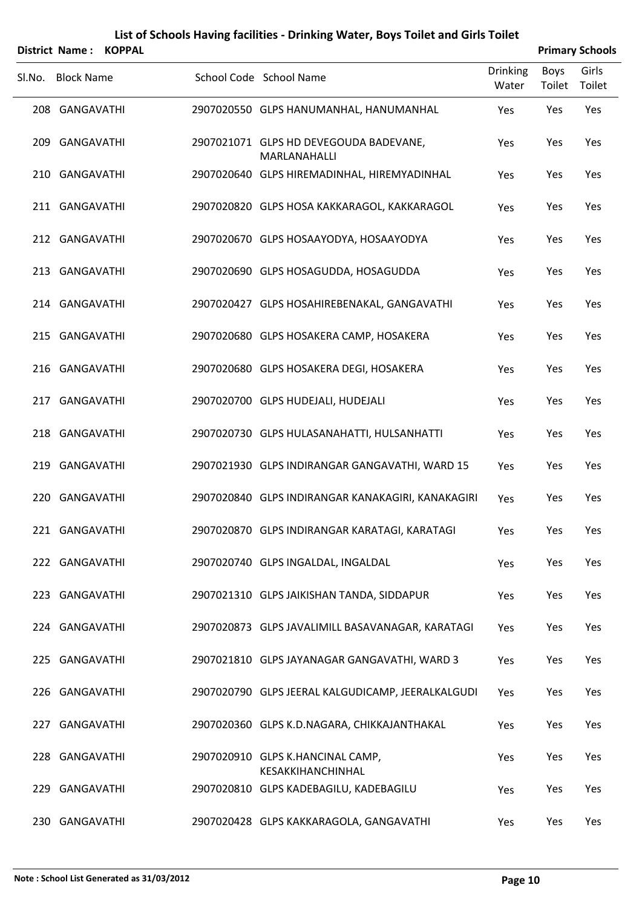# List of Schools Having facilities - Drinking Water, Boys Toilet and Girls Toilet

**District Name : KOPPAL** — **Primary Schools**

| Sl.No. | Block Name | School Code | School Name | Drinking Water | Boys Toilet | Girls Toilet |
|---|---|---|---|---|---|---|
| 208 | GANGAVATHI | 2907020550 | GLPS HANUMANHAL, HANUMANHAL | Yes | Yes | Yes |
| 209 | GANGAVATHI | 2907021071 | GLPS HD DEVEGOUDA BADEVANE, MARLANAHALLI | Yes | Yes | Yes |
| 210 | GANGAVATHI | 2907020640 | GLPS HIREMADINHAL, HIREMYADINHAL | Yes | Yes | Yes |
| 211 | GANGAVATHI | 2907020820 | GLPS HOSA KAKKARAGOL, KAKKARAGOL | Yes | Yes | Yes |
| 212 | GANGAVATHI | 2907020670 | GLPS HOSAAYODYA, HOSAAYODYA | Yes | Yes | Yes |
| 213 | GANGAVATHI | 2907020690 | GLPS HOSAGUDDA, HOSAGUDDA | Yes | Yes | Yes |
| 214 | GANGAVATHI | 2907020427 | GLPS HOSAHIREBENAKAL, GANGAVATHI | Yes | Yes | Yes |
| 215 | GANGAVATHI | 2907020680 | GLPS HOSAKERA CAMP, HOSAKERA | Yes | Yes | Yes |
| 216 | GANGAVATHI | 2907020680 | GLPS HOSAKERA DEGI, HOSAKERA | Yes | Yes | Yes |
| 217 | GANGAVATHI | 2907020700 | GLPS HUDEJALI, HUDEJALI | Yes | Yes | Yes |
| 218 | GANGAVATHI | 2907020730 | GLPS HULASANAHATTI, HULSANHATTI | Yes | Yes | Yes |
| 219 | GANGAVATHI | 2907021930 | GLPS INDIRANGAR GANGAVATHI, WARD 15 | Yes | Yes | Yes |
| 220 | GANGAVATHI | 2907020840 | GLPS INDIRANGAR KANAKAGIRI, KANAKAGIRI | Yes | Yes | Yes |
| 221 | GANGAVATHI | 2907020870 | GLPS INDIRANGAR KARATAGI, KARATAGI | Yes | Yes | Yes |
| 222 | GANGAVATHI | 2907020740 | GLPS INGALDAL, INGALDAL | Yes | Yes | Yes |
| 223 | GANGAVATHI | 2907021310 | GLPS JAIKISHAN TANDA, SIDDAPUR | Yes | Yes | Yes |
| 224 | GANGAVATHI | 2907020873 | GLPS JAVALIMILL BASAVANAGAR, KARATAGI | Yes | Yes | Yes |
| 225 | GANGAVATHI | 2907021810 | GLPS JAYANAGAR GANGAVATHI, WARD 3 | Yes | Yes | Yes |
| 226 | GANGAVATHI | 2907020790 | GLPS JEERAL KALGUDICAMP, JEERALKALGUDI | Yes | Yes | Yes |
| 227 | GANGAVATHI | 2907020360 | GLPS K.D.NAGARA, CHIKKAJANTHAKAL | Yes | Yes | Yes |
| 228 | GANGAVATHI | 2907020910 | GLPS K.HANCINAL CAMP, KESAKKIHANCHINHAL | Yes | Yes | Yes |
| 229 | GANGAVATHI | 2907020810 | GLPS KADEBAGILU, KADEBAGILU | Yes | Yes | Yes |
| 230 | GANGAVATHI | 2907020428 | GLPS KAKKARAGOLA, GANGAVATHI | Yes | Yes | Yes |

**Note : School List Generated as 31/03/2012**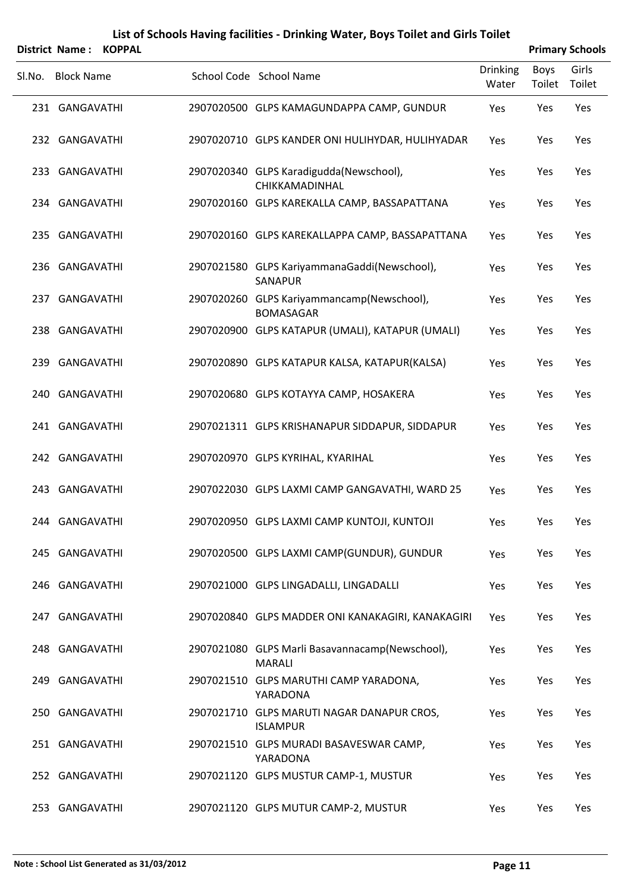# List of Schools Having facilities - Drinking Water, Boys Toilet and Girls Toilet

**District Name : KOPPAL** **Primary Schools**

| Sl.No. | Block Name | School Code | School Name | Drinking Water | Boys Toilet | Girls Toilet |
|---|---|---|---|---|---|---|
| 231 | GANGAVATHI | 2907020500 | GLPS KAMAGUNDAPPA CAMP, GUNDUR | Yes | Yes | Yes |
| 232 | GANGAVATHI | 2907020710 | GLPS KANDER ONI HULIHYDAR, HULIHYADAR | Yes | Yes | Yes |
| 233 | GANGAVATHI | 2907020340 | GLPS Karadigudda(Newschool), CHIKKAMADINHAL | Yes | Yes | Yes |
| 234 | GANGAVATHI | 2907020160 | GLPS KAREKALLA CAMP, BASSAPATTANA | Yes | Yes | Yes |
| 235 | GANGAVATHI | 2907020160 | GLPS KAREKALLAPPA CAMP, BASSAPATTANA | Yes | Yes | Yes |
| 236 | GANGAVATHI | 2907021580 | GLPS KariyammanaGaddi(Newschool), SANAPUR | Yes | Yes | Yes |
| 237 | GANGAVATHI | 2907020260 | GLPS Kariyammancamp(Newschool), BOMASAGAR | Yes | Yes | Yes |
| 238 | GANGAVATHI | 2907020900 | GLPS KATAPUR (UMALI), KATAPUR (UMALI) | Yes | Yes | Yes |
| 239 | GANGAVATHI | 2907020890 | GLPS KATAPUR KALSA, KATAPUR(KALSA) | Yes | Yes | Yes |
| 240 | GANGAVATHI | 2907020680 | GLPS KOTAYYA CAMP, HOSAKERA | Yes | Yes | Yes |
| 241 | GANGAVATHI | 2907021311 | GLPS KRISHANAPUR SIDDAPUR, SIDDAPUR | Yes | Yes | Yes |
| 242 | GANGAVATHI | 2907020970 | GLPS KYRIHAL, KYARIHAL | Yes | Yes | Yes |
| 243 | GANGAVATHI | 2907022030 | GLPS LAXMI CAMP GANGAVATHI, WARD 25 | Yes | Yes | Yes |
| 244 | GANGAVATHI | 2907020950 | GLPS LAXMI CAMP KUNTOJI, KUNTOJI | Yes | Yes | Yes |
| 245 | GANGAVATHI | 2907020500 | GLPS LAXMI CAMP(GUNDUR), GUNDUR | Yes | Yes | Yes |
| 246 | GANGAVATHI | 2907021000 | GLPS LINGADALLI, LINGADALLI | Yes | Yes | Yes |
| 247 | GANGAVATHI | 2907020840 | GLPS MADDER ONI KANAKAGIRI, KANAKAGIRI | Yes | Yes | Yes |
| 248 | GANGAVATHI | 2907021080 | GLPS Marli Basavannacamp(Newschool), MARALI | Yes | Yes | Yes |
| 249 | GANGAVATHI | 2907021510 | GLPS MARUTHI CAMP YARADONA, YARADONA | Yes | Yes | Yes |
| 250 | GANGAVATHI | 2907021710 | GLPS MARUTI NAGAR DANAPUR CROS, ISLAMPUR | Yes | Yes | Yes |
| 251 | GANGAVATHI | 2907021510 | GLPS MURADI BASAVESWAR CAMP, YARADONA | Yes | Yes | Yes |
| 252 | GANGAVATHI | 2907021120 | GLPS MUSTUR CAMP-1, MUSTUR | Yes | Yes | Yes |
| 253 | GANGAVATHI | 2907021120 | GLPS MUTUR CAMP-2, MUSTUR | Yes | Yes | Yes |

**Note : School List Generated as 31/03/2012**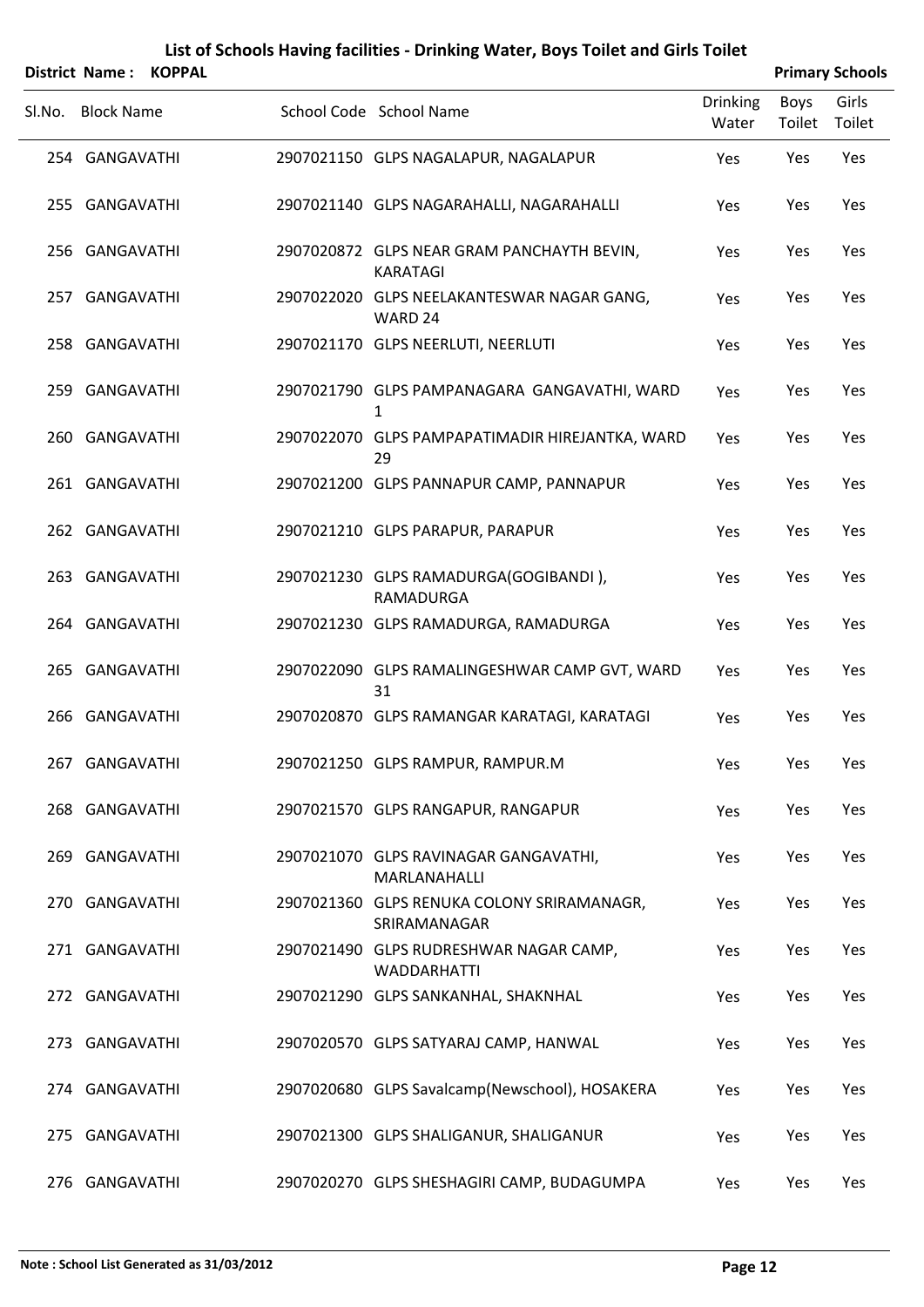# List of Schools Having facilities - Drinking Water, Boys Toilet and Girls Toilet

**District Name : KOPPAL** **Primary Schools**

| Sl.No. | Block Name | School Code | School Name | Drinking Water | Boys Toilet | Girls Toilet |
|---|---|---|---|---|---|---|
| 254 | GANGAVATHI | 2907021150 | GLPS NAGALAPUR, NAGALAPUR | Yes | Yes | Yes |
| 255 | GANGAVATHI | 2907021140 | GLPS NAGARAHALLI, NAGARAHALLI | Yes | Yes | Yes |
| 256 | GANGAVATHI | 2907020872 | GLPS NEAR GRAM PANCHAYTH BEVIN, KARATAGI | Yes | Yes | Yes |
| 257 | GANGAVATHI | 2907022020 | GLPS NEELAKANTESWAR NAGAR GANG, WARD 24 | Yes | Yes | Yes |
| 258 | GANGAVATHI | 2907021170 | GLPS NEERLUTI, NEERLUTI | Yes | Yes | Yes |
| 259 | GANGAVATHI | 2907021790 | GLPS PAMPANAGARA GANGAVATHI, WARD 1 | Yes | Yes | Yes |
| 260 | GANGAVATHI | 2907022070 | GLPS PAMPAPATIMADIR HIREJANTKA, WARD 29 | Yes | Yes | Yes |
| 261 | GANGAVATHI | 2907021200 | GLPS PANNAPUR CAMP, PANNAPUR | Yes | Yes | Yes |
| 262 | GANGAVATHI | 2907021210 | GLPS PARAPUR, PARAPUR | Yes | Yes | Yes |
| 263 | GANGAVATHI | 2907021230 | GLPS RAMADURGA(GOGIBANDI ), RAMADURGA | Yes | Yes | Yes |
| 264 | GANGAVATHI | 2907021230 | GLPS RAMADURGA, RAMADURGA | Yes | Yes | Yes |
| 265 | GANGAVATHI | 2907022090 | GLPS RAMALINGESHWAR CAMP GVT, WARD 31 | Yes | Yes | Yes |
| 266 | GANGAVATHI | 2907020870 | GLPS RAMANGAR KARATAGI, KARATAGI | Yes | Yes | Yes |
| 267 | GANGAVATHI | 2907021250 | GLPS RAMPUR, RAMPUR.M | Yes | Yes | Yes |
| 268 | GANGAVATHI | 2907021570 | GLPS RANGAPUR, RANGAPUR | Yes | Yes | Yes |
| 269 | GANGAVATHI | 2907021070 | GLPS RAVINAGAR GANGAVATHI, MARLANAHALLI | Yes | Yes | Yes |
| 270 | GANGAVATHI | 2907021360 | GLPS RENUKA COLONY SRIRAMANAGR, SRIRAMANAGAR | Yes | Yes | Yes |
| 271 | GANGAVATHI | 2907021490 | GLPS RUDRESHWAR NAGAR CAMP, WADDARHATTI | Yes | Yes | Yes |
| 272 | GANGAVATHI | 2907021290 | GLPS SANKANHAL, SHAKNHAL | Yes | Yes | Yes |
| 273 | GANGAVATHI | 2907020570 | GLPS SATYARAJ CAMP, HANWAL | Yes | Yes | Yes |
| 274 | GANGAVATHI | 2907020680 | GLPS Savalcamp(Newschool), HOSAKERA | Yes | Yes | Yes |
| 275 | GANGAVATHI | 2907021300 | GLPS SHALIGANUR, SHALIGANUR | Yes | Yes | Yes |
| 276 | GANGAVATHI | 2907020270 | GLPS SHESHAGIRI CAMP, BUDAGUMPA | Yes | Yes | Yes |

**Note : School List Generated as 31/03/2012**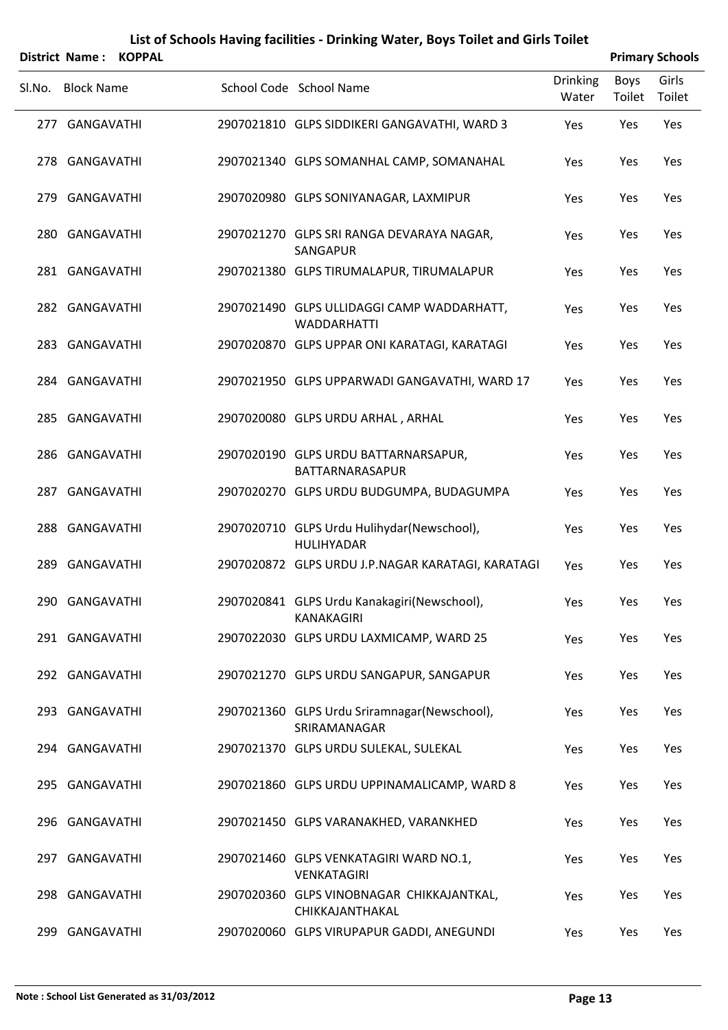# List of Schools Having facilities - Drinking Water, Boys Toilet and Girls Toilet

**District Name : KOPPAL** **Primary Schools**

| Sl.No. | Block Name | School Code | School Name | Drinking Water | Boys Toilet | Girls Toilet |
|---|---|---|---|---|---|---|
| 277 | GANGAVATHI | 2907021810 | GLPS SIDDIKERI GANGAVATHI, WARD 3 | Yes | Yes | Yes |
| 278 | GANGAVATHI | 2907021340 | GLPS SOMANHAL CAMP, SOMANAHAL | Yes | Yes | Yes |
| 279 | GANGAVATHI | 2907020980 | GLPS SONIYANAGAR, LAXMIPUR | Yes | Yes | Yes |
| 280 | GANGAVATHI | 2907021270 | GLPS SRI RANGA DEVARAYA NAGAR, SANGAPUR | Yes | Yes | Yes |
| 281 | GANGAVATHI | 2907021380 | GLPS TIRUMALAPUR, TIRUMALAPUR | Yes | Yes | Yes |
| 282 | GANGAVATHI | 2907021490 | GLPS ULLIDAGGI CAMP WADDARHATT, WADDARHATTI | Yes | Yes | Yes |
| 283 | GANGAVATHI | 2907020870 | GLPS UPPAR ONI KARATAGI, KARATAGI | Yes | Yes | Yes |
| 284 | GANGAVATHI | 2907021950 | GLPS UPPARWADI GANGAVATHI, WARD 17 | Yes | Yes | Yes |
| 285 | GANGAVATHI | 2907020080 | GLPS URDU ARHAL , ARHAL | Yes | Yes | Yes |
| 286 | GANGAVATHI | 2907020190 | GLPS URDU BATTARNARSAPUR, BATTARNARASAPUR | Yes | Yes | Yes |
| 287 | GANGAVATHI | 2907020270 | GLPS URDU BUDGUMPA, BUDAGUMPA | Yes | Yes | Yes |
| 288 | GANGAVATHI | 2907020710 | GLPS Urdu Hulihydar(Newschool), HULIHYADAR | Yes | Yes | Yes |
| 289 | GANGAVATHI | 2907020872 | GLPS URDU J.P.NAGAR KARATAGI, KARATAGI | Yes | Yes | Yes |
| 290 | GANGAVATHI | 2907020841 | GLPS Urdu Kanakagiri(Newschool), KANAKAGIRI | Yes | Yes | Yes |
| 291 | GANGAVATHI | 2907022030 | GLPS URDU LAXMICAMP, WARD 25 | Yes | Yes | Yes |
| 292 | GANGAVATHI | 2907021270 | GLPS URDU SANGAPUR, SANGAPUR | Yes | Yes | Yes |
| 293 | GANGAVATHI | 2907021360 | GLPS Urdu Sriramnagar(Newschool), SRIRAMANAGAR | Yes | Yes | Yes |
| 294 | GANGAVATHI | 2907021370 | GLPS URDU SULEKAL, SULEKAL | Yes | Yes | Yes |
| 295 | GANGAVATHI | 2907021860 | GLPS URDU UPPINAMALICAMP, WARD 8 | Yes | Yes | Yes |
| 296 | GANGAVATHI | 2907021450 | GLPS VARANAKHED, VARANKHED | Yes | Yes | Yes |
| 297 | GANGAVATHI | 2907021460 | GLPS VENKATAGIRI WARD NO.1, VENKATAGIRI | Yes | Yes | Yes |
| 298 | GANGAVATHI | 2907020360 | GLPS VINOBNAGAR CHIKKAJANTKAL, CHIKKAJANTHAKAL | Yes | Yes | Yes |
| 299 | GANGAVATHI | 2907020060 | GLPS VIRUPAPUR GADDI, ANEGUNDI | Yes | Yes | Yes |

**Note : School List Generated as 31/03/2012**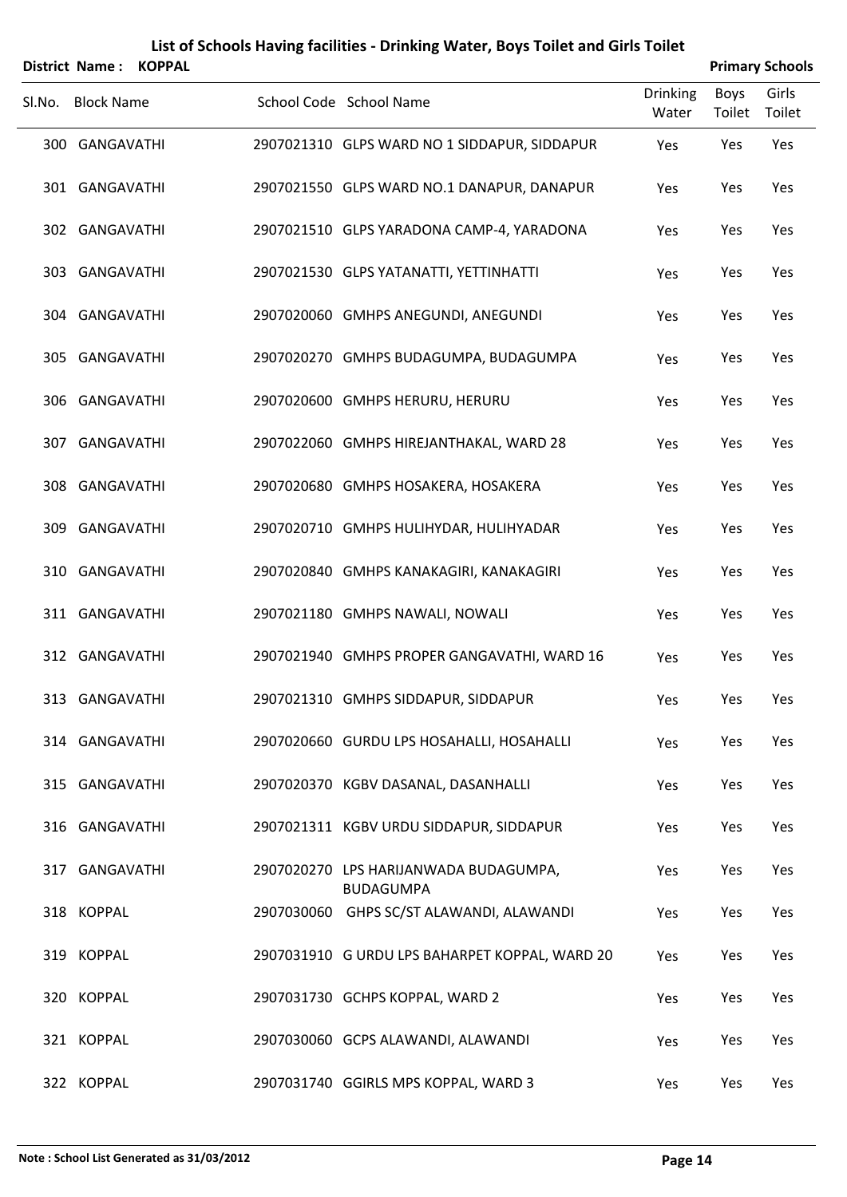# List of Schools Having facilities - Drinking Water, Boys Toilet and Girls Toilet

**District Name : KOPPAL** **Primary Schools**

| Sl.No. | Block Name | School Code | School Name | Drinking Water | Boys Toilet | Girls Toilet |
|---|---|---|---|---|---|---|
| 300 | GANGAVATHI | 2907021310 | GLPS WARD NO 1 SIDDAPUR, SIDDAPUR | Yes | Yes | Yes |
| 301 | GANGAVATHI | 2907021550 | GLPS WARD NO.1 DANAPUR, DANAPUR | Yes | Yes | Yes |
| 302 | GANGAVATHI | 2907021510 | GLPS YARADONA CAMP-4, YARADONA | Yes | Yes | Yes |
| 303 | GANGAVATHI | 2907021530 | GLPS YATANATTI, YETTINHATTI | Yes | Yes | Yes |
| 304 | GANGAVATHI | 2907020060 | GMHPS ANEGUNDI, ANEGUNDI | Yes | Yes | Yes |
| 305 | GANGAVATHI | 2907020270 | GMHPS BUDAGUMPA, BUDAGUMPA | Yes | Yes | Yes |
| 306 | GANGAVATHI | 2907020600 | GMHPS HERURU, HERURU | Yes | Yes | Yes |
| 307 | GANGAVATHI | 2907022060 | GMHPS HIREJANTHAKAL, WARD 28 | Yes | Yes | Yes |
| 308 | GANGAVATHI | 2907020680 | GMHPS HOSAKERA, HOSAKERA | Yes | Yes | Yes |
| 309 | GANGAVATHI | 2907020710 | GMHPS HULIHYDAR, HULIHYADAR | Yes | Yes | Yes |
| 310 | GANGAVATHI | 2907020840 | GMHPS KANAKAGIRI, KANAKAGIRI | Yes | Yes | Yes |
| 311 | GANGAVATHI | 2907021180 | GMHPS NAWALI, NOWALI | Yes | Yes | Yes |
| 312 | GANGAVATHI | 2907021940 | GMHPS PROPER GANGAVATHI, WARD 16 | Yes | Yes | Yes |
| 313 | GANGAVATHI | 2907021310 | GMHPS SIDDAPUR, SIDDAPUR | Yes | Yes | Yes |
| 314 | GANGAVATHI | 2907020660 | GURDU LPS HOSAHALLI, HOSAHALLI | Yes | Yes | Yes |
| 315 | GANGAVATHI | 2907020370 | KGBV DASANAL, DASANHALLI | Yes | Yes | Yes |
| 316 | GANGAVATHI | 2907021311 | KGBV URDU SIDDAPUR, SIDDAPUR | Yes | Yes | Yes |
| 317 | GANGAVATHI | 2907020270 | LPS HARIJANWADA BUDAGUMPA, BUDAGUMPA | Yes | Yes | Yes |
| 318 | KOPPAL | 2907030060 | GHPS SC/ST ALAWANDI, ALAWANDI | Yes | Yes | Yes |
| 319 | KOPPAL | 2907031910 | G URDU LPS BAHARPET KOPPAL, WARD 20 | Yes | Yes | Yes |
| 320 | KOPPAL | 2907031730 | GCHPS KOPPAL, WARD 2 | Yes | Yes | Yes |
| 321 | KOPPAL | 2907030060 | GCPS ALAWANDI, ALAWANDI | Yes | Yes | Yes |
| 322 | KOPPAL | 2907031740 | GGIRLS MPS KOPPAL, WARD 3 | Yes | Yes | Yes |

**Note : School List Generated as 31/03/2012**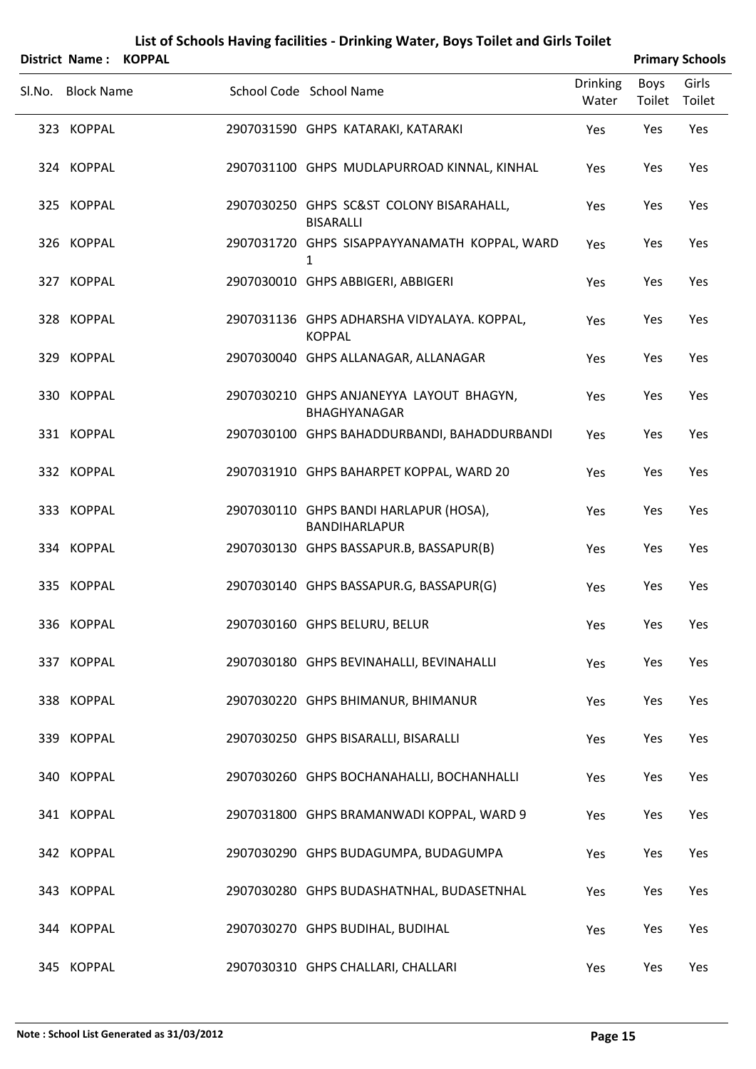# List of Schools Having facilities - Drinking Water, Boys Toilet and Girls Toilet

**District Name : KOPPAL** **Primary Schools**

| Sl.No. | Block Name | School Code | School Name | Drinking Water | Boys Toilet | Girls Toilet |
|---|---|---|---|---|---|---|
| 323 | KOPPAL | 2907031590 | GHPS KATARAKI, KATARAKI | Yes | Yes | Yes |
| 324 | KOPPAL | 2907031100 | GHPS MUDLAPURROAD KINNAL, KINHAL | Yes | Yes | Yes |
| 325 | KOPPAL | 2907030250 | GHPS SC&ST COLONY BISARAHALL, BISARALLI | Yes | Yes | Yes |
| 326 | KOPPAL | 2907031720 | GHPS SISAPPAYYANAMATH KOPPAL, WARD 1 | Yes | Yes | Yes |
| 327 | KOPPAL | 2907030010 | GHPS ABBIGERI, ABBIGERI | Yes | Yes | Yes |
| 328 | KOPPAL | 2907031136 | GHPS ADHARSHA VIDYALAYA. KOPPAL, KOPPAL | Yes | Yes | Yes |
| 329 | KOPPAL | 2907030040 | GHPS ALLANAGAR, ALLANAGAR | Yes | Yes | Yes |
| 330 | KOPPAL | 2907030210 | GHPS ANJANEYYA LAYOUT BHAGYN, BHAGHYANAGAR | Yes | Yes | Yes |
| 331 | KOPPAL | 2907030100 | GHPS BAHADDURBANDI, BAHADDURBANDI | Yes | Yes | Yes |
| 332 | KOPPAL | 2907031910 | GHPS BAHARPET KOPPAL, WARD 20 | Yes | Yes | Yes |
| 333 | KOPPAL | 2907030110 | GHPS BANDI HARLAPUR (HOSA), BANDIHARLAPUR | Yes | Yes | Yes |
| 334 | KOPPAL | 2907030130 | GHPS BASSAPUR.B, BASSAPUR(B) | Yes | Yes | Yes |
| 335 | KOPPAL | 2907030140 | GHPS BASSAPUR.G, BASSAPUR(G) | Yes | Yes | Yes |
| 336 | KOPPAL | 2907030160 | GHPS BELURU, BELUR | Yes | Yes | Yes |
| 337 | KOPPAL | 2907030180 | GHPS BEVINAHALLI, BEVINAHALLI | Yes | Yes | Yes |
| 338 | KOPPAL | 2907030220 | GHPS BHIMANUR, BHIMANUR | Yes | Yes | Yes |
| 339 | KOPPAL | 2907030250 | GHPS BISARALLI, BISARALLI | Yes | Yes | Yes |
| 340 | KOPPAL | 2907030260 | GHPS BOCHANAHALLI, BOCHANHALLI | Yes | Yes | Yes |
| 341 | KOPPAL | 2907031800 | GHPS BRAMANWADI KOPPAL, WARD 9 | Yes | Yes | Yes |
| 342 | KOPPAL | 2907030290 | GHPS BUDAGUMPA, BUDAGUMPA | Yes | Yes | Yes |
| 343 | KOPPAL | 2907030280 | GHPS BUDASHATNHAL, BUDASETNHAL | Yes | Yes | Yes |
| 344 | KOPPAL | 2907030270 | GHPS BUDIHAL, BUDIHAL | Yes | Yes | Yes |
| 345 | KOPPAL | 2907030310 | GHPS CHALLARI, CHALLARI | Yes | Yes | Yes |

**Note : School List Generated as 31/03/2012**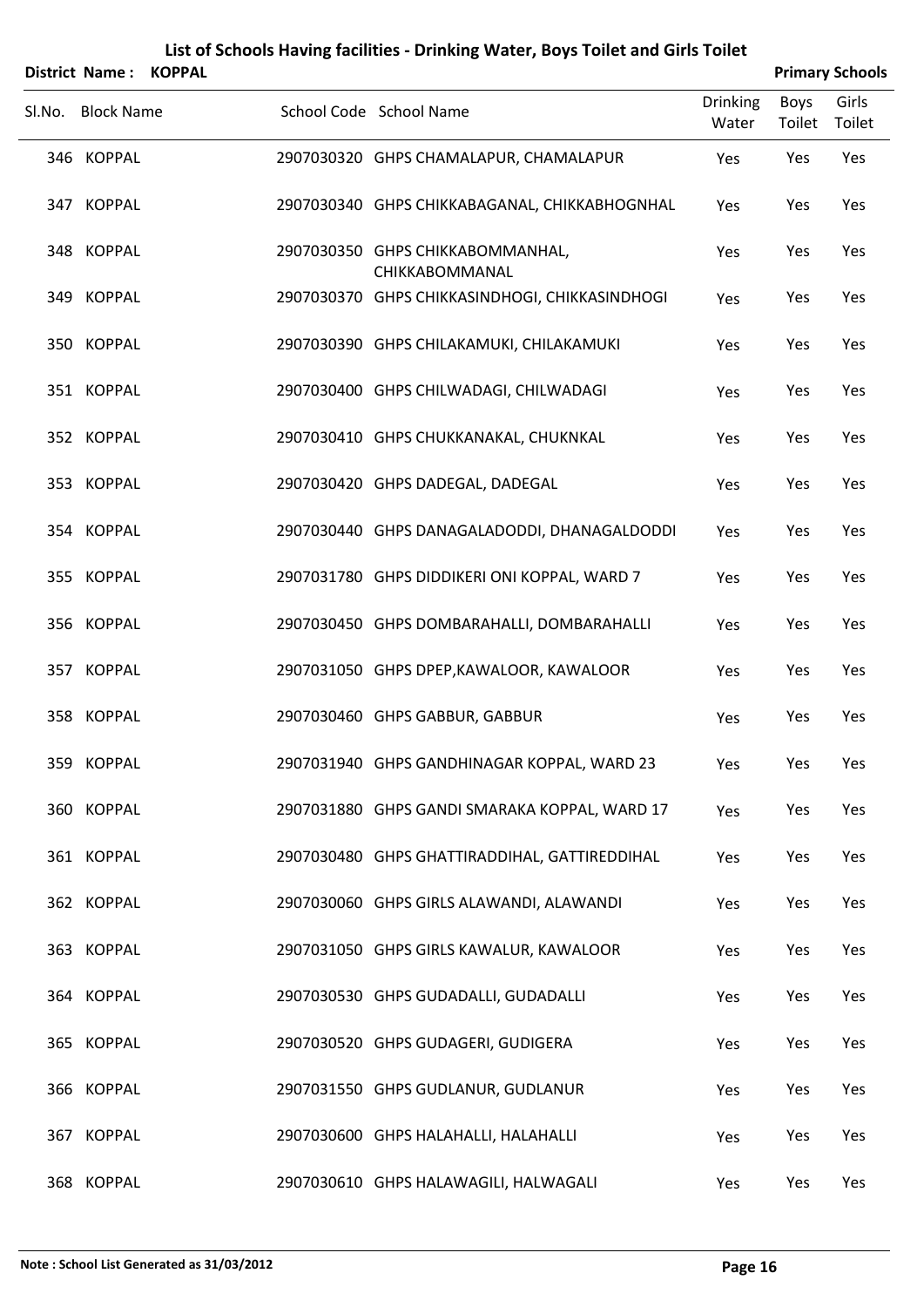# List of Schools Having facilities - Drinking Water, Boys Toilet and Girls Toilet

**District Name : KOPPAL** **Primary Schools**

| Sl.No. | Block Name | School Code | School Name | Drinking Water | Boys Toilet | Girls Toilet |
|---|---|---|---|---|---|---|
| 346 | KOPPAL | 2907030320 | GHPS CHAMALAPUR, CHAMALAPUR | Yes | Yes | Yes |
| 347 | KOPPAL | 2907030340 | GHPS CHIKKABAGANAL, CHIKKABHOGNHAL | Yes | Yes | Yes |
| 348 | KOPPAL | 2907030350 | GHPS CHIKKABOMMANHAL, CHIKKABOMMANAL | Yes | Yes | Yes |
| 349 | KOPPAL | 2907030370 | GHPS CHIKKASINDHOGI, CHIKKASINDHOGI | Yes | Yes | Yes |
| 350 | KOPPAL | 2907030390 | GHPS CHILAKAMUKI, CHILAKAMUKI | Yes | Yes | Yes |
| 351 | KOPPAL | 2907030400 | GHPS CHILWADAGI, CHILWADAGI | Yes | Yes | Yes |
| 352 | KOPPAL | 2907030410 | GHPS CHUKKANAKAL, CHUKNKAL | Yes | Yes | Yes |
| 353 | KOPPAL | 2907030420 | GHPS DADEGAL, DADEGAL | Yes | Yes | Yes |
| 354 | KOPPAL | 2907030440 | GHPS DANAGALADODDI, DHANAGALDODDI | Yes | Yes | Yes |
| 355 | KOPPAL | 2907031780 | GHPS DIDDIKERI ONI KOPPAL, WARD 7 | Yes | Yes | Yes |
| 356 | KOPPAL | 2907030450 | GHPS DOMBARAHALLI, DOMBARAHALLI | Yes | Yes | Yes |
| 357 | KOPPAL | 2907031050 | GHPS DPEP,KAWALOOR, KAWALOOR | Yes | Yes | Yes |
| 358 | KOPPAL | 2907030460 | GHPS GABBUR, GABBUR | Yes | Yes | Yes |
| 359 | KOPPAL | 2907031940 | GHPS GANDHINAGAR KOPPAL, WARD 23 | Yes | Yes | Yes |
| 360 | KOPPAL | 2907031880 | GHPS GANDI SMARAKA KOPPAL, WARD 17 | Yes | Yes | Yes |
| 361 | KOPPAL | 2907030480 | GHPS GHATTIRADDIHAL, GATTIREDDIHAL | Yes | Yes | Yes |
| 362 | KOPPAL | 2907030060 | GHPS GIRLS ALAWANDI, ALAWANDI | Yes | Yes | Yes |
| 363 | KOPPAL | 2907031050 | GHPS GIRLS KAWALUR, KAWALOOR | Yes | Yes | Yes |
| 364 | KOPPAL | 2907030530 | GHPS GUDADALLI, GUDADALLI | Yes | Yes | Yes |
| 365 | KOPPAL | 2907030520 | GHPS GUDAGERI, GUDIGERA | Yes | Yes | Yes |
| 366 | KOPPAL | 2907031550 | GHPS GUDLANUR, GUDLANUR | Yes | Yes | Yes |
| 367 | KOPPAL | 2907030600 | GHPS HALAHALLI, HALAHALLI | Yes | Yes | Yes |
| 368 | KOPPAL | 2907030610 | GHPS HALAWAGILI, HALWAGALI | Yes | Yes | Yes |

**Note : School List Generated as 31/03/2012**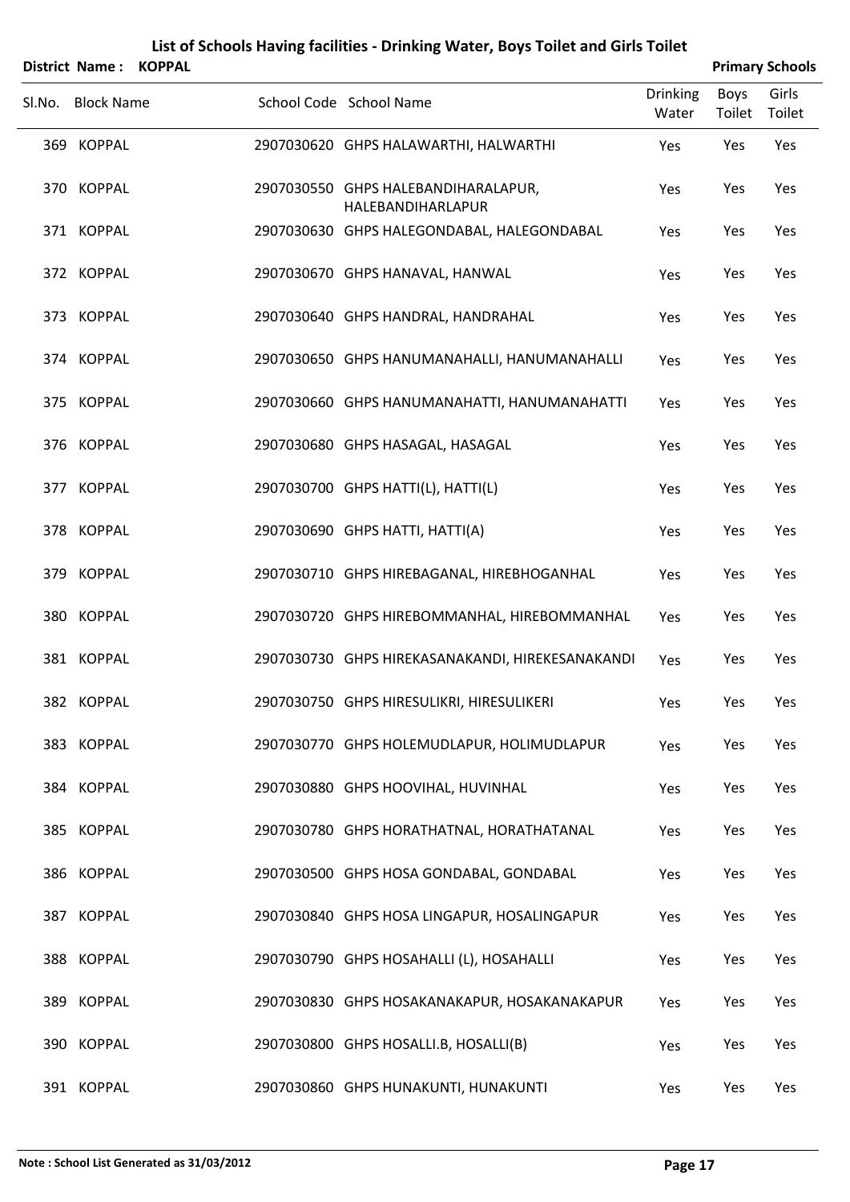# List of Schools Having facilities - Drinking Water, Boys Toilet and Girls Toilet

**District Name : KOPPAL** **Primary Schools**

| Sl.No. | Block Name | School Code | School Name | Drinking Water | Boys Toilet | Girls Toilet |
|---|---|---|---|---|---|---|
| 369 | KOPPAL | 2907030620 | GHPS HALAWARTHI, HALWARTHI | Yes | Yes | Yes |
| 370 | KOPPAL | 2907030550 | GHPS HALEBANDIHARALAPUR, HALEBANDIHARLAPUR | Yes | Yes | Yes |
| 371 | KOPPAL | 2907030630 | GHPS HALEGONDABAL, HALEGONDABAL | Yes | Yes | Yes |
| 372 | KOPPAL | 2907030670 | GHPS HANAVAL, HANWAL | Yes | Yes | Yes |
| 373 | KOPPAL | 2907030640 | GHPS HANDRAL, HANDRAHAL | Yes | Yes | Yes |
| 374 | KOPPAL | 2907030650 | GHPS HANUMANAHALLI, HANUMANAHALLI | Yes | Yes | Yes |
| 375 | KOPPAL | 2907030660 | GHPS HANUMANAHATTI, HANUMANAHATTI | Yes | Yes | Yes |
| 376 | KOPPAL | 2907030680 | GHPS HASAGAL, HASAGAL | Yes | Yes | Yes |
| 377 | KOPPAL | 2907030700 | GHPS HATTI(L), HATTI(L) | Yes | Yes | Yes |
| 378 | KOPPAL | 2907030690 | GHPS HATTI, HATTI(A) | Yes | Yes | Yes |
| 379 | KOPPAL | 2907030710 | GHPS HIREBAGANAL, HIREBHOGANHAL | Yes | Yes | Yes |
| 380 | KOPPAL | 2907030720 | GHPS HIREBOMMANHAL, HIREBOMMANHAL | Yes | Yes | Yes |
| 381 | KOPPAL | 2907030730 | GHPS HIREKASANAKANDI, HIREKESANAKANDI | Yes | Yes | Yes |
| 382 | KOPPAL | 2907030750 | GHPS HIRESULIKRI, HIRESULIKERI | Yes | Yes | Yes |
| 383 | KOPPAL | 2907030770 | GHPS HOLEMUDLAPUR, HOLIMUDLAPUR | Yes | Yes | Yes |
| 384 | KOPPAL | 2907030880 | GHPS HOOVIHAL, HUVINHAL | Yes | Yes | Yes |
| 385 | KOPPAL | 2907030780 | GHPS HORATHATNAL, HORATHATANAL | Yes | Yes | Yes |
| 386 | KOPPAL | 2907030500 | GHPS HOSA GONDABAL, GONDABAL | Yes | Yes | Yes |
| 387 | KOPPAL | 2907030840 | GHPS HOSA LINGAPUR, HOSALINGAPUR | Yes | Yes | Yes |
| 388 | KOPPAL | 2907030790 | GHPS HOSAHALLI (L), HOSAHALLI | Yes | Yes | Yes |
| 389 | KOPPAL | 2907030830 | GHPS HOSAKANAKAPUR, HOSAKANAKAPUR | Yes | Yes | Yes |
| 390 | KOPPAL | 2907030800 | GHPS HOSALLI.B, HOSALLI(B) | Yes | Yes | Yes |
| 391 | KOPPAL | 2907030860 | GHPS HUNAKUNTI, HUNAKUNTI | Yes | Yes | Yes |

**Note : School List Generated as 31/03/2012**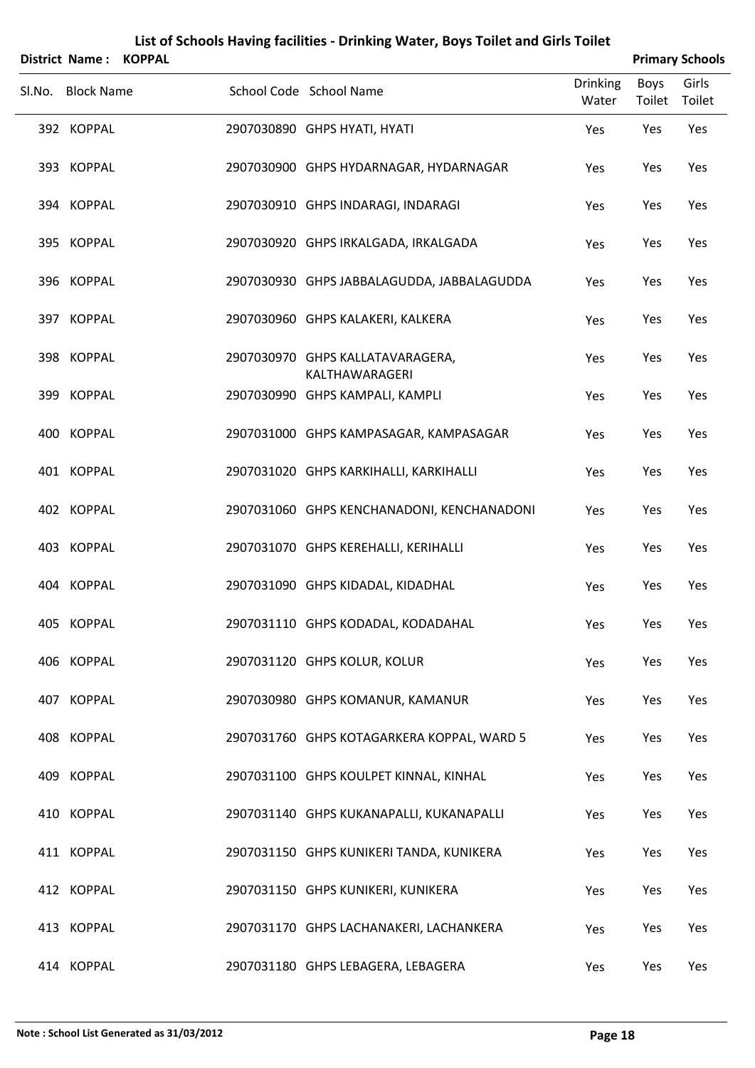# List of Schools Having facilities - Drinking Water, Boys Toilet and Girls Toilet

**District Name : KOPPAL** **Primary Schools**

| Sl.No. | Block Name | School Code | School Name | Drinking Water | Boys Toilet | Girls Toilet |
|---|---|---|---|---|---|---|
| 392 | KOPPAL | 2907030890 | GHPS HYATI, HYATI | Yes | Yes | Yes |
| 393 | KOPPAL | 2907030900 | GHPS HYDARNAGAR, HYDARNAGAR | Yes | Yes | Yes |
| 394 | KOPPAL | 2907030910 | GHPS INDARAGI, INDARAGI | Yes | Yes | Yes |
| 395 | KOPPAL | 2907030920 | GHPS IRKALGADA, IRKALGADA | Yes | Yes | Yes |
| 396 | KOPPAL | 2907030930 | GHPS JABBALAGUDDA, JABBALAGUDDA | Yes | Yes | Yes |
| 397 | KOPPAL | 2907030960 | GHPS KALAKERI, KALKERA | Yes | Yes | Yes |
| 398 | KOPPAL | 2907030970 | GHPS KALLATAVARAGERA, KALTHAWARAGERI | Yes | Yes | Yes |
| 399 | KOPPAL | 2907030990 | GHPS KAMPALI, KAMPLI | Yes | Yes | Yes |
| 400 | KOPPAL | 2907031000 | GHPS KAMPASAGAR, KAMPASAGAR | Yes | Yes | Yes |
| 401 | KOPPAL | 2907031020 | GHPS KARKIHALLI, KARKIHALLI | Yes | Yes | Yes |
| 402 | KOPPAL | 2907031060 | GHPS KENCHANADONI, KENCHANADONI | Yes | Yes | Yes |
| 403 | KOPPAL | 2907031070 | GHPS KEREHALLI, KERIHALLI | Yes | Yes | Yes |
| 404 | KOPPAL | 2907031090 | GHPS KIDADAL, KIDADHAL | Yes | Yes | Yes |
| 405 | KOPPAL | 2907031110 | GHPS KODADAL, KODADAHAL | Yes | Yes | Yes |
| 406 | KOPPAL | 2907031120 | GHPS KOLUR, KOLUR | Yes | Yes | Yes |
| 407 | KOPPAL | 2907030980 | GHPS KOMANUR, KAMANUR | Yes | Yes | Yes |
| 408 | KOPPAL | 2907031760 | GHPS KOTAGARKERA KOPPAL, WARD 5 | Yes | Yes | Yes |
| 409 | KOPPAL | 2907031100 | GHPS KOULPET KINNAL, KINHAL | Yes | Yes | Yes |
| 410 | KOPPAL | 2907031140 | GHPS KUKANAPALLI, KUKANAPALLI | Yes | Yes | Yes |
| 411 | KOPPAL | 2907031150 | GHPS KUNIKERI TANDA, KUNIKERA | Yes | Yes | Yes |
| 412 | KOPPAL | 2907031150 | GHPS KUNIKERI, KUNIKERA | Yes | Yes | Yes |
| 413 | KOPPAL | 2907031170 | GHPS LACHANAKERI, LACHANKERA | Yes | Yes | Yes |
| 414 | KOPPAL | 2907031180 | GHPS LEBAGERA, LEBAGERA | Yes | Yes | Yes |

**Note : School List Generated as 31/03/2012**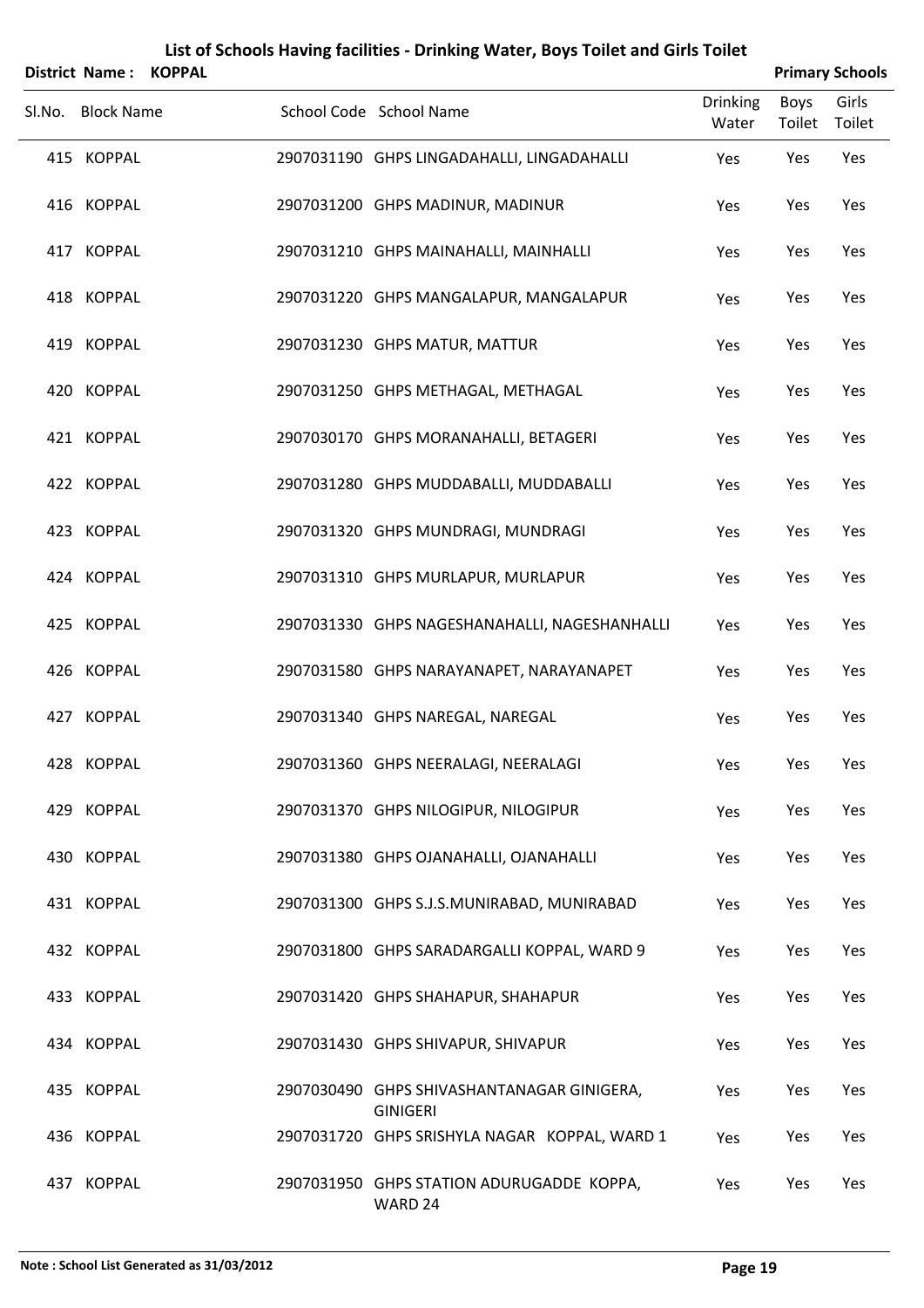# List of Schools Having facilities - Drinking Water, Boys Toilet and Girls Toilet

**District Name : KOPPAL** **Primary Schools**

| Sl.No. | Block Name | School Code | School Name | Drinking Water | Boys Toilet | Girls Toilet |
|---|---|---|---|---|---|---|
| 415 | KOPPAL | 2907031190 | GHPS LINGADAHALLI, LINGADAHALLI | Yes | Yes | Yes |
| 416 | KOPPAL | 2907031200 | GHPS MADINUR, MADINUR | Yes | Yes | Yes |
| 417 | KOPPAL | 2907031210 | GHPS MAINAHALLI, MAINHALLI | Yes | Yes | Yes |
| 418 | KOPPAL | 2907031220 | GHPS MANGALAPUR, MANGALAPUR | Yes | Yes | Yes |
| 419 | KOPPAL | 2907031230 | GHPS MATUR, MATTUR | Yes | Yes | Yes |
| 420 | KOPPAL | 2907031250 | GHPS METHAGAL, METHAGAL | Yes | Yes | Yes |
| 421 | KOPPAL | 2907030170 | GHPS MORANAHALLI, BETAGERI | Yes | Yes | Yes |
| 422 | KOPPAL | 2907031280 | GHPS MUDDABALLI, MUDDABALLI | Yes | Yes | Yes |
| 423 | KOPPAL | 2907031320 | GHPS MUNDRAGI, MUNDRAGI | Yes | Yes | Yes |
| 424 | KOPPAL | 2907031310 | GHPS MURLAPUR, MURLAPUR | Yes | Yes | Yes |
| 425 | KOPPAL | 2907031330 | GHPS NAGESHANAHALLI, NAGESHANHALLI | Yes | Yes | Yes |
| 426 | KOPPAL | 2907031580 | GHPS NARAYANAPET, NARAYANAPET | Yes | Yes | Yes |
| 427 | KOPPAL | 2907031340 | GHPS NAREGAL, NAREGAL | Yes | Yes | Yes |
| 428 | KOPPAL | 2907031360 | GHPS NEERALAGI, NEERALAGI | Yes | Yes | Yes |
| 429 | KOPPAL | 2907031370 | GHPS NILOGIPUR, NILOGIPUR | Yes | Yes | Yes |
| 430 | KOPPAL | 2907031380 | GHPS OJANAHALLI, OJANAHALLI | Yes | Yes | Yes |
| 431 | KOPPAL | 2907031300 | GHPS S.J.S.MUNIRABAD, MUNIRABAD | Yes | Yes | Yes |
| 432 | KOPPAL | 2907031800 | GHPS SARADARGALLI KOPPAL, WARD 9 | Yes | Yes | Yes |
| 433 | KOPPAL | 2907031420 | GHPS SHAHAPUR, SHAHAPUR | Yes | Yes | Yes |
| 434 | KOPPAL | 2907031430 | GHPS SHIVAPUR, SHIVAPUR | Yes | Yes | Yes |
| 435 | KOPPAL | 2907030490 | GHPS SHIVASHANTANAGAR GINIGERA, GINIGERI | Yes | Yes | Yes |
| 436 | KOPPAL | 2907031720 | GHPS SRISHYLA NAGAR KOPPAL, WARD 1 | Yes | Yes | Yes |
| 437 | KOPPAL | 2907031950 | GHPS STATION ADURUGADDE KOPPA, WARD 24 | Yes | Yes | Yes |

**Note : School List Generated as 31/03/2012**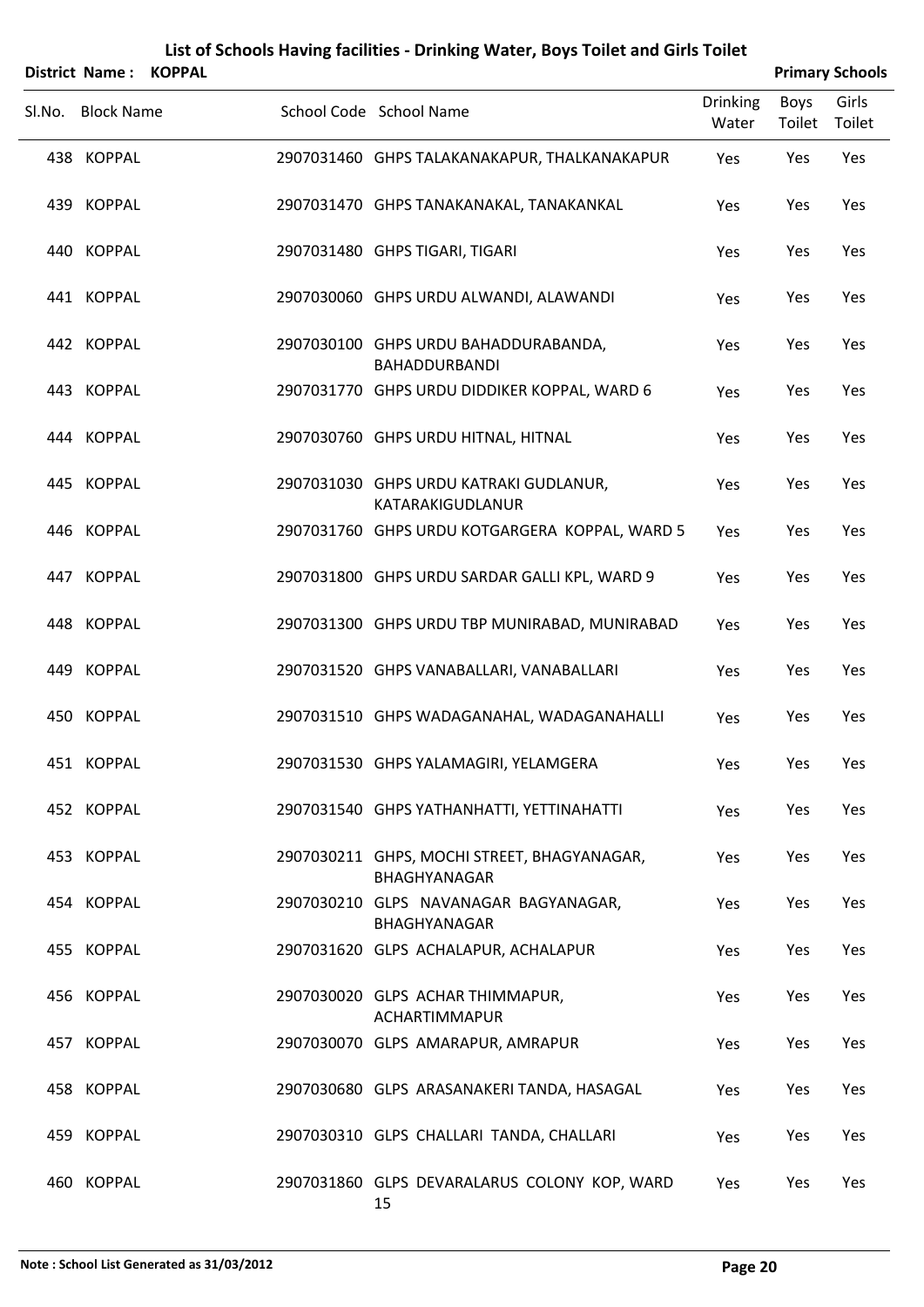# List of Schools Having facilities - Drinking Water, Boys Toilet and Girls Toilet

**District Name : KOPPAL** **Primary Schools**

| Sl.No. | Block Name | School Code | School Name | Drinking Water | Boys Toilet | Girls Toilet |
|---|---|---|---|---|---|---|
| 438 | KOPPAL | 2907031460 | GHPS TALAKANAKAPUR, THALKANAKAPUR | Yes | Yes | Yes |
| 439 | KOPPAL | 2907031470 | GHPS TANAKANAKAL, TANAKANKAL | Yes | Yes | Yes |
| 440 | KOPPAL | 2907031480 | GHPS TIGARI, TIGARI | Yes | Yes | Yes |
| 441 | KOPPAL | 2907030060 | GHPS URDU ALWANDI, ALAWANDI | Yes | Yes | Yes |
| 442 | KOPPAL | 2907030100 | GHPS URDU BAHADDURABANDA, BAHADDURBANDI | Yes | Yes | Yes |
| 443 | KOPPAL | 2907031770 | GHPS URDU DIDDIKER KOPPAL, WARD 6 | Yes | Yes | Yes |
| 444 | KOPPAL | 2907030760 | GHPS URDU HITNAL, HITNAL | Yes | Yes | Yes |
| 445 | KOPPAL | 2907031030 | GHPS URDU KATRAKI GUDLANUR, KATARAKIGUDLANUR | Yes | Yes | Yes |
| 446 | KOPPAL | 2907031760 | GHPS URDU KOTGARGERA KOPPAL, WARD 5 | Yes | Yes | Yes |
| 447 | KOPPAL | 2907031800 | GHPS URDU SARDAR GALLI KPL, WARD 9 | Yes | Yes | Yes |
| 448 | KOPPAL | 2907031300 | GHPS URDU TBP MUNIRABAD, MUNIRABAD | Yes | Yes | Yes |
| 449 | KOPPAL | 2907031520 | GHPS VANABALLARI, VANABALLARI | Yes | Yes | Yes |
| 450 | KOPPAL | 2907031510 | GHPS WADAGANAHAL, WADAGANAHALLI | Yes | Yes | Yes |
| 451 | KOPPAL | 2907031530 | GHPS YALAMAGIRI, YELAMGERA | Yes | Yes | Yes |
| 452 | KOPPAL | 2907031540 | GHPS YATHANHATTI, YETTINAHATTI | Yes | Yes | Yes |
| 453 | KOPPAL | 2907030211 | GHPS, MOCHI STREET, BHAGYANAGAR, BHAGHYANAGAR | Yes | Yes | Yes |
| 454 | KOPPAL | 2907030210 | GLPS NAVANAGAR BAGYANAGAR, BHAGHYANAGAR | Yes | Yes | Yes |
| 455 | KOPPAL | 2907031620 | GLPS ACHALAPUR, ACHALAPUR | Yes | Yes | Yes |
| 456 | KOPPAL | 2907030020 | GLPS ACHAR THIMMAPUR, ACHARTIMMAPUR | Yes | Yes | Yes |
| 457 | KOPPAL | 2907030070 | GLPS AMARAPUR, AMRAPUR | Yes | Yes | Yes |
| 458 | KOPPAL | 2907030680 | GLPS ARASANAKERI TANDA, HASAGAL | Yes | Yes | Yes |
| 459 | KOPPAL | 2907030310 | GLPS CHALLARI TANDA, CHALLARI | Yes | Yes | Yes |
| 460 | KOPPAL | 2907031860 | GLPS DEVARALARUS COLONY KOP, WARD 15 | Yes | Yes | Yes |

**Note : School List Generated as 31/03/2012**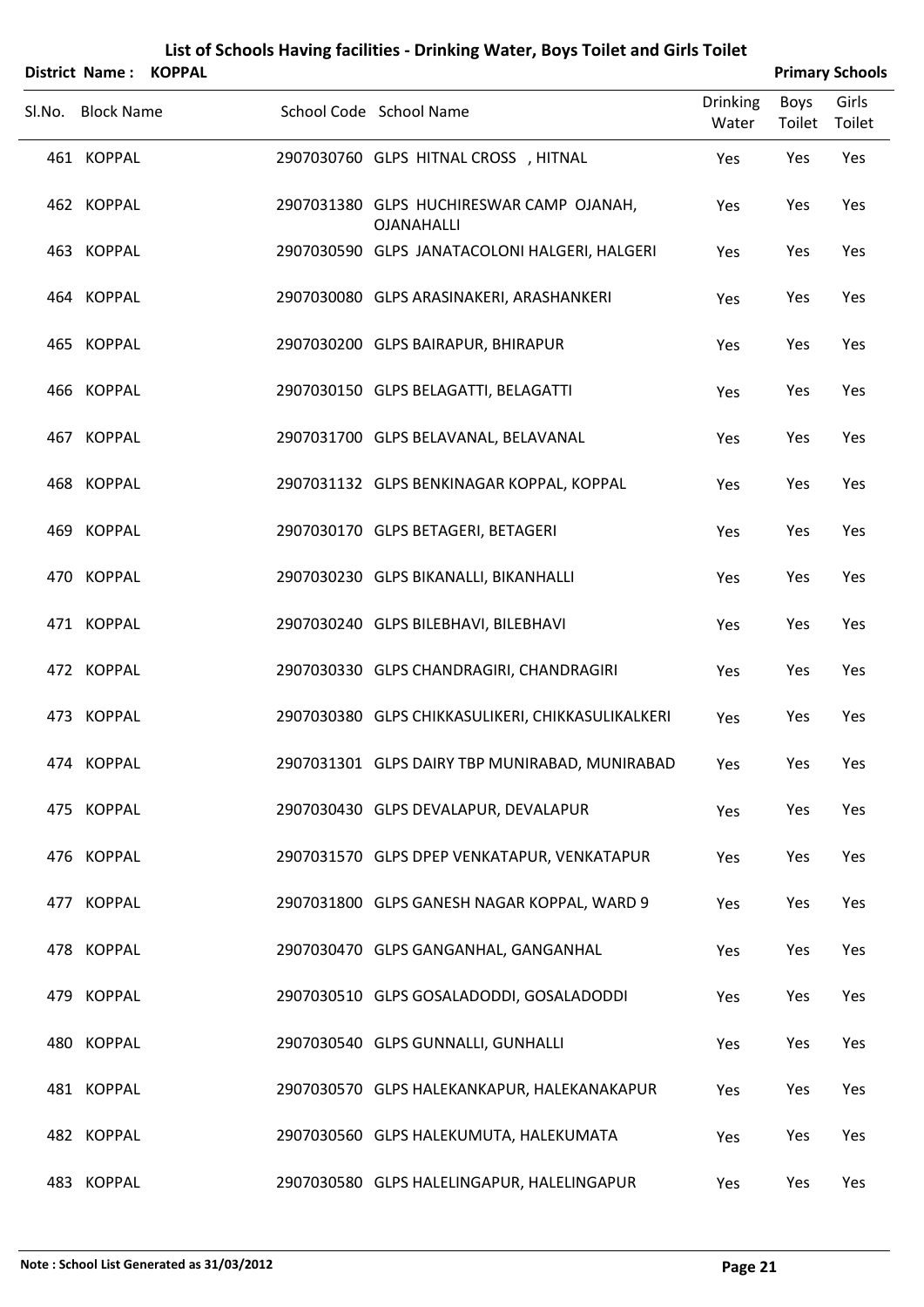# List of Schools Having facilities - Drinking Water, Boys Toilet and Girls Toilet

**District Name : KOPPAL** **Primary Schools**

| Sl.No. | Block Name | School Code | School Name | Drinking Water | Boys Toilet | Girls Toilet |
|---|---|---|---|---|---|---|
| 461 | KOPPAL | 2907030760 | GLPS HITNAL CROSS , HITNAL | Yes | Yes | Yes |
| 462 | KOPPAL | 2907031380 | GLPS HUCHIRESWAR CAMP OJANAH, OJANAHALLI | Yes | Yes | Yes |
| 463 | KOPPAL | 2907030590 | GLPS JANATACOLONI HALGERI, HALGERI | Yes | Yes | Yes |
| 464 | KOPPAL | 2907030080 | GLPS ARASINAKERI, ARASHANKERI | Yes | Yes | Yes |
| 465 | KOPPAL | 2907030200 | GLPS BAIRAPUR, BHIRAPUR | Yes | Yes | Yes |
| 466 | KOPPAL | 2907030150 | GLPS BELAGATTI, BELAGATTI | Yes | Yes | Yes |
| 467 | KOPPAL | 2907031700 | GLPS BELAVANAL, BELAVANAL | Yes | Yes | Yes |
| 468 | KOPPAL | 2907031132 | GLPS BENKINAGAR KOPPAL, KOPPAL | Yes | Yes | Yes |
| 469 | KOPPAL | 2907030170 | GLPS BETAGERI, BETAGERI | Yes | Yes | Yes |
| 470 | KOPPAL | 2907030230 | GLPS BIKANALLI, BIKANHALLI | Yes | Yes | Yes |
| 471 | KOPPAL | 2907030240 | GLPS BILEBHAVI, BILEBHAVI | Yes | Yes | Yes |
| 472 | KOPPAL | 2907030330 | GLPS CHANDRAGIRI, CHANDRAGIRI | Yes | Yes | Yes |
| 473 | KOPPAL | 2907030380 | GLPS CHIKKASULIKERI, CHIKKASULIKALKERI | Yes | Yes | Yes |
| 474 | KOPPAL | 2907031301 | GLPS DAIRY TBP MUNIRABAD, MUNIRABAD | Yes | Yes | Yes |
| 475 | KOPPAL | 2907030430 | GLPS DEVALAPUR, DEVALAPUR | Yes | Yes | Yes |
| 476 | KOPPAL | 2907031570 | GLPS DPEP VENKATAPUR, VENKATAPUR | Yes | Yes | Yes |
| 477 | KOPPAL | 2907031800 | GLPS GANESH NAGAR KOPPAL, WARD 9 | Yes | Yes | Yes |
| 478 | KOPPAL | 2907030470 | GLPS GANGANHAL, GANGANHAL | Yes | Yes | Yes |
| 479 | KOPPAL | 2907030510 | GLPS GOSALADODDI, GOSALADODDI | Yes | Yes | Yes |
| 480 | KOPPAL | 2907030540 | GLPS GUNNALLI, GUNHALLI | Yes | Yes | Yes |
| 481 | KOPPAL | 2907030570 | GLPS HALEKANKAPUR, HALEKANAKAPUR | Yes | Yes | Yes |
| 482 | KOPPAL | 2907030560 | GLPS HALEKUMUTA, HALEKUMATA | Yes | Yes | Yes |
| 483 | KOPPAL | 2907030580 | GLPS HALELINGAPUR, HALELINGAPUR | Yes | Yes | Yes |

**Note : School List Generated as 31/03/2012**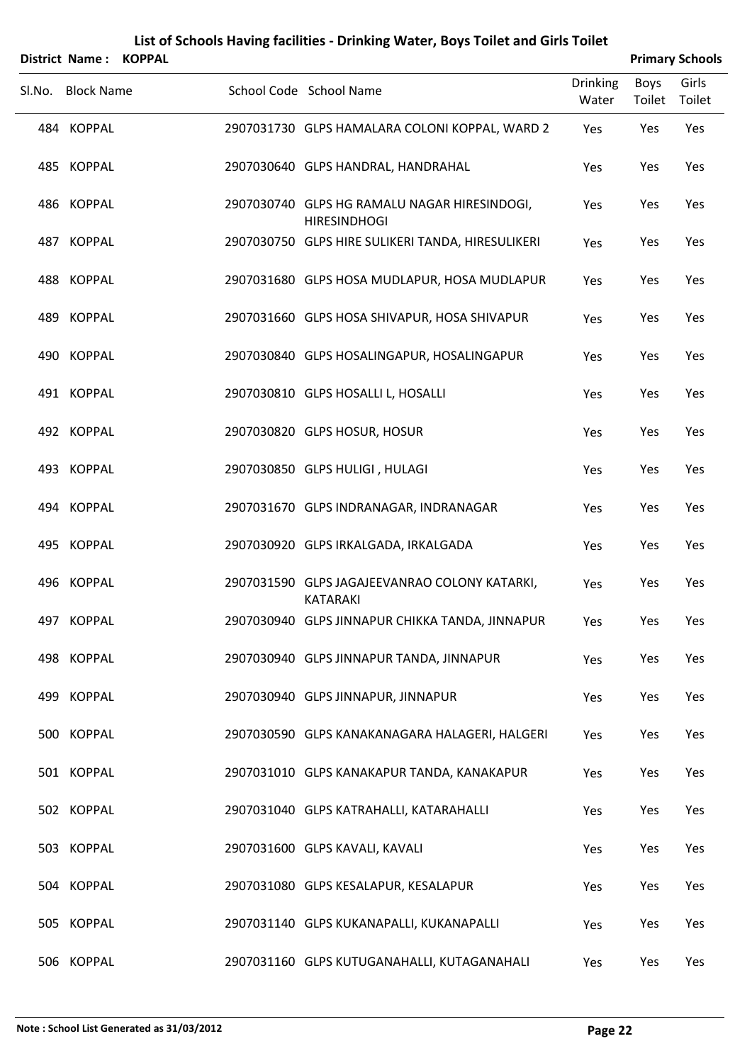# List of Schools Having facilities - Drinking Water, Boys Toilet and Girls Toilet

**District Name : KOPPAL** **Primary Schools**

| Sl.No. | Block Name | School Code | School Name | Drinking Water | Boys Toilet | Girls Toilet |
|---|---|---|---|---|---|---|
| 484 | KOPPAL | 2907031730 | GLPS HAMALARA COLONI KOPPAL, WARD 2 | Yes | Yes | Yes |
| 485 | KOPPAL | 2907030640 | GLPS HANDRAL, HANDRAHAL | Yes | Yes | Yes |
| 486 | KOPPAL | 2907030740 | GLPS HG RAMALU NAGAR HIRESINDOGI, HIRESINDHOGI | Yes | Yes | Yes |
| 487 | KOPPAL | 2907030750 | GLPS HIRE SULIKERI TANDA, HIRESULIKERI | Yes | Yes | Yes |
| 488 | KOPPAL | 2907031680 | GLPS HOSA MUDLAPUR, HOSA MUDLAPUR | Yes | Yes | Yes |
| 489 | KOPPAL | 2907031660 | GLPS HOSA SHIVAPUR, HOSA SHIVAPUR | Yes | Yes | Yes |
| 490 | KOPPAL | 2907030840 | GLPS HOSALINGAPUR, HOSALINGAPUR | Yes | Yes | Yes |
| 491 | KOPPAL | 2907030810 | GLPS HOSALLI L, HOSALLI | Yes | Yes | Yes |
| 492 | KOPPAL | 2907030820 | GLPS HOSUR, HOSUR | Yes | Yes | Yes |
| 493 | KOPPAL | 2907030850 | GLPS HULIGI , HULAGI | Yes | Yes | Yes |
| 494 | KOPPAL | 2907031670 | GLPS INDRANAGAR, INDRANAGAR | Yes | Yes | Yes |
| 495 | KOPPAL | 2907030920 | GLPS IRKALGADA, IRKALGADA | Yes | Yes | Yes |
| 496 | KOPPAL | 2907031590 | GLPS JAGAJEEVANRAO COLONY KATARKI, KATARAKI | Yes | Yes | Yes |
| 497 | KOPPAL | 2907030940 | GLPS JINNAPUR CHIKKA TANDA, JINNAPUR | Yes | Yes | Yes |
| 498 | KOPPAL | 2907030940 | GLPS JINNAPUR TANDA, JINNAPUR | Yes | Yes | Yes |
| 499 | KOPPAL | 2907030940 | GLPS JINNAPUR, JINNAPUR | Yes | Yes | Yes |
| 500 | KOPPAL | 2907030590 | GLPS KANAKANAGARA HALAGERI, HALGERI | Yes | Yes | Yes |
| 501 | KOPPAL | 2907031010 | GLPS KANAKAPUR TANDA, KANAKAPUR | Yes | Yes | Yes |
| 502 | KOPPAL | 2907031040 | GLPS KATRAHALLI, KATARAHALLI | Yes | Yes | Yes |
| 503 | KOPPAL | 2907031600 | GLPS KAVALI, KAVALI | Yes | Yes | Yes |
| 504 | KOPPAL | 2907031080 | GLPS KESALAPUR, KESALAPUR | Yes | Yes | Yes |
| 505 | KOPPAL | 2907031140 | GLPS KUKANAPALLI, KUKANAPALLI | Yes | Yes | Yes |
| 506 | KOPPAL | 2907031160 | GLPS KUTUGANAHALLI, KUTAGANAHALI | Yes | Yes | Yes |

**Note : School List Generated as 31/03/2012**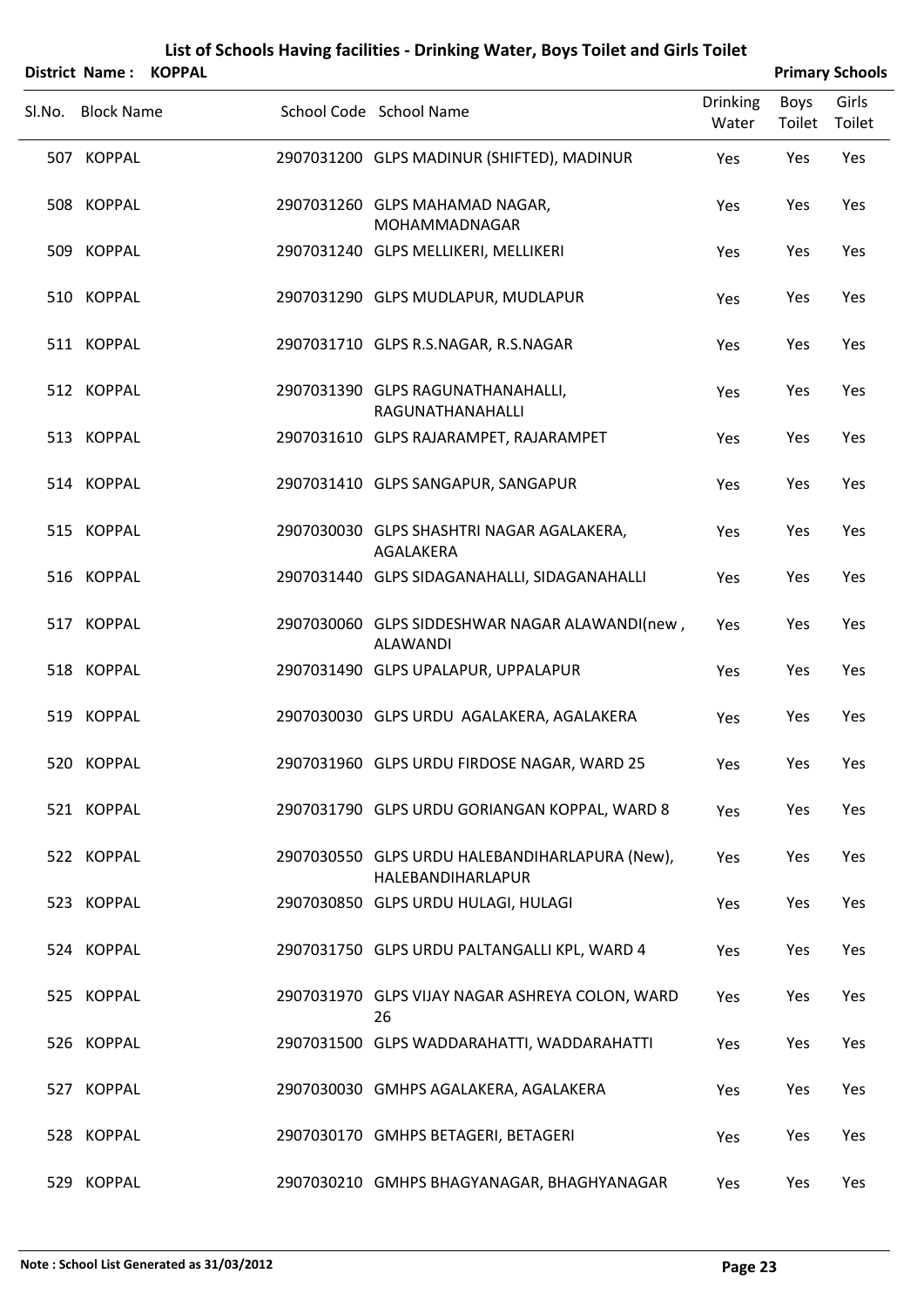# List of Schools Having facilities - Drinking Water, Boys Toilet and Girls Toilet

**District Name : KOPPAL** **Primary Schools**

| Sl.No. | Block Name | School Code | School Name | Drinking Water | Boys Toilet | Girls Toilet |
|---|---|---|---|---|---|---|
| 507 | KOPPAL | 2907031200 | GLPS MADINUR (SHIFTED), MADINUR | Yes | Yes | Yes |
| 508 | KOPPAL | 2907031260 | GLPS MAHAMAD NAGAR, MOHAMMADNAGAR | Yes | Yes | Yes |
| 509 | KOPPAL | 2907031240 | GLPS MELLIKERI, MELLIKERI | Yes | Yes | Yes |
| 510 | KOPPAL | 2907031290 | GLPS MUDLAPUR, MUDLAPUR | Yes | Yes | Yes |
| 511 | KOPPAL | 2907031710 | GLPS R.S.NAGAR, R.S.NAGAR | Yes | Yes | Yes |
| 512 | KOPPAL | 2907031390 | GLPS RAGUNATHANAHALLI, RAGUNATHANAHALLI | Yes | Yes | Yes |
| 513 | KOPPAL | 2907031610 | GLPS RAJARAMPET, RAJARAMPET | Yes | Yes | Yes |
| 514 | KOPPAL | 2907031410 | GLPS SANGAPUR, SANGAPUR | Yes | Yes | Yes |
| 515 | KOPPAL | 2907030030 | GLPS SHASHTRI NAGAR AGALAKERA, AGALAKERA | Yes | Yes | Yes |
| 516 | KOPPAL | 2907031440 | GLPS SIDAGANAHALLI, SIDAGANAHALLI | Yes | Yes | Yes |
| 517 | KOPPAL | 2907030060 | GLPS SIDDESHWAR NAGAR ALAWANDI(new , ALAWANDI | Yes | Yes | Yes |
| 518 | KOPPAL | 2907031490 | GLPS UPALAPUR, UPPALAPUR | Yes | Yes | Yes |
| 519 | KOPPAL | 2907030030 | GLPS URDU AGALAKERA, AGALAKERA | Yes | Yes | Yes |
| 520 | KOPPAL | 2907031960 | GLPS URDU FIRDOSE NAGAR, WARD 25 | Yes | Yes | Yes |
| 521 | KOPPAL | 2907031790 | GLPS URDU GORIANGAN KOPPAL, WARD 8 | Yes | Yes | Yes |
| 522 | KOPPAL | 2907030550 | GLPS URDU HALEBANDIHARLAPURA (New), HALEBANDIHARLAPUR | Yes | Yes | Yes |
| 523 | KOPPAL | 2907030850 | GLPS URDU HULAGI, HULAGI | Yes | Yes | Yes |
| 524 | KOPPAL | 2907031750 | GLPS URDU PALTANGALLI KPL, WARD 4 | Yes | Yes | Yes |
| 525 | KOPPAL | 2907031970 | GLPS VIJAY NAGAR ASHREYA COLON, WARD 26 | Yes | Yes | Yes |
| 526 | KOPPAL | 2907031500 | GLPS WADDARAHATTI, WADDARAHATTI | Yes | Yes | Yes |
| 527 | KOPPAL | 2907030030 | GMHPS AGALAKERA, AGALAKERA | Yes | Yes | Yes |
| 528 | KOPPAL | 2907030170 | GMHPS BETAGERI, BETAGERI | Yes | Yes | Yes |
| 529 | KOPPAL | 2907030210 | GMHPS BHAGYANAGAR, BHAGHYANAGAR | Yes | Yes | Yes |

**Note : School List Generated as 31/03/2012**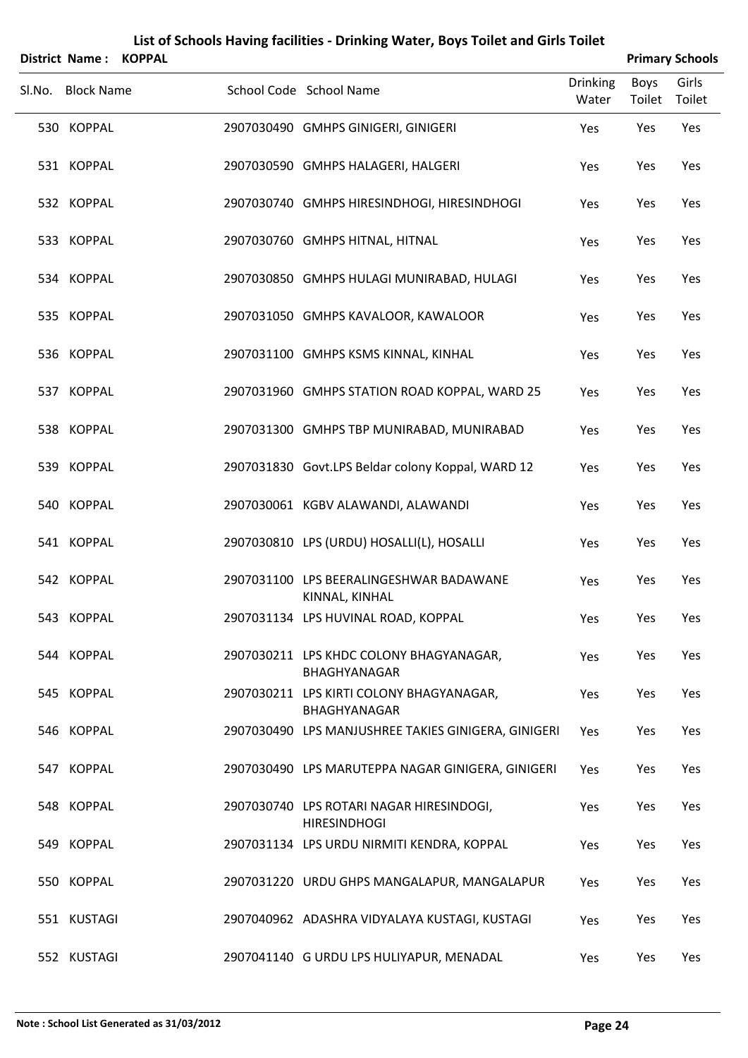# List of Schools Having facilities - Drinking Water, Boys Toilet and Girls Toilet

**District Name : KOPPAL** | **Primary Schools**

| Sl.No. | Block Name | School Code | School Name | Drinking Water | Boys Toilet | Girls Toilet |
|---|---|---|---|---|---|---|
| 530 | KOPPAL | 2907030490 | GMHPS GINIGERI, GINIGERI | Yes | Yes | Yes |
| 531 | KOPPAL | 2907030590 | GMHPS HALAGERI, HALGERI | Yes | Yes | Yes |
| 532 | KOPPAL | 2907030740 | GMHPS HIRESINDHOGI, HIRESINDHOGI | Yes | Yes | Yes |
| 533 | KOPPAL | 2907030760 | GMHPS HITNAL, HITNAL | Yes | Yes | Yes |
| 534 | KOPPAL | 2907030850 | GMHPS HULAGI MUNIRABAD, HULAGI | Yes | Yes | Yes |
| 535 | KOPPAL | 2907031050 | GMHPS KAVALOOR, KAWALOOR | Yes | Yes | Yes |
| 536 | KOPPAL | 2907031100 | GMHPS KSMS KINNAL, KINHAL | Yes | Yes | Yes |
| 537 | KOPPAL | 2907031960 | GMHPS STATION ROAD KOPPAL, WARD 25 | Yes | Yes | Yes |
| 538 | KOPPAL | 2907031300 | GMHPS TBP MUNIRABAD, MUNIRABAD | Yes | Yes | Yes |
| 539 | KOPPAL | 2907031830 | Govt.LPS Beldar colony Koppal, WARD 12 | Yes | Yes | Yes |
| 540 | KOPPAL | 2907030061 | KGBV ALAWANDI, ALAWANDI | Yes | Yes | Yes |
| 541 | KOPPAL | 2907030810 | LPS (URDU) HOSALLI(L), HOSALLI | Yes | Yes | Yes |
| 542 | KOPPAL | 2907031100 | LPS BEERALINGESHWAR BADAWANE KINNAL, KINHAL | Yes | Yes | Yes |
| 543 | KOPPAL | 2907031134 | LPS HUVINAL ROAD, KOPPAL | Yes | Yes | Yes |
| 544 | KOPPAL | 2907030211 | LPS KHDC COLONY BHAGYANAGAR, BHAGHYANAGAR | Yes | Yes | Yes |
| 545 | KOPPAL | 2907030211 | LPS KIRTI COLONY BHAGYANAGAR, BHAGHYANAGAR | Yes | Yes | Yes |
| 546 | KOPPAL | 2907030490 | LPS MANJUSHREE TAKIES GINIGERA, GINIGERI | Yes | Yes | Yes |
| 547 | KOPPAL | 2907030490 | LPS MARUTEPPA NAGAR GINIGERA, GINIGERI | Yes | Yes | Yes |
| 548 | KOPPAL | 2907030740 | LPS ROTARI NAGAR HIRESINDOGI, HIRESINDHOGI | Yes | Yes | Yes |
| 549 | KOPPAL | 2907031134 | LPS URDU NIRMITI KENDRA, KOPPAL | Yes | Yes | Yes |
| 550 | KOPPAL | 2907031220 | URDU GHPS MANGALAPUR, MANGALAPUR | Yes | Yes | Yes |
| 551 | KUSTAGI | 2907040962 | ADASHRA VIDYALAYA KUSTAGI, KUSTAGI | Yes | Yes | Yes |
| 552 | KUSTAGI | 2907041140 | G URDU LPS HULIYAPUR, MENADAL | Yes | Yes | Yes |

**Note : School List Generated as 31/03/2012**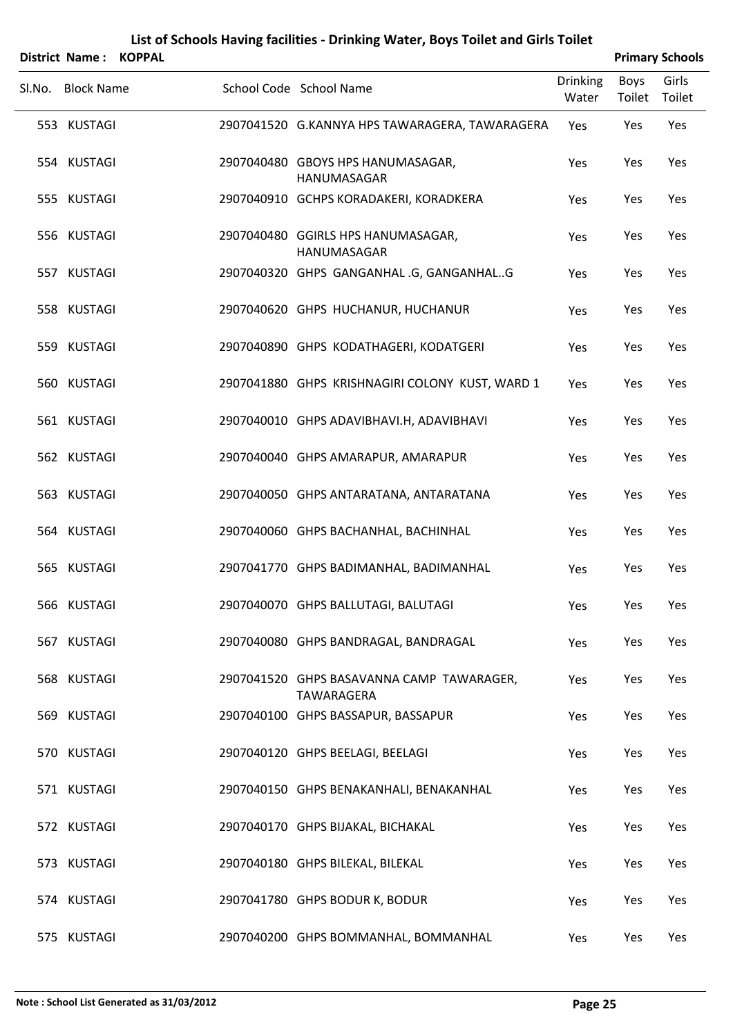# List of Schools Having facilities - Drinking Water, Boys Toilet and Girls Toilet

**District Name : KOPPAL** **Primary Schools**

| Sl.No. | Block Name | School Code | School Name | Drinking Water | Boys Toilet | Girls Toilet |
|---|---|---|---|---|---|---|
| 553 | KUSTAGI | 2907041520 | G.KANNYA HPS TAWARAGERA, TAWARAGERA | Yes | Yes | Yes |
| 554 | KUSTAGI | 2907040480 | GBOYS HPS HANUMASAGAR, HANUMASAGAR | Yes | Yes | Yes |
| 555 | KUSTAGI | 2907040910 | GCHPS KORADAKERI, KORADKERA | Yes | Yes | Yes |
| 556 | KUSTAGI | 2907040480 | GGIRLS HPS HANUMASAGAR, HANUMASAGAR | Yes | Yes | Yes |
| 557 | KUSTAGI | 2907040320 | GHPS GANGANHAL .G, GANGANHAL..G | Yes | Yes | Yes |
| 558 | KUSTAGI | 2907040620 | GHPS HUCHANUR, HUCHANUR | Yes | Yes | Yes |
| 559 | KUSTAGI | 2907040890 | GHPS KODATHAGERI, KODATGERI | Yes | Yes | Yes |
| 560 | KUSTAGI | 2907041880 | GHPS KRISHNAGIRI COLONY KUST, WARD 1 | Yes | Yes | Yes |
| 561 | KUSTAGI | 2907040010 | GHPS ADAVIBHAVI.H, ADAVIBHAVI | Yes | Yes | Yes |
| 562 | KUSTAGI | 2907040040 | GHPS AMARAPUR, AMARAPUR | Yes | Yes | Yes |
| 563 | KUSTAGI | 2907040050 | GHPS ANTARATANA, ANTARATANA | Yes | Yes | Yes |
| 564 | KUSTAGI | 2907040060 | GHPS BACHANHAL, BACHINHAL | Yes | Yes | Yes |
| 565 | KUSTAGI | 2907041770 | GHPS BADIMANHAL, BADIMANHAL | Yes | Yes | Yes |
| 566 | KUSTAGI | 2907040070 | GHPS BALLUTAGI, BALUTAGI | Yes | Yes | Yes |
| 567 | KUSTAGI | 2907040080 | GHPS BANDRAGAL, BANDRAGAL | Yes | Yes | Yes |
| 568 | KUSTAGI | 2907041520 | GHPS BASAVANNA CAMP TAWARAGER, TAWARAGERA | Yes | Yes | Yes |
| 569 | KUSTAGI | 2907040100 | GHPS BASSAPUR, BASSAPUR | Yes | Yes | Yes |
| 570 | KUSTAGI | 2907040120 | GHPS BEELAGI, BEELAGI | Yes | Yes | Yes |
| 571 | KUSTAGI | 2907040150 | GHPS BENAKANHALI, BENAKANHAL | Yes | Yes | Yes |
| 572 | KUSTAGI | 2907040170 | GHPS BIJAKAL, BICHAKAL | Yes | Yes | Yes |
| 573 | KUSTAGI | 2907040180 | GHPS BILEKAL, BILEKAL | Yes | Yes | Yes |
| 574 | KUSTAGI | 2907041780 | GHPS BODUR K, BODUR | Yes | Yes | Yes |
| 575 | KUSTAGI | 2907040200 | GHPS BOMMANHAL, BOMMANHAL | Yes | Yes | Yes |

**Note : School List Generated as 31/03/2012**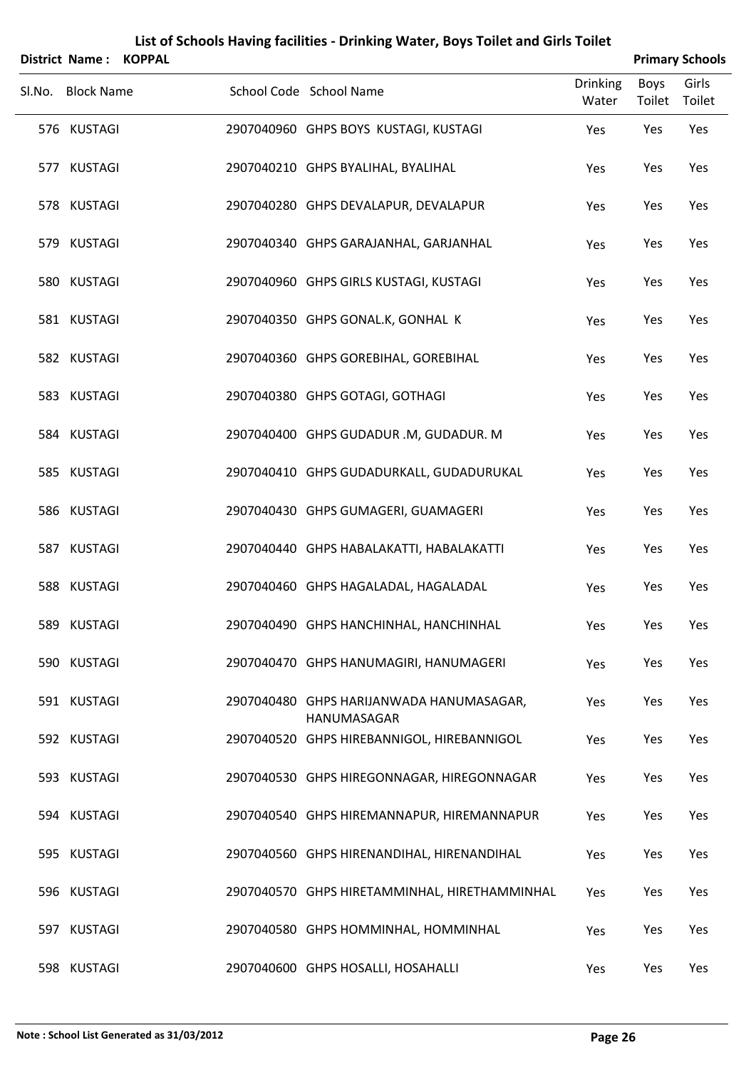# List of Schools Having facilities - Drinking Water, Boys Toilet and Girls Toilet

**District Name : KOPPAL** **Primary Schools**

| Sl.No. | Block Name | School Code | School Name | Drinking Water | Boys Toilet | Girls Toilet |
|---|---|---|---|---|---|---|
| 576 | KUSTAGI | 2907040960 | GHPS BOYS KUSTAGI, KUSTAGI | Yes | Yes | Yes |
| 577 | KUSTAGI | 2907040210 | GHPS BYALIHAL, BYALIHAL | Yes | Yes | Yes |
| 578 | KUSTAGI | 2907040280 | GHPS DEVALAPUR, DEVALAPUR | Yes | Yes | Yes |
| 579 | KUSTAGI | 2907040340 | GHPS GARAJANHAL, GARJANHAL | Yes | Yes | Yes |
| 580 | KUSTAGI | 2907040960 | GHPS GIRLS KUSTAGI, KUSTAGI | Yes | Yes | Yes |
| 581 | KUSTAGI | 2907040350 | GHPS GONAL.K, GONHAL K | Yes | Yes | Yes |
| 582 | KUSTAGI | 2907040360 | GHPS GOREBIHAL, GOREBIHAL | Yes | Yes | Yes |
| 583 | KUSTAGI | 2907040380 | GHPS GOTAGI, GOTHAGI | Yes | Yes | Yes |
| 584 | KUSTAGI | 2907040400 | GHPS GUDADUR .M, GUDADUR. M | Yes | Yes | Yes |
| 585 | KUSTAGI | 2907040410 | GHPS GUDADURKALL, GUDADURUKAL | Yes | Yes | Yes |
| 586 | KUSTAGI | 2907040430 | GHPS GUMAGERI, GUAMAGERI | Yes | Yes | Yes |
| 587 | KUSTAGI | 2907040440 | GHPS HABALAKATTI, HABALAKATTI | Yes | Yes | Yes |
| 588 | KUSTAGI | 2907040460 | GHPS HAGALADAL, HAGALADAL | Yes | Yes | Yes |
| 589 | KUSTAGI | 2907040490 | GHPS HANCHINHAL, HANCHINHAL | Yes | Yes | Yes |
| 590 | KUSTAGI | 2907040470 | GHPS HANUMAGIRI, HANUMAGERI | Yes | Yes | Yes |
| 591 | KUSTAGI | 2907040480 | GHPS HARIJANWADA HANUMASAGAR, HANUMASAGAR | Yes | Yes | Yes |
| 592 | KUSTAGI | 2907040520 | GHPS HIREBANNIGOL, HIREBANNIGOL | Yes | Yes | Yes |
| 593 | KUSTAGI | 2907040530 | GHPS HIREGONNAGAR, HIREGONNAGAR | Yes | Yes | Yes |
| 594 | KUSTAGI | 2907040540 | GHPS HIREMANNAPUR, HIREMANNAPUR | Yes | Yes | Yes |
| 595 | KUSTAGI | 2907040560 | GHPS HIRENANDIHAL, HIRENANDIHAL | Yes | Yes | Yes |
| 596 | KUSTAGI | 2907040570 | GHPS HIRETAMMINHAL, HIRETHAMMINHAL | Yes | Yes | Yes |
| 597 | KUSTAGI | 2907040580 | GHPS HOMMINHAL, HOMMINHAL | Yes | Yes | Yes |
| 598 | KUSTAGI | 2907040600 | GHPS HOSALLI, HOSAHALLI | Yes | Yes | Yes |

**Note : School List Generated as 31/03/2012**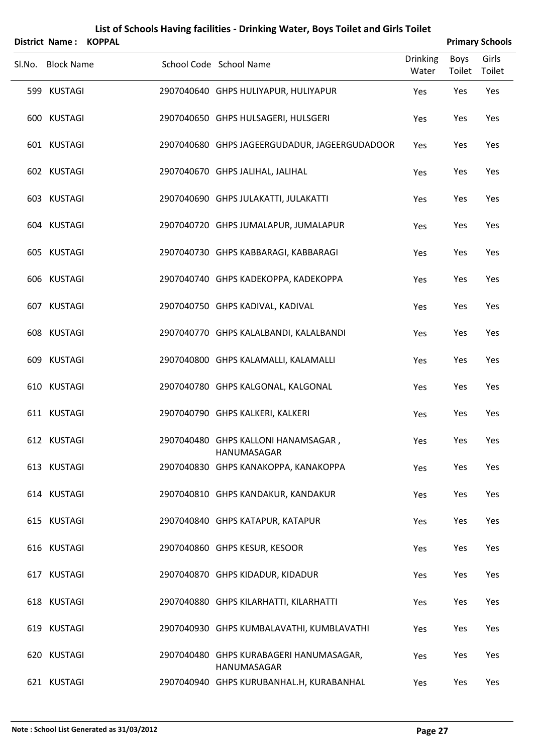# List of Schools Having facilities - Drinking Water, Boys Toilet and Girls Toilet

**District Name : KOPPAL** **Primary Schools**

| Sl.No. | Block Name | School Code | School Name | Drinking Water | Boys Toilet | Girls Toilet |
|---|---|---|---|---|---|---|
| 599 | KUSTAGI | 2907040640 | GHPS HULIYAPUR, HULIYAPUR | Yes | Yes | Yes |
| 600 | KUSTAGI | 2907040650 | GHPS HULSAGERI, HULSGERI | Yes | Yes | Yes |
| 601 | KUSTAGI | 2907040680 | GHPS JAGEERGUDADUR, JAGEERGUDADOOR | Yes | Yes | Yes |
| 602 | KUSTAGI | 2907040670 | GHPS JALIHAL, JALIHAL | Yes | Yes | Yes |
| 603 | KUSTAGI | 2907040690 | GHPS JULAKATTI, JULAKATTI | Yes | Yes | Yes |
| 604 | KUSTAGI | 2907040720 | GHPS JUMALAPUR, JUMALAPUR | Yes | Yes | Yes |
| 605 | KUSTAGI | 2907040730 | GHPS KABBARAGI, KABBARAGI | Yes | Yes | Yes |
| 606 | KUSTAGI | 2907040740 | GHPS KADEKOPPA, KADEKOPPA | Yes | Yes | Yes |
| 607 | KUSTAGI | 2907040750 | GHPS KADIVAL, KADIVAL | Yes | Yes | Yes |
| 608 | KUSTAGI | 2907040770 | GHPS KALALBANDI, KALALBANDI | Yes | Yes | Yes |
| 609 | KUSTAGI | 2907040800 | GHPS KALAMALLI, KALAMALLI | Yes | Yes | Yes |
| 610 | KUSTAGI | 2907040780 | GHPS KALGONAL, KALGONAL | Yes | Yes | Yes |
| 611 | KUSTAGI | 2907040790 | GHPS KALKERI, KALKERI | Yes | Yes | Yes |
| 612 | KUSTAGI | 2907040480 | GHPS KALLONI HANAMSAGAR , HANUMASAGAR | Yes | Yes | Yes |
| 613 | KUSTAGI | 2907040830 | GHPS KANAKOPPA, KANAKOPPA | Yes | Yes | Yes |
| 614 | KUSTAGI | 2907040810 | GHPS KANDAKUR, KANDAKUR | Yes | Yes | Yes |
| 615 | KUSTAGI | 2907040840 | GHPS KATAPUR, KATAPUR | Yes | Yes | Yes |
| 616 | KUSTAGI | 2907040860 | GHPS KESUR, KESOOR | Yes | Yes | Yes |
| 617 | KUSTAGI | 2907040870 | GHPS KIDADUR, KIDADUR | Yes | Yes | Yes |
| 618 | KUSTAGI | 2907040880 | GHPS KILARHATTI, KILARHATTI | Yes | Yes | Yes |
| 619 | KUSTAGI | 2907040930 | GHPS KUMBALAVATHI, KUMBLAVATHI | Yes | Yes | Yes |
| 620 | KUSTAGI | 2907040480 | GHPS KURABAGERI HANUMASAGAR, HANUMASAGAR | Yes | Yes | Yes |
| 621 | KUSTAGI | 2907040940 | GHPS KURUBANHAL.H, KURABANHAL | Yes | Yes | Yes |

**Note : School List Generated as 31/03/2012**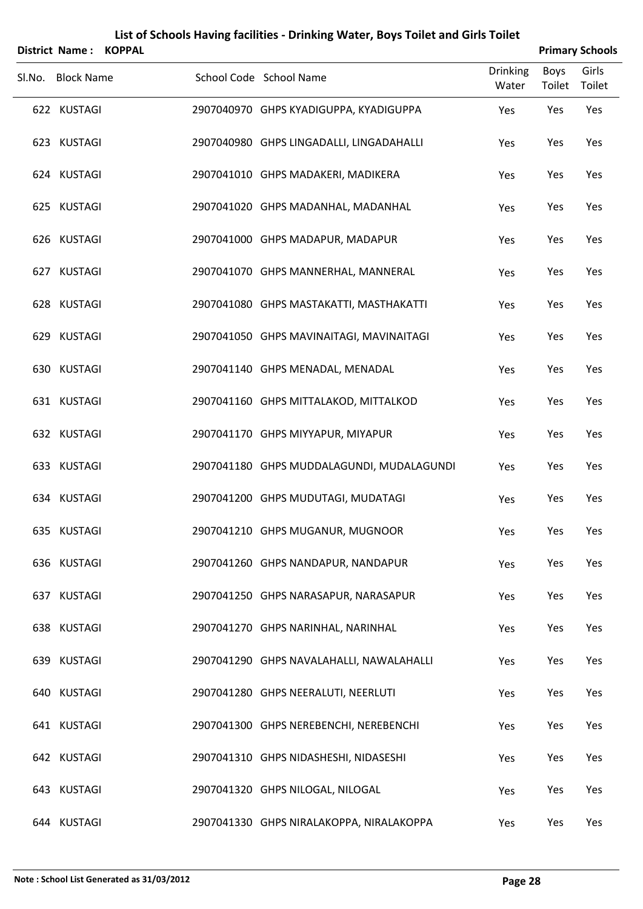# List of Schools Having facilities - Drinking Water, Boys Toilet and Girls Toilet

**District Name : KOPPAL** **Primary Schools**

| Sl.No. | Block Name | School Code | School Name | Drinking Water | Boys Toilet | Girls Toilet |
|---|---|---|---|---|---|---|
| 622 | KUSTAGI | 2907040970 | GHPS KYADIGUPPA, KYADIGUPPA | Yes | Yes | Yes |
| 623 | KUSTAGI | 2907040980 | GHPS LINGADALLI, LINGADAHALLI | Yes | Yes | Yes |
| 624 | KUSTAGI | 2907041010 | GHPS MADAKERI, MADIKERA | Yes | Yes | Yes |
| 625 | KUSTAGI | 2907041020 | GHPS MADANHAL, MADANHAL | Yes | Yes | Yes |
| 626 | KUSTAGI | 2907041000 | GHPS MADAPUR, MADAPUR | Yes | Yes | Yes |
| 627 | KUSTAGI | 2907041070 | GHPS MANNERHAL, MANNERAL | Yes | Yes | Yes |
| 628 | KUSTAGI | 2907041080 | GHPS MASTAKATTI, MASTHAKATTI | Yes | Yes | Yes |
| 629 | KUSTAGI | 2907041050 | GHPS MAVINAITAGI, MAVINAITAGI | Yes | Yes | Yes |
| 630 | KUSTAGI | 2907041140 | GHPS MENADAL, MENADAL | Yes | Yes | Yes |
| 631 | KUSTAGI | 2907041160 | GHPS MITTALAKOD, MITTALKOD | Yes | Yes | Yes |
| 632 | KUSTAGI | 2907041170 | GHPS MIYYAPUR, MIYAPUR | Yes | Yes | Yes |
| 633 | KUSTAGI | 2907041180 | GHPS MUDDALAGUNDI, MUDALAGUNDI | Yes | Yes | Yes |
| 634 | KUSTAGI | 2907041200 | GHPS MUDUTAGI, MUDATAGI | Yes | Yes | Yes |
| 635 | KUSTAGI | 2907041210 | GHPS MUGANUR, MUGNOOR | Yes | Yes | Yes |
| 636 | KUSTAGI | 2907041260 | GHPS NANDAPUR, NANDAPUR | Yes | Yes | Yes |
| 637 | KUSTAGI | 2907041250 | GHPS NARASAPUR, NARASAPUR | Yes | Yes | Yes |
| 638 | KUSTAGI | 2907041270 | GHPS NARINHAL, NARINHAL | Yes | Yes | Yes |
| 639 | KUSTAGI | 2907041290 | GHPS NAVALAHALLI, NAWALAHALLI | Yes | Yes | Yes |
| 640 | KUSTAGI | 2907041280 | GHPS NEERALUTI, NEERLUTI | Yes | Yes | Yes |
| 641 | KUSTAGI | 2907041300 | GHPS NEREBENCHI, NEREBENCHI | Yes | Yes | Yes |
| 642 | KUSTAGI | 2907041310 | GHPS NIDASHESHI, NIDASESHI | Yes | Yes | Yes |
| 643 | KUSTAGI | 2907041320 | GHPS NILOGAL, NILOGAL | Yes | Yes | Yes |
| 644 | KUSTAGI | 2907041330 | GHPS NIRALAKOPPA, NIRALAKOPPA | Yes | Yes | Yes |

**Note : School List Generated as 31/03/2012**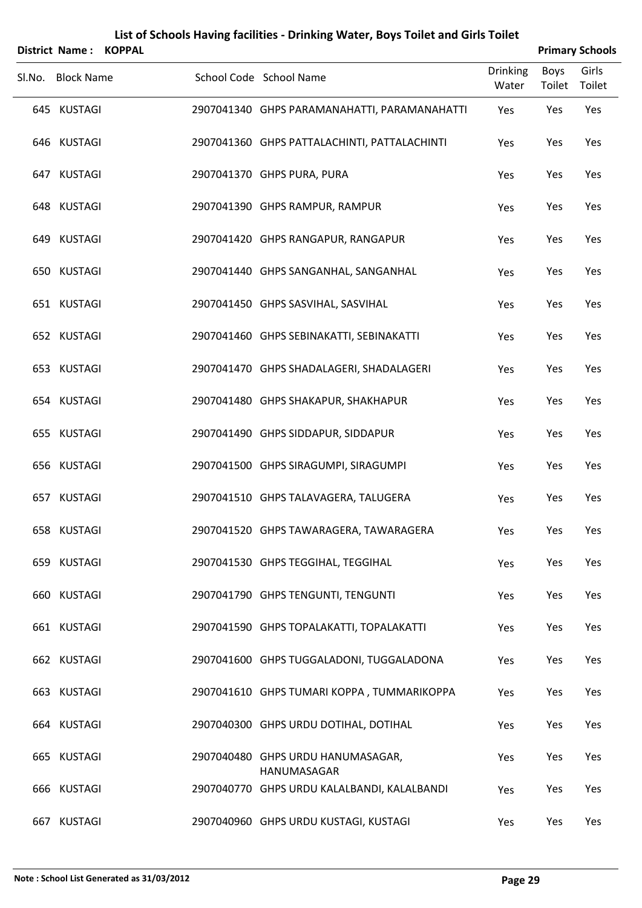# List of Schools Having facilities - Drinking Water, Boys Toilet and Girls Toilet

**District Name : KOPPAL** **Primary Schools**

| Sl.No. | Block Name | School Code | School Name | Drinking Water | Boys Toilet | Girls Toilet |
|---|---|---|---|---|---|---|
| 645 | KUSTAGI | 2907041340 | GHPS PARAMANAHATTI, PARAMANAHATTI | Yes | Yes | Yes |
| 646 | KUSTAGI | 2907041360 | GHPS PATTALACHINTI, PATTALACHINTI | Yes | Yes | Yes |
| 647 | KUSTAGI | 2907041370 | GHPS PURA, PURA | Yes | Yes | Yes |
| 648 | KUSTAGI | 2907041390 | GHPS RAMPUR, RAMPUR | Yes | Yes | Yes |
| 649 | KUSTAGI | 2907041420 | GHPS RANGAPUR, RANGAPUR | Yes | Yes | Yes |
| 650 | KUSTAGI | 2907041440 | GHPS SANGANHAL, SANGANHAL | Yes | Yes | Yes |
| 651 | KUSTAGI | 2907041450 | GHPS SASVIHAL, SASVIHAL | Yes | Yes | Yes |
| 652 | KUSTAGI | 2907041460 | GHPS SEBINAKATTI, SEBINAKATTI | Yes | Yes | Yes |
| 653 | KUSTAGI | 2907041470 | GHPS SHADALAGERI, SHADALAGERI | Yes | Yes | Yes |
| 654 | KUSTAGI | 2907041480 | GHPS SHAKAPUR, SHAKHAPUR | Yes | Yes | Yes |
| 655 | KUSTAGI | 2907041490 | GHPS SIDDAPUR, SIDDAPUR | Yes | Yes | Yes |
| 656 | KUSTAGI | 2907041500 | GHPS SIRAGUMPI, SIRAGUMPI | Yes | Yes | Yes |
| 657 | KUSTAGI | 2907041510 | GHPS TALAVAGERA, TALUGERA | Yes | Yes | Yes |
| 658 | KUSTAGI | 2907041520 | GHPS TAWARAGERA, TAWARAGERA | Yes | Yes | Yes |
| 659 | KUSTAGI | 2907041530 | GHPS TEGGIHAL, TEGGIHAL | Yes | Yes | Yes |
| 660 | KUSTAGI | 2907041790 | GHPS TENGUNTI, TENGUNTI | Yes | Yes | Yes |
| 661 | KUSTAGI | 2907041590 | GHPS TOPALAKATTI, TOPALAKATTI | Yes | Yes | Yes |
| 662 | KUSTAGI | 2907041600 | GHPS TUGGALADONI, TUGGALADONA | Yes | Yes | Yes |
| 663 | KUSTAGI | 2907041610 | GHPS TUMARI KOPPA , TUMMARIKOPPA | Yes | Yes | Yes |
| 664 | KUSTAGI | 2907040300 | GHPS URDU DOTIHAL, DOTIHAL | Yes | Yes | Yes |
| 665 | KUSTAGI | 2907040480 | GHPS URDU HANUMASAGAR, HANUMASAGAR | Yes | Yes | Yes |
| 666 | KUSTAGI | 2907040770 | GHPS URDU KALALBANDI, KALALBANDI | Yes | Yes | Yes |
| 667 | KUSTAGI | 2907040960 | GHPS URDU KUSTAGI, KUSTAGI | Yes | Yes | Yes |

**Note : School List Generated as 31/03/2012**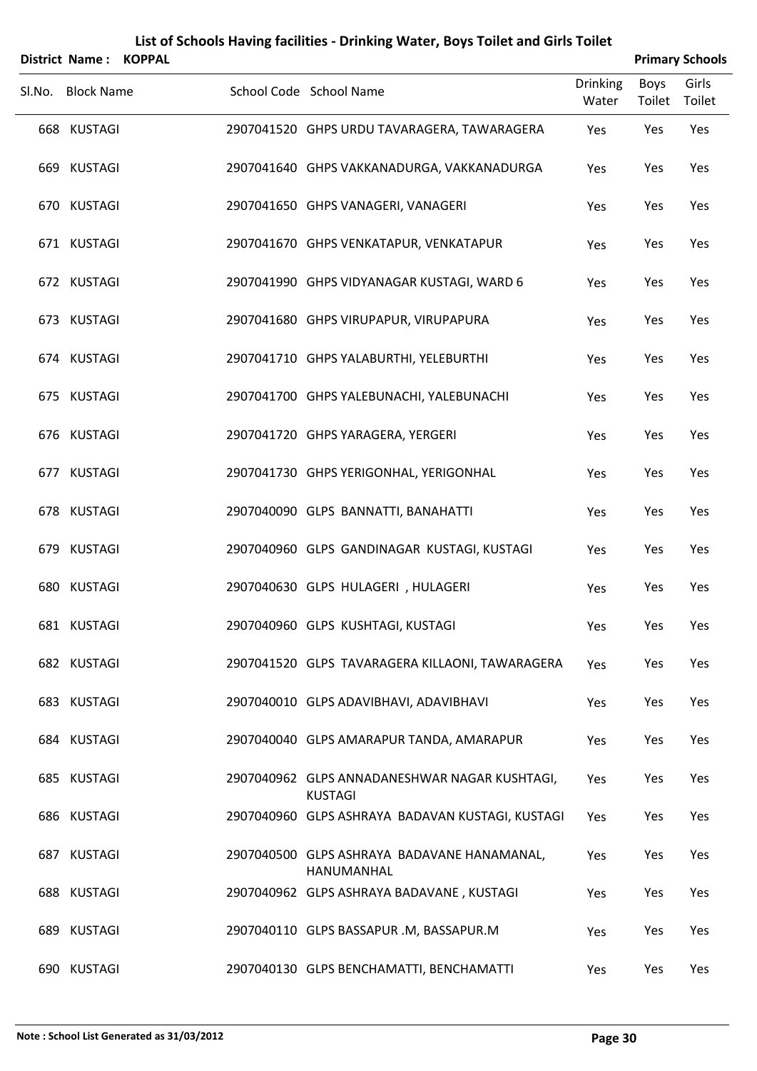# List of Schools Having facilities - Drinking Water, Boys Toilet and Girls Toilet

**District Name : KOPPAL** **Primary Schools**

| Sl.No. | Block Name | School Code | School Name | Drinking Water | Boys Toilet | Girls Toilet |
|---|---|---|---|---|---|---|
| 668 | KUSTAGI | 2907041520 | GHPS URDU TAVARAGERA, TAWARAGERA | Yes | Yes | Yes |
| 669 | KUSTAGI | 2907041640 | GHPS VAKKANADURGA, VAKKANADURGA | Yes | Yes | Yes |
| 670 | KUSTAGI | 2907041650 | GHPS VANAGERI, VANAGERI | Yes | Yes | Yes |
| 671 | KUSTAGI | 2907041670 | GHPS VENKATAPUR, VENKATAPUR | Yes | Yes | Yes |
| 672 | KUSTAGI | 2907041990 | GHPS VIDYANAGAR KUSTAGI, WARD 6 | Yes | Yes | Yes |
| 673 | KUSTAGI | 2907041680 | GHPS VIRUPAPUR, VIRUPAPURA | Yes | Yes | Yes |
| 674 | KUSTAGI | 2907041710 | GHPS YALABURTHI, YELEBURTHI | Yes | Yes | Yes |
| 675 | KUSTAGI | 2907041700 | GHPS YALEBUNACHI, YALEBUNACHI | Yes | Yes | Yes |
| 676 | KUSTAGI | 2907041720 | GHPS YARAGERA, YERGERI | Yes | Yes | Yes |
| 677 | KUSTAGI | 2907041730 | GHPS YERIGONHAL, YERIGONHAL | Yes | Yes | Yes |
| 678 | KUSTAGI | 2907040090 | GLPS BANNATTI, BANAHATTI | Yes | Yes | Yes |
| 679 | KUSTAGI | 2907040960 | GLPS GANDINAGAR KUSTAGI, KUSTAGI | Yes | Yes | Yes |
| 680 | KUSTAGI | 2907040630 | GLPS HULAGERI , HULAGERI | Yes | Yes | Yes |
| 681 | KUSTAGI | 2907040960 | GLPS KUSHTAGI, KUSTAGI | Yes | Yes | Yes |
| 682 | KUSTAGI | 2907041520 | GLPS TAVARAGERA KILLAONI, TAWARAGERA | Yes | Yes | Yes |
| 683 | KUSTAGI | 2907040010 | GLPS ADAVIBHAVI, ADAVIBHAVI | Yes | Yes | Yes |
| 684 | KUSTAGI | 2907040040 | GLPS AMARAPUR TANDA, AMARAPUR | Yes | Yes | Yes |
| 685 | KUSTAGI | 2907040962 | GLPS ANNADANESHWAR NAGAR KUSHTAGI, KUSTAGI | Yes | Yes | Yes |
| 686 | KUSTAGI | 2907040960 | GLPS ASHRAYA BADAVAN KUSTAGI, KUSTAGI | Yes | Yes | Yes |
| 687 | KUSTAGI | 2907040500 | GLPS ASHRAYA BADAVANE HANAMANAL, HANUMANHAL | Yes | Yes | Yes |
| 688 | KUSTAGI | 2907040962 | GLPS ASHRAYA BADAVANE , KUSTAGI | Yes | Yes | Yes |
| 689 | KUSTAGI | 2907040110 | GLPS BASSAPUR .M, BASSAPUR.M | Yes | Yes | Yes |
| 690 | KUSTAGI | 2907040130 | GLPS BENCHAMATTI, BENCHAMATTI | Yes | Yes | Yes |

**Note : School List Generated as 31/03/2012**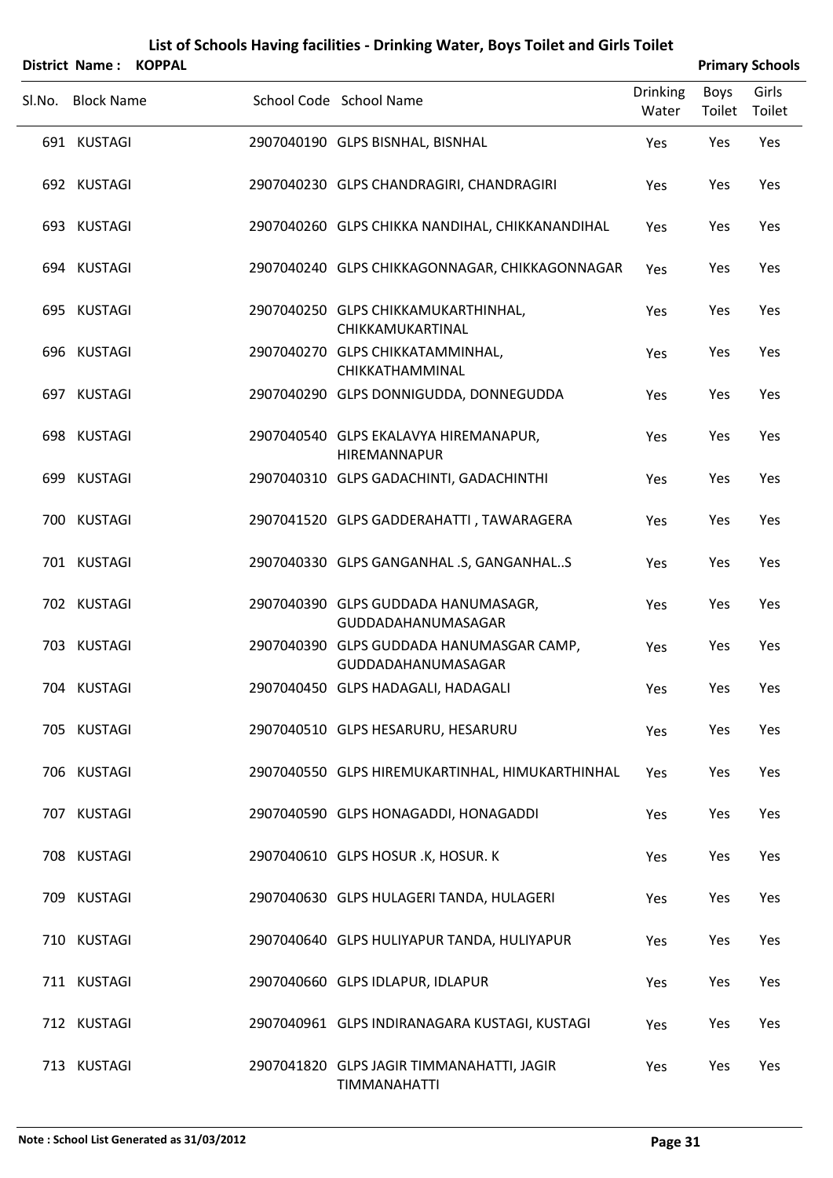# List of Schools Having facilities - Drinking Water, Boys Toilet and Girls Toilet

**District Name : KOPPAL** | **Primary Schools**

| Sl.No. | Block Name | School Code | School Name | Drinking Water | Boys Toilet | Girls Toilet |
|---|---|---|---|---|---|---|
| 691 | KUSTAGI | 2907040190 | GLPS BISNHAL, BISNHAL | Yes | Yes | Yes |
| 692 | KUSTAGI | 2907040230 | GLPS CHANDRAGIRI, CHANDRAGIRI | Yes | Yes | Yes |
| 693 | KUSTAGI | 2907040260 | GLPS CHIKKA NANDIHAL, CHIKKANANDIHAL | Yes | Yes | Yes |
| 694 | KUSTAGI | 2907040240 | GLPS CHIKKAGONNAGAR, CHIKKAGONNAGAR | Yes | Yes | Yes |
| 695 | KUSTAGI | 2907040250 | GLPS CHIKKAMUKARTHINHAL, CHIKKAMUKARTINAL | Yes | Yes | Yes |
| 696 | KUSTAGI | 2907040270 | GLPS CHIKKATAMMINHAL, CHIKKATHAMMINAL | Yes | Yes | Yes |
| 697 | KUSTAGI | 2907040290 | GLPS DONNIGUDDA, DONNEGUDDA | Yes | Yes | Yes |
| 698 | KUSTAGI | 2907040540 | GLPS EKALAVYA HIREMANAPUR, HIREMANNAPUR | Yes | Yes | Yes |
| 699 | KUSTAGI | 2907040310 | GLPS GADACHINTI, GADACHINTHI | Yes | Yes | Yes |
| 700 | KUSTAGI | 2907041520 | GLPS GADDERAHATTI , TAWARAGERA | Yes | Yes | Yes |
| 701 | KUSTAGI | 2907040330 | GLPS GANGANHAL .S, GANGANHAL..S | Yes | Yes | Yes |
| 702 | KUSTAGI | 2907040390 | GLPS GUDDADA HANUMASAGR, GUDDADAHANUMASAGAR | Yes | Yes | Yes |
| 703 | KUSTAGI | 2907040390 | GLPS GUDDADA HANUMASAGAR CAMP, GUDDADAHANUMASAGAR | Yes | Yes | Yes |
| 704 | KUSTAGI | 2907040450 | GLPS HADAGALI, HADAGALI | Yes | Yes | Yes |
| 705 | KUSTAGI | 2907040510 | GLPS HESARURU, HESARURU | Yes | Yes | Yes |
| 706 | KUSTAGI | 2907040550 | GLPS HIREMUKARTINHAL, HIMUKARTHINHAL | Yes | Yes | Yes |
| 707 | KUSTAGI | 2907040590 | GLPS HONAGADDI, HONAGADDI | Yes | Yes | Yes |
| 708 | KUSTAGI | 2907040610 | GLPS HOSUR .K, HOSUR. K | Yes | Yes | Yes |
| 709 | KUSTAGI | 2907040630 | GLPS HULAGERI TANDA, HULAGERI | Yes | Yes | Yes |
| 710 | KUSTAGI | 2907040640 | GLPS HULIYAPUR TANDA, HULIYAPUR | Yes | Yes | Yes |
| 711 | KUSTAGI | 2907040660 | GLPS IDLAPUR, IDLAPUR | Yes | Yes | Yes |
| 712 | KUSTAGI | 2907040961 | GLPS INDIRANAGARA KUSTAGI, KUSTAGI | Yes | Yes | Yes |
| 713 | KUSTAGI | 2907041820 | GLPS JAGIR TIMMANAHATTI, JAGIR TIMMANAHATTI | Yes | Yes | Yes |

**Note : School List Generated as 31/03/2012**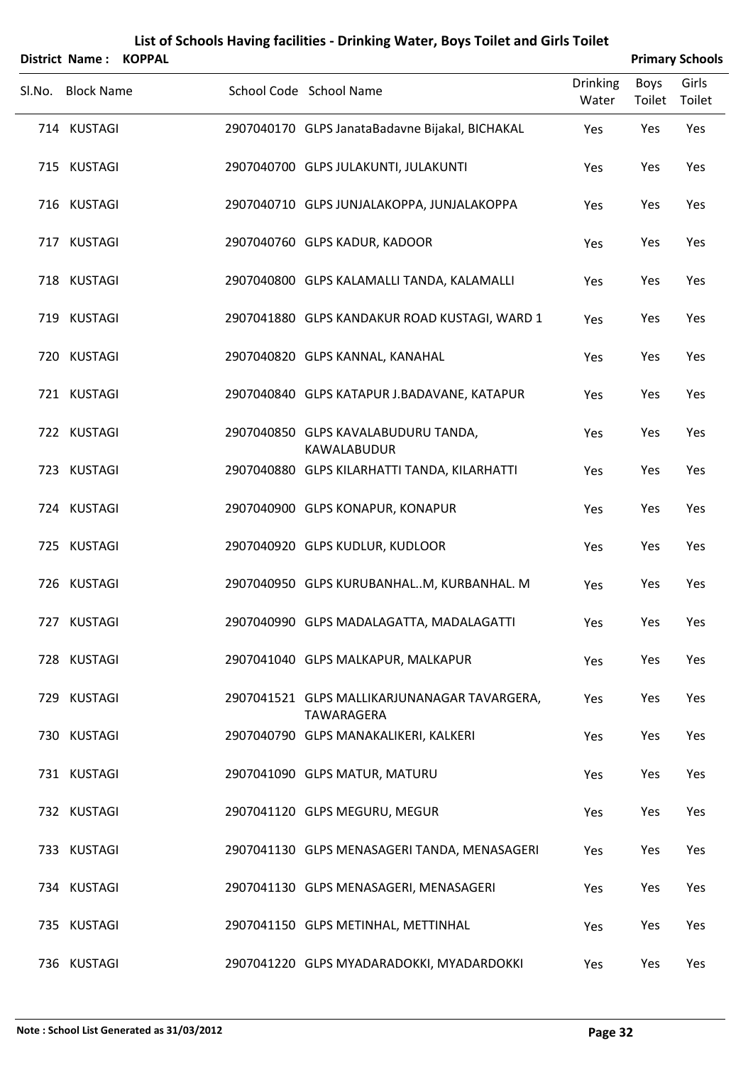# List of Schools Having facilities - Drinking Water, Boys Toilet and Girls Toilet

**District Name : KOPPAL** **Primary Schools**

| Sl.No. | Block Name | School Code | School Name | Drinking Water | Boys Toilet | Girls Toilet |
|---|---|---|---|---|---|---|
| 714 | KUSTAGI | 2907040170 | GLPS JanataBadavne Bijakal, BICHAKAL | Yes | Yes | Yes |
| 715 | KUSTAGI | 2907040700 | GLPS JULAKUNTI, JULAKUNTI | Yes | Yes | Yes |
| 716 | KUSTAGI | 2907040710 | GLPS JUNJALAKOPPA, JUNJALAKOPPA | Yes | Yes | Yes |
| 717 | KUSTAGI | 2907040760 | GLPS KADUR, KADOOR | Yes | Yes | Yes |
| 718 | KUSTAGI | 2907040800 | GLPS KALAMALLI TANDA, KALAMALLI | Yes | Yes | Yes |
| 719 | KUSTAGI | 2907041880 | GLPS KANDAKUR ROAD KUSTAGI, WARD 1 | Yes | Yes | Yes |
| 720 | KUSTAGI | 2907040820 | GLPS KANNAL, KANAHAL | Yes | Yes | Yes |
| 721 | KUSTAGI | 2907040840 | GLPS KATAPUR J.BADAVANE, KATAPUR | Yes | Yes | Yes |
| 722 | KUSTAGI | 2907040850 | GLPS KAVALABUDURU TANDA, KAWALABUDUR | Yes | Yes | Yes |
| 723 | KUSTAGI | 2907040880 | GLPS KILARHATTI TANDA, KILARHATTI | Yes | Yes | Yes |
| 724 | KUSTAGI | 2907040900 | GLPS KONAPUR, KONAPUR | Yes | Yes | Yes |
| 725 | KUSTAGI | 2907040920 | GLPS KUDLUR, KUDLOOR | Yes | Yes | Yes |
| 726 | KUSTAGI | 2907040950 | GLPS KURUBANHAL..M, KURBANHAL. M | Yes | Yes | Yes |
| 727 | KUSTAGI | 2907040990 | GLPS MADALAGATTA, MADALAGATTI | Yes | Yes | Yes |
| 728 | KUSTAGI | 2907041040 | GLPS MALKAPUR, MALKAPUR | Yes | Yes | Yes |
| 729 | KUSTAGI | 2907041521 | GLPS MALLIKARJUNANAGAR TAVARGERA, TAWARAGERA | Yes | Yes | Yes |
| 730 | KUSTAGI | 2907040790 | GLPS MANAKALIKERI, KALKERI | Yes | Yes | Yes |
| 731 | KUSTAGI | 2907041090 | GLPS MATUR, MATURU | Yes | Yes | Yes |
| 732 | KUSTAGI | 2907041120 | GLPS MEGURU, MEGUR | Yes | Yes | Yes |
| 733 | KUSTAGI | 2907041130 | GLPS MENASAGERI TANDA, MENASAGERI | Yes | Yes | Yes |
| 734 | KUSTAGI | 2907041130 | GLPS MENASAGERI, MENASAGERI | Yes | Yes | Yes |
| 735 | KUSTAGI | 2907041150 | GLPS METINHAL, METTINHAL | Yes | Yes | Yes |
| 736 | KUSTAGI | 2907041220 | GLPS MYADARADOKKI, MYADARDOKKI | Yes | Yes | Yes |

**Note : School List Generated as 31/03/2012**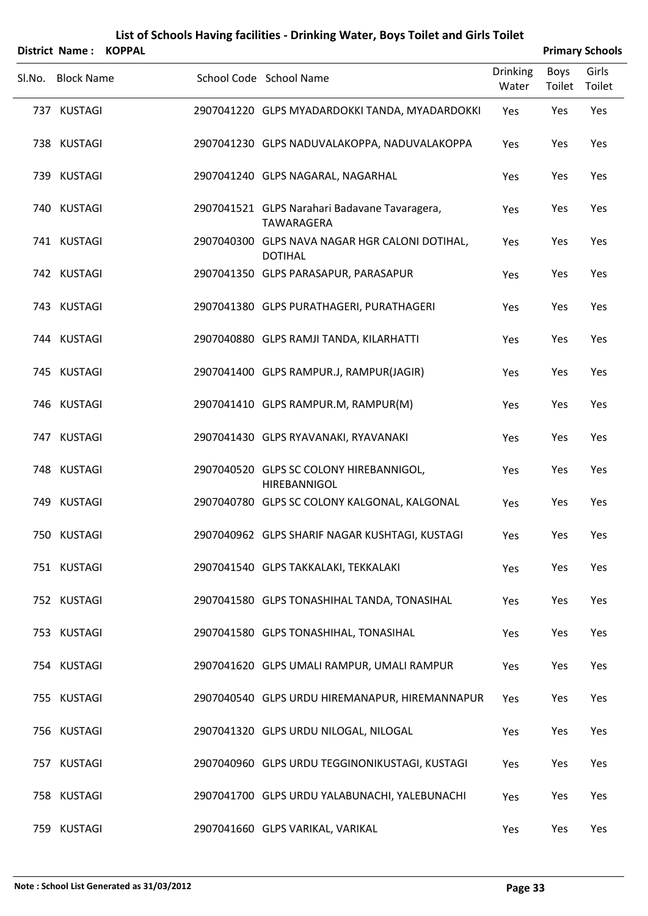# List of Schools Having facilities - Drinking Water, Boys Toilet and Girls Toilet

**District Name : KOPPAL** **Primary Schools**

| Sl.No. | Block Name | School Code | School Name | Drinking Water | Boys Toilet | Girls Toilet |
|---|---|---|---|---|---|---|
| 737 | KUSTAGI | 2907041220 | GLPS MYADARDOKKI TANDA, MYADARDOKKI | Yes | Yes | Yes |
| 738 | KUSTAGI | 2907041230 | GLPS NADUVALAKOPPA, NADUVALAKOPPA | Yes | Yes | Yes |
| 739 | KUSTAGI | 2907041240 | GLPS NAGARAL, NAGARHAL | Yes | Yes | Yes |
| 740 | KUSTAGI | 2907041521 | GLPS Narahari Badavane Tavaragera, TAWARAGERA | Yes | Yes | Yes |
| 741 | KUSTAGI | 2907040300 | GLPS NAVA NAGAR HGR CALONI DOTIHAL, DOTIHAL | Yes | Yes | Yes |
| 742 | KUSTAGI | 2907041350 | GLPS PARASAPUR, PARASAPUR | Yes | Yes | Yes |
| 743 | KUSTAGI | 2907041380 | GLPS PURATHAGERI, PURATHAGERI | Yes | Yes | Yes |
| 744 | KUSTAGI | 2907040880 | GLPS RAMJI TANDA, KILARHATTI | Yes | Yes | Yes |
| 745 | KUSTAGI | 2907041400 | GLPS RAMPUR.J, RAMPUR(JAGIR) | Yes | Yes | Yes |
| 746 | KUSTAGI | 2907041410 | GLPS RAMPUR.M, RAMPUR(M) | Yes | Yes | Yes |
| 747 | KUSTAGI | 2907041430 | GLPS RYAVANAKI, RYAVANAKI | Yes | Yes | Yes |
| 748 | KUSTAGI | 2907040520 | GLPS SC COLONY HIREBANNIGOL, HIREBANNIGOL | Yes | Yes | Yes |
| 749 | KUSTAGI | 2907040780 | GLPS SC COLONY KALGONAL, KALGONAL | Yes | Yes | Yes |
| 750 | KUSTAGI | 2907040962 | GLPS SHARIF NAGAR KUSHTAGI, KUSTAGI | Yes | Yes | Yes |
| 751 | KUSTAGI | 2907041540 | GLPS TAKKALAKI, TEKKALAKI | Yes | Yes | Yes |
| 752 | KUSTAGI | 2907041580 | GLPS TONASHIHAL TANDA, TONASIHAL | Yes | Yes | Yes |
| 753 | KUSTAGI | 2907041580 | GLPS TONASHIHAL, TONASIHAL | Yes | Yes | Yes |
| 754 | KUSTAGI | 2907041620 | GLPS UMALI RAMPUR, UMALI RAMPUR | Yes | Yes | Yes |
| 755 | KUSTAGI | 2907040540 | GLPS URDU HIREMANAPUR, HIREMANNAPUR | Yes | Yes | Yes |
| 756 | KUSTAGI | 2907041320 | GLPS URDU NILOGAL, NILOGAL | Yes | Yes | Yes |
| 757 | KUSTAGI | 2907040960 | GLPS URDU TEGGINONIKUSTAGI, KUSTAGI | Yes | Yes | Yes |
| 758 | KUSTAGI | 2907041700 | GLPS URDU YALABUNACHI, YALEBUNACHI | Yes | Yes | Yes |
| 759 | KUSTAGI | 2907041660 | GLPS VARIKAL, VARIKAL | Yes | Yes | Yes |

**Note : School List Generated as 31/03/2012**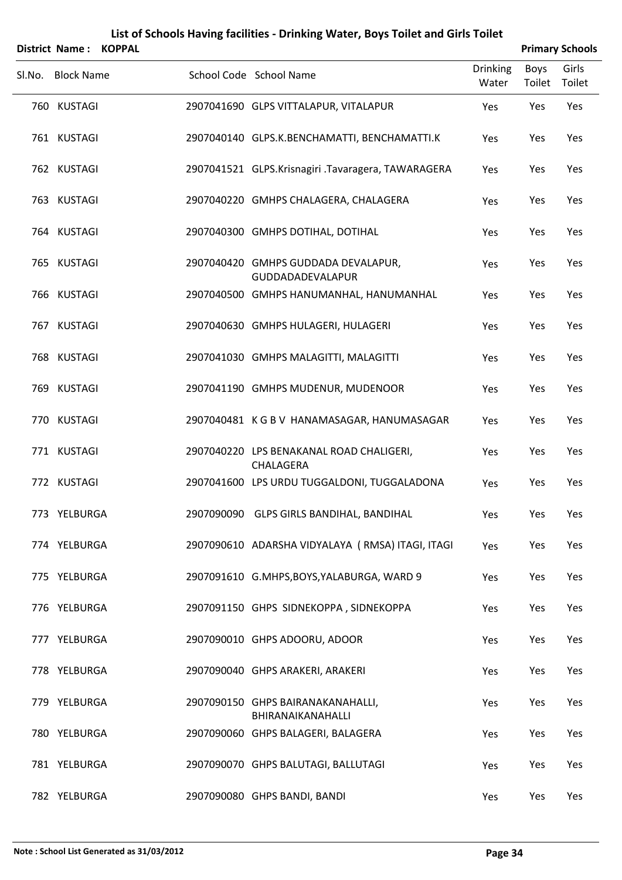# List of Schools Having facilities - Drinking Water, Boys Toilet and Girls Toilet

**District Name : KOPPAL** **Primary Schools**

| Sl.No. | Block Name | School Code | School Name | Drinking Water | Boys Toilet | Girls Toilet |
|---|---|---|---|---|---|---|
| 760 | KUSTAGI | 2907041690 | GLPS VITTALAPUR, VITALAPUR | Yes | Yes | Yes |
| 761 | KUSTAGI | 2907040140 | GLPS.K.BENCHAMATTI, BENCHAMATTI.K | Yes | Yes | Yes |
| 762 | KUSTAGI | 2907041521 | GLPS.Krisnagiri .Tavaragera, TAWARAGERA | Yes | Yes | Yes |
| 763 | KUSTAGI | 2907040220 | GMHPS CHALAGERA, CHALAGERA | Yes | Yes | Yes |
| 764 | KUSTAGI | 2907040300 | GMHPS DOTIHAL, DOTIHAL | Yes | Yes | Yes |
| 765 | KUSTAGI | 2907040420 | GMHPS GUDDADA DEVALAPUR, GUDDADADEVALAPUR | Yes | Yes | Yes |
| 766 | KUSTAGI | 2907040500 | GMHPS HANUMANHAL, HANUMANHAL | Yes | Yes | Yes |
| 767 | KUSTAGI | 2907040630 | GMHPS HULAGERI, HULAGERI | Yes | Yes | Yes |
| 768 | KUSTAGI | 2907041030 | GMHPS MALAGITTI, MALAGITTI | Yes | Yes | Yes |
| 769 | KUSTAGI | 2907041190 | GMHPS MUDENUR, MUDENOOR | Yes | Yes | Yes |
| 770 | KUSTAGI | 2907040481 | K G B V HANAMASAGAR, HANUMASAGAR | Yes | Yes | Yes |
| 771 | KUSTAGI | 2907040220 | LPS BENAKANAL ROAD CHALIGERI, CHALAGERA | Yes | Yes | Yes |
| 772 | KUSTAGI | 2907041600 | LPS URDU TUGGALDONI, TUGGALADONA | Yes | Yes | Yes |
| 773 | YELBURGA | 2907090090 | GLPS GIRLS BANDIHAL, BANDIHAL | Yes | Yes | Yes |
| 774 | YELBURGA | 2907090610 | ADARSHA VIDYALAYA ( RMSA) ITAGI, ITAGI | Yes | Yes | Yes |
| 775 | YELBURGA | 2907091610 | G.MHPS,BOYS,YALABURGA, WARD 9 | Yes | Yes | Yes |
| 776 | YELBURGA | 2907091150 | GHPS SIDNEKOPPA , SIDNEKOPPA | Yes | Yes | Yes |
| 777 | YELBURGA | 2907090010 | GHPS ADOORU, ADOOR | Yes | Yes | Yes |
| 778 | YELBURGA | 2907090040 | GHPS ARAKERI, ARAKERI | Yes | Yes | Yes |
| 779 | YELBURGA | 2907090150 | GHPS BAIRANAKANAHALLI, BHIRANAIKANAHALLI | Yes | Yes | Yes |
| 780 | YELBURGA | 2907090060 | GHPS BALAGERI, BALAGERA | Yes | Yes | Yes |
| 781 | YELBURGA | 2907090070 | GHPS BALUTAGI, BALLUTAGI | Yes | Yes | Yes |
| 782 | YELBURGA | 2907090080 | GHPS BANDI, BANDI | Yes | Yes | Yes |

**Note : School List Generated as 31/03/2012**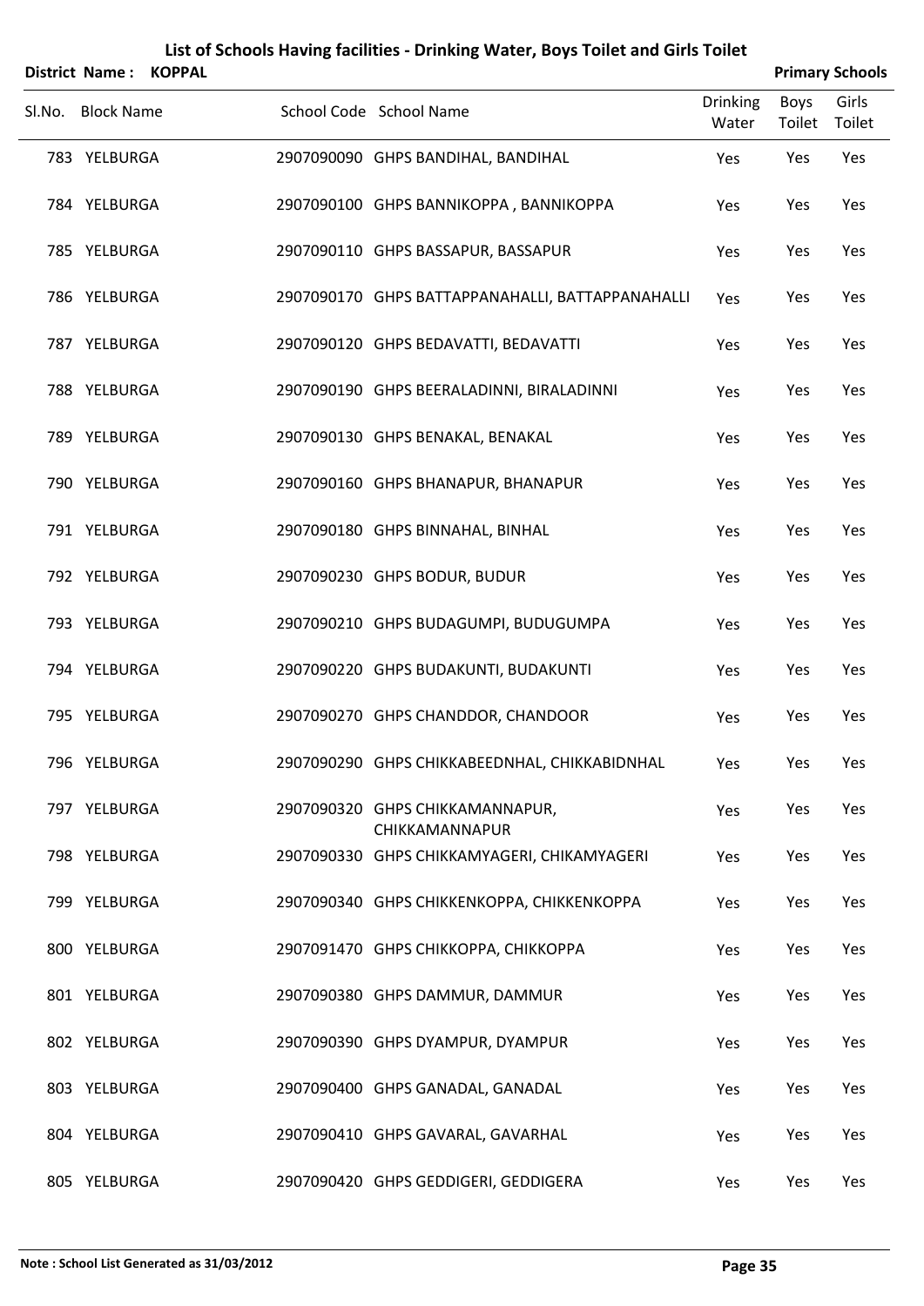# List of Schools Having facilities - Drinking Water, Boys Toilet and Girls Toilet

**District Name : KOPPAL** **Primary Schools**

| Sl.No. | Block Name | School Code | School Name | Drinking Water | Boys Toilet | Girls Toilet |
|---|---|---|---|---|---|---|
| 783 | YELBURGA | 2907090090 | GHPS BANDIHAL, BANDIHAL | Yes | Yes | Yes |
| 784 | YELBURGA | 2907090100 | GHPS BANNIKOPPA , BANNIKOPPA | Yes | Yes | Yes |
| 785 | YELBURGA | 2907090110 | GHPS BASSAPUR, BASSAPUR | Yes | Yes | Yes |
| 786 | YELBURGA | 2907090170 | GHPS BATTAPPANAHALLI, BATTAPPANAHALLI | Yes | Yes | Yes |
| 787 | YELBURGA | 2907090120 | GHPS BEDAVATTI, BEDAVATTI | Yes | Yes | Yes |
| 788 | YELBURGA | 2907090190 | GHPS BEERALADINNI, BIRALADINNI | Yes | Yes | Yes |
| 789 | YELBURGA | 2907090130 | GHPS BENAKAL, BENAKAL | Yes | Yes | Yes |
| 790 | YELBURGA | 2907090160 | GHPS BHANAPUR, BHANAPUR | Yes | Yes | Yes |
| 791 | YELBURGA | 2907090180 | GHPS BINNAHAL, BINHAL | Yes | Yes | Yes |
| 792 | YELBURGA | 2907090230 | GHPS BODUR, BUDUR | Yes | Yes | Yes |
| 793 | YELBURGA | 2907090210 | GHPS BUDAGUMPI, BUDUGUMPA | Yes | Yes | Yes |
| 794 | YELBURGA | 2907090220 | GHPS BUDAKUNTI, BUDAKUNTI | Yes | Yes | Yes |
| 795 | YELBURGA | 2907090270 | GHPS CHANDDOR, CHANDOOR | Yes | Yes | Yes |
| 796 | YELBURGA | 2907090290 | GHPS CHIKKABEEDNHAL, CHIKKABIDNHAL | Yes | Yes | Yes |
| 797 | YELBURGA | 2907090320 | GHPS CHIKKAMANNAPUR, CHIKKAMANNAPUR | Yes | Yes | Yes |
| 798 | YELBURGA | 2907090330 | GHPS CHIKKAMYAGERI, CHIKAMYAGERI | Yes | Yes | Yes |
| 799 | YELBURGA | 2907090340 | GHPS CHIKKENKOPPA, CHIKKENKOPPA | Yes | Yes | Yes |
| 800 | YELBURGA | 2907091470 | GHPS CHIKKOPPA, CHIKKOPPA | Yes | Yes | Yes |
| 801 | YELBURGA | 2907090380 | GHPS DAMMUR, DAMMUR | Yes | Yes | Yes |
| 802 | YELBURGA | 2907090390 | GHPS DYAMPUR, DYAMPUR | Yes | Yes | Yes |
| 803 | YELBURGA | 2907090400 | GHPS GANADAL, GANADAL | Yes | Yes | Yes |
| 804 | YELBURGA | 2907090410 | GHPS GAVARAL, GAVARHAL | Yes | Yes | Yes |
| 805 | YELBURGA | 2907090420 | GHPS GEDDIGERI, GEDDIGERA | Yes | Yes | Yes |

**Note : School List Generated as 31/03/2012**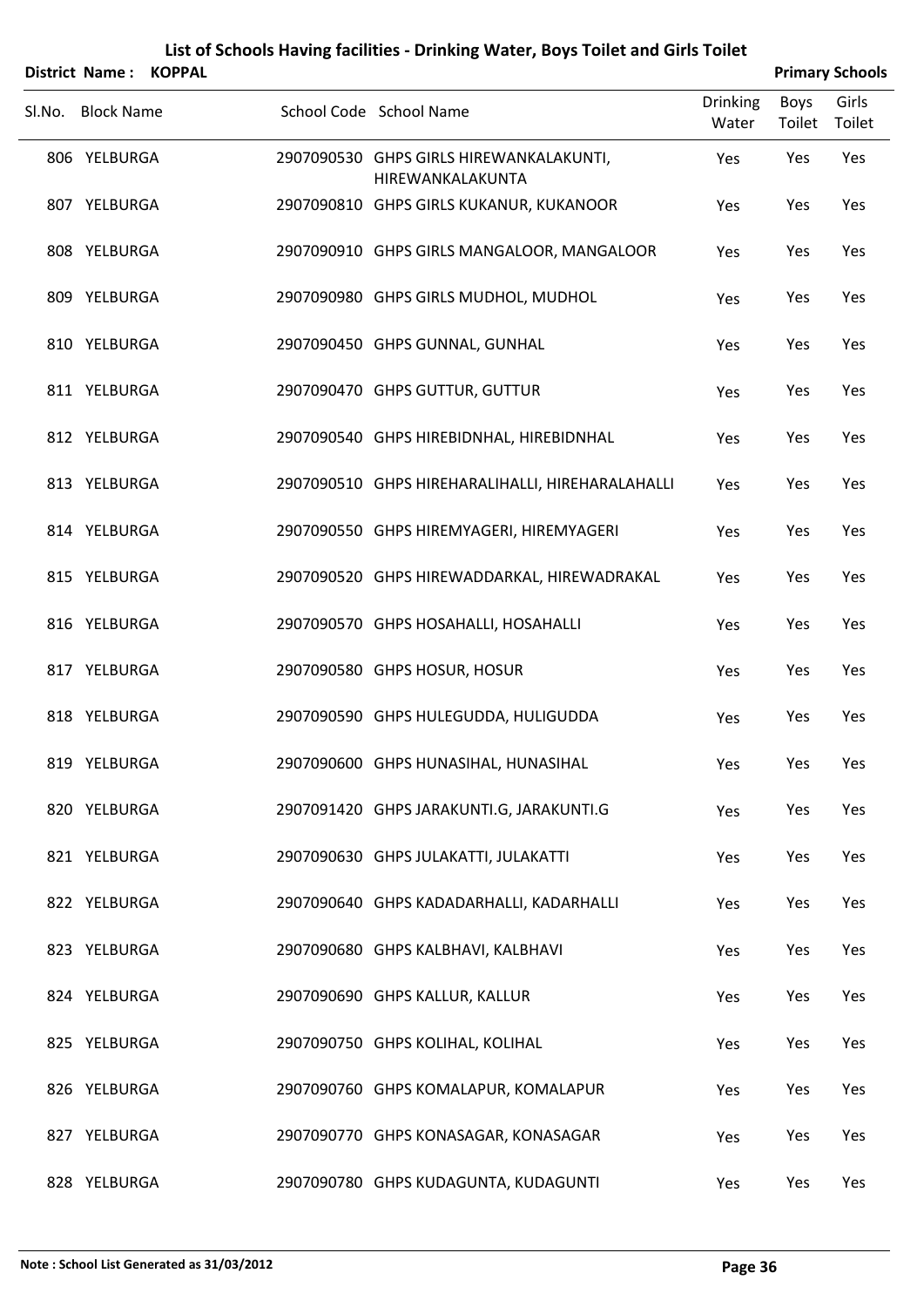# List of Schools Having facilities - Drinking Water, Boys Toilet and Girls Toilet

**District Name : KOPPAL** **Primary Schools**

| Sl.No. | Block Name | School Code | School Name | Drinking Water | Boys Toilet | Girls Toilet |
|---|---|---|---|---|---|---|
| 806 | YELBURGA | 2907090530 | GHPS GIRLS HIREWANKALAKUNTI, HIREWANKALAKUNTA | Yes | Yes | Yes |
| 807 | YELBURGA | 2907090810 | GHPS GIRLS KUKANUR, KUKANOOR | Yes | Yes | Yes |
| 808 | YELBURGA | 2907090910 | GHPS GIRLS MANGALOOR, MANGALOOR | Yes | Yes | Yes |
| 809 | YELBURGA | 2907090980 | GHPS GIRLS MUDHOL, MUDHOL | Yes | Yes | Yes |
| 810 | YELBURGA | 2907090450 | GHPS GUNNAL, GUNHAL | Yes | Yes | Yes |
| 811 | YELBURGA | 2907090470 | GHPS GUTTUR, GUTTUR | Yes | Yes | Yes |
| 812 | YELBURGA | 2907090540 | GHPS HIREBIDNHAL, HIREBIDNHAL | Yes | Yes | Yes |
| 813 | YELBURGA | 2907090510 | GHPS HIREHARALIHALLI, HIREHARALAHALLI | Yes | Yes | Yes |
| 814 | YELBURGA | 2907090550 | GHPS HIREMYAGERI, HIREMYAGERI | Yes | Yes | Yes |
| 815 | YELBURGA | 2907090520 | GHPS HIREWADDARKAL, HIREWADRAKAL | Yes | Yes | Yes |
| 816 | YELBURGA | 2907090570 | GHPS HOSAHALLI, HOSAHALLI | Yes | Yes | Yes |
| 817 | YELBURGA | 2907090580 | GHPS HOSUR, HOSUR | Yes | Yes | Yes |
| 818 | YELBURGA | 2907090590 | GHPS HULEGUDDA, HULIGUDDA | Yes | Yes | Yes |
| 819 | YELBURGA | 2907090600 | GHPS HUNASIHAL, HUNASIHAL | Yes | Yes | Yes |
| 820 | YELBURGA | 2907091420 | GHPS JARAKUNTI.G, JARAKUNTI.G | Yes | Yes | Yes |
| 821 | YELBURGA | 2907090630 | GHPS JULAKATTI, JULAKATTI | Yes | Yes | Yes |
| 822 | YELBURGA | 2907090640 | GHPS KADADARHALLI, KADARHALLI | Yes | Yes | Yes |
| 823 | YELBURGA | 2907090680 | GHPS KALBHAVI, KALBHAVI | Yes | Yes | Yes |
| 824 | YELBURGA | 2907090690 | GHPS KALLUR, KALLUR | Yes | Yes | Yes |
| 825 | YELBURGA | 2907090750 | GHPS KOLIHAL, KOLIHAL | Yes | Yes | Yes |
| 826 | YELBURGA | 2907090760 | GHPS KOMALAPUR, KOMALAPUR | Yes | Yes | Yes |
| 827 | YELBURGA | 2907090770 | GHPS KONASAGAR, KONASAGAR | Yes | Yes | Yes |
| 828 | YELBURGA | 2907090780 | GHPS KUDAGUNTA, KUDAGUNTI | Yes | Yes | Yes |

**Note : School List Generated as 31/03/2012**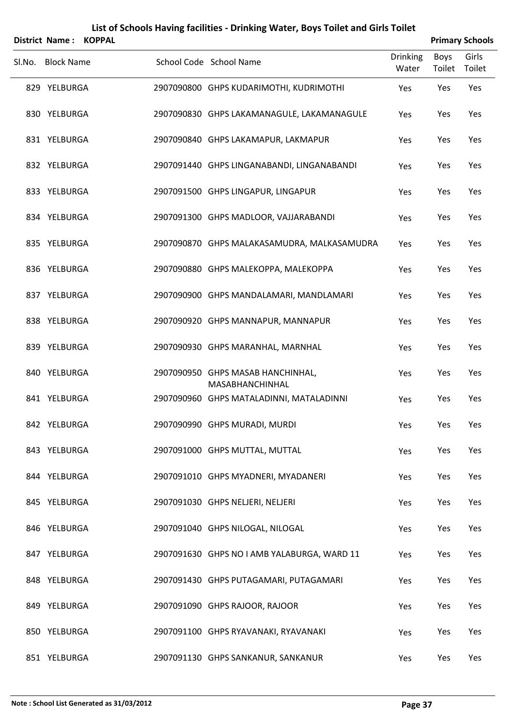# List of Schools Having facilities - Drinking Water, Boys Toilet and Girls Toilet

**District Name : KOPPAL** **Primary Schools**

| Sl.No. | Block Name | School Code | School Name | Drinking Water | Boys Toilet | Girls Toilet |
|---|---|---|---|---|---|---|
| 829 | YELBURGA | 2907090800 | GHPS KUDARIMOTHI, KUDRIMOTHI | Yes | Yes | Yes |
| 830 | YELBURGA | 2907090830 | GHPS LAKAMANAGULE, LAKAMANAGULE | Yes | Yes | Yes |
| 831 | YELBURGA | 2907090840 | GHPS LAKAMAPUR, LAKMAPUR | Yes | Yes | Yes |
| 832 | YELBURGA | 2907091440 | GHPS LINGANABANDI, LINGANABANDI | Yes | Yes | Yes |
| 833 | YELBURGA | 2907091500 | GHPS LINGAPUR, LINGAPUR | Yes | Yes | Yes |
| 834 | YELBURGA | 2907091300 | GHPS MADLOOR, VAJJARABANDI | Yes | Yes | Yes |
| 835 | YELBURGA | 2907090870 | GHPS MALAKASAMUDRA, MALKASAMUDRA | Yes | Yes | Yes |
| 836 | YELBURGA | 2907090880 | GHPS MALEKOPPA, MALEKOPPA | Yes | Yes | Yes |
| 837 | YELBURGA | 2907090900 | GHPS MANDALAMARI, MANDLAMARI | Yes | Yes | Yes |
| 838 | YELBURGA | 2907090920 | GHPS MANNAPUR, MANNAPUR | Yes | Yes | Yes |
| 839 | YELBURGA | 2907090930 | GHPS MARANHAL, MARNHAL | Yes | Yes | Yes |
| 840 | YELBURGA | 2907090950 | GHPS MASAB HANCHINHAL, MASABHANCHINHAL | Yes | Yes | Yes |
| 841 | YELBURGA | 2907090960 | GHPS MATALADINNI, MATALADINNI | Yes | Yes | Yes |
| 842 | YELBURGA | 2907090990 | GHPS MURADI, MURDI | Yes | Yes | Yes |
| 843 | YELBURGA | 2907091000 | GHPS MUTTAL, MUTTAL | Yes | Yes | Yes |
| 844 | YELBURGA | 2907091010 | GHPS MYADNERI, MYADANERI | Yes | Yes | Yes |
| 845 | YELBURGA | 2907091030 | GHPS NELJERI, NELJERI | Yes | Yes | Yes |
| 846 | YELBURGA | 2907091040 | GHPS NILOGAL, NILOGAL | Yes | Yes | Yes |
| 847 | YELBURGA | 2907091630 | GHPS NO I AMB YALABURGA, WARD 11 | Yes | Yes | Yes |
| 848 | YELBURGA | 2907091430 | GHPS PUTAGAMARI, PUTAGAMARI | Yes | Yes | Yes |
| 849 | YELBURGA | 2907091090 | GHPS RAJOOR, RAJOOR | Yes | Yes | Yes |
| 850 | YELBURGA | 2907091100 | GHPS RYAVANAKI, RYAVANAKI | Yes | Yes | Yes |
| 851 | YELBURGA | 2907091130 | GHPS SANKANUR, SANKANUR | Yes | Yes | Yes |

**Note : School List Generated as 31/03/2012**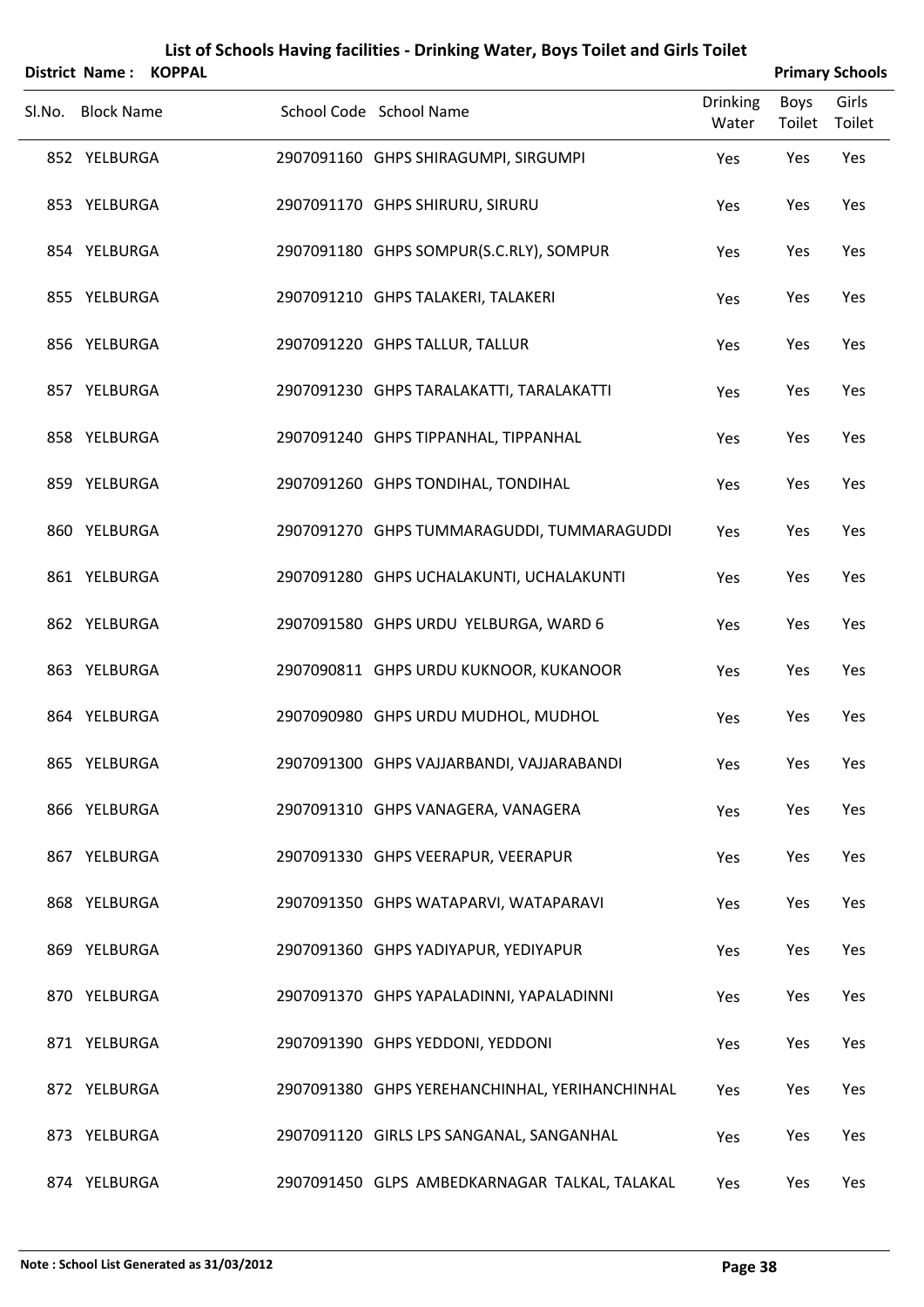# List of Schools Having facilities - Drinking Water, Boys Toilet and Girls Toilet

**District Name : KOPPAL** **Primary Schools**

| Sl.No. | Block Name | School Code | School Name | Drinking Water | Boys Toilet | Girls Toilet |
|---|---|---|---|---|---|---|
| 852 | YELBURGA | 2907091160 | GHPS SHIRAGUMPI, SIRGUMPI | Yes | Yes | Yes |
| 853 | YELBURGA | 2907091170 | GHPS SHIRURU, SIRURU | Yes | Yes | Yes |
| 854 | YELBURGA | 2907091180 | GHPS SOMPUR(S.C.RLY), SOMPUR | Yes | Yes | Yes |
| 855 | YELBURGA | 2907091210 | GHPS TALAKERI, TALAKERI | Yes | Yes | Yes |
| 856 | YELBURGA | 2907091220 | GHPS TALLUR, TALLUR | Yes | Yes | Yes |
| 857 | YELBURGA | 2907091230 | GHPS TARALAKATTI, TARALAKATTI | Yes | Yes | Yes |
| 858 | YELBURGA | 2907091240 | GHPS TIPPANHAL, TIPPANHAL | Yes | Yes | Yes |
| 859 | YELBURGA | 2907091260 | GHPS TONDIHAL, TONDIHAL | Yes | Yes | Yes |
| 860 | YELBURGA | 2907091270 | GHPS TUMMARAGUDDI, TUMMARAGUDDI | Yes | Yes | Yes |
| 861 | YELBURGA | 2907091280 | GHPS UCHALAKUNTI, UCHALAKUNTI | Yes | Yes | Yes |
| 862 | YELBURGA | 2907091580 | GHPS URDU YELBURGA, WARD 6 | Yes | Yes | Yes |
| 863 | YELBURGA | 2907090811 | GHPS URDU KUKNOOR, KUKANOOR | Yes | Yes | Yes |
| 864 | YELBURGA | 2907090980 | GHPS URDU MUDHOL, MUDHOL | Yes | Yes | Yes |
| 865 | YELBURGA | 2907091300 | GHPS VAJJARBANDI, VAJJARABANDI | Yes | Yes | Yes |
| 866 | YELBURGA | 2907091310 | GHPS VANAGERA, VANAGERA | Yes | Yes | Yes |
| 867 | YELBURGA | 2907091330 | GHPS VEERAPUR, VEERAPUR | Yes | Yes | Yes |
| 868 | YELBURGA | 2907091350 | GHPS WATAPARVI, WATAPARAVI | Yes | Yes | Yes |
| 869 | YELBURGA | 2907091360 | GHPS YADIYAPUR, YEDIYAPUR | Yes | Yes | Yes |
| 870 | YELBURGA | 2907091370 | GHPS YAPALADINNI, YAPALADINNI | Yes | Yes | Yes |
| 871 | YELBURGA | 2907091390 | GHPS YEDDONI, YEDDONI | Yes | Yes | Yes |
| 872 | YELBURGA | 2907091380 | GHPS YEREHANCHINHAL, YERIHANCHINHAL | Yes | Yes | Yes |
| 873 | YELBURGA | 2907091120 | GIRLS LPS SANGANAL, SANGANHAL | Yes | Yes | Yes |
| 874 | YELBURGA | 2907091450 | GLPS AMBEDKARNAGAR TALKAL, TALAKAL | Yes | Yes | Yes |

**Note : School List Generated as 31/03/2012**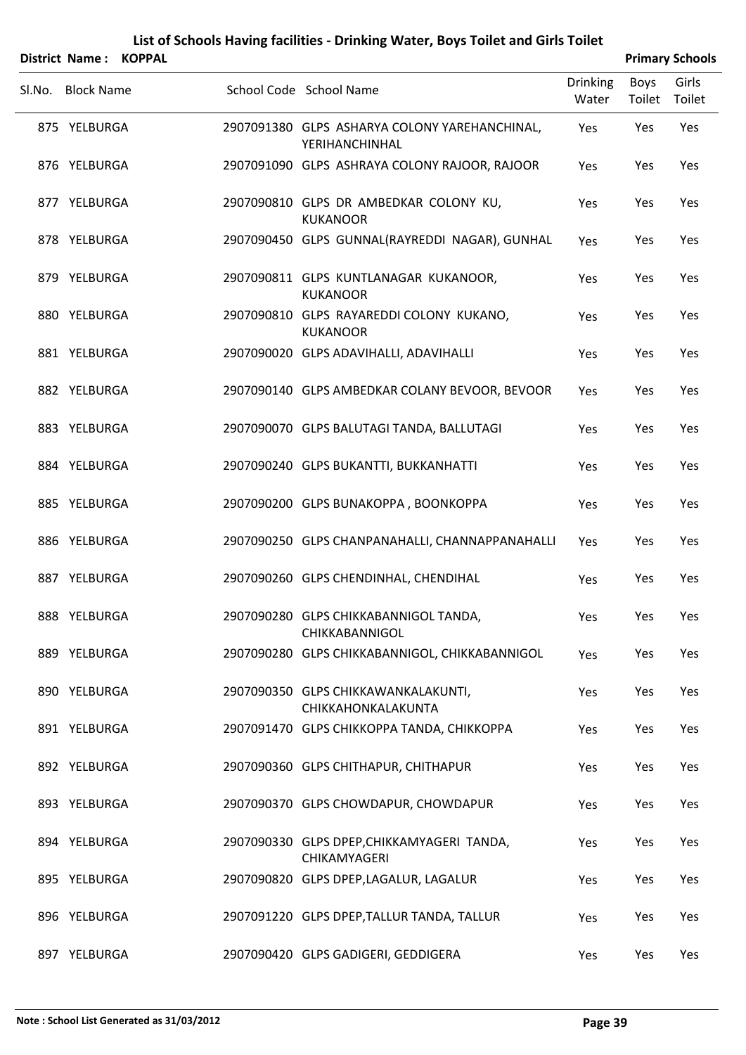# List of Schools Having facilities - Drinking Water, Boys Toilet and Girls Toilet

**District Name : KOPPAL** **Primary Schools**

| Sl.No. | Block Name | School Code | School Name | Drinking Water | Boys Toilet | Girls Toilet |
|---|---|---|---|---|---|---|
| 875 | YELBURGA | 2907091380 | GLPS ASHARYA COLONY YAREHANCHINAL, YERIHANCHINHAL | Yes | Yes | Yes |
| 876 | YELBURGA | 2907091090 | GLPS ASHRAYA COLONY RAJOOR, RAJOOR | Yes | Yes | Yes |
| 877 | YELBURGA | 2907090810 | GLPS DR AMBEDKAR COLONY KU, KUKANOOR | Yes | Yes | Yes |
| 878 | YELBURGA | 2907090450 | GLPS GUNNAL(RAYREDDI NAGAR), GUNHAL | Yes | Yes | Yes |
| 879 | YELBURGA | 2907090811 | GLPS KUNTLANAGAR KUKANOOR, KUKANOOR | Yes | Yes | Yes |
| 880 | YELBURGA | 2907090810 | GLPS RAYAREDDI COLONY KUKANO, KUKANOOR | Yes | Yes | Yes |
| 881 | YELBURGA | 2907090020 | GLPS ADAVIHALLI, ADAVIHALLI | Yes | Yes | Yes |
| 882 | YELBURGA | 2907090140 | GLPS AMBEDKAR COLANY BEVOOR, BEVOOR | Yes | Yes | Yes |
| 883 | YELBURGA | 2907090070 | GLPS BALUTAGI TANDA, BALLUTAGI | Yes | Yes | Yes |
| 884 | YELBURGA | 2907090240 | GLPS BUKANTTI, BUKKANHATTI | Yes | Yes | Yes |
| 885 | YELBURGA | 2907090200 | GLPS BUNAKOPPA , BOONKOPPA | Yes | Yes | Yes |
| 886 | YELBURGA | 2907090250 | GLPS CHANPANAHALLI, CHANNAPPANAHALLI | Yes | Yes | Yes |
| 887 | YELBURGA | 2907090260 | GLPS CHENDINHAL, CHENDIHAL | Yes | Yes | Yes |
| 888 | YELBURGA | 2907090280 | GLPS CHIKKABANNIGOL TANDA, CHIKKABANNIGOL | Yes | Yes | Yes |
| 889 | YELBURGA | 2907090280 | GLPS CHIKKABANNIGOL, CHIKKABANNIGOL | Yes | Yes | Yes |
| 890 | YELBURGA | 2907090350 | GLPS CHIKKAWANKALAKUNTI, CHIKKAHONKALAKUNTA | Yes | Yes | Yes |
| 891 | YELBURGA | 2907091470 | GLPS CHIKKOPPA TANDA, CHIKKOPPA | Yes | Yes | Yes |
| 892 | YELBURGA | 2907090360 | GLPS CHITHAPUR, CHITHAPUR | Yes | Yes | Yes |
| 893 | YELBURGA | 2907090370 | GLPS CHOWDAPUR, CHOWDAPUR | Yes | Yes | Yes |
| 894 | YELBURGA | 2907090330 | GLPS DPEP,CHIKKAMYAGERI TANDA, CHIKAMYAGERI | Yes | Yes | Yes |
| 895 | YELBURGA | 2907090820 | GLPS DPEP,LAGALUR, LAGALUR | Yes | Yes | Yes |
| 896 | YELBURGA | 2907091220 | GLPS DPEP,TALLUR TANDA, TALLUR | Yes | Yes | Yes |
| 897 | YELBURGA | 2907090420 | GLPS GADIGERI, GEDDIGERA | Yes | Yes | Yes |

**Note : School List Generated as 31/03/2012**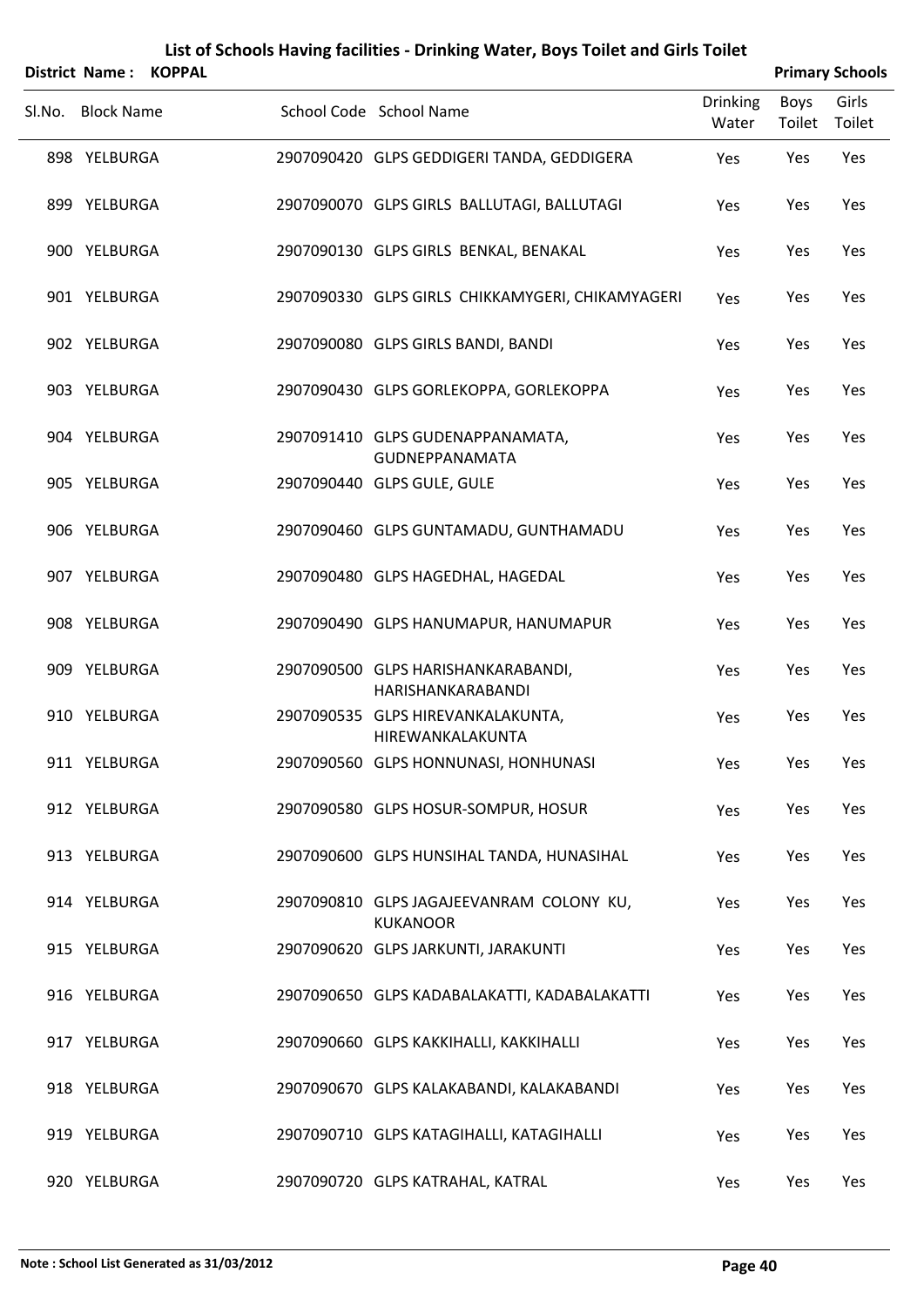# List of Schools Having facilities - Drinking Water, Boys Toilet and Girls Toilet

**District Name : KOPPAL** **Primary Schools**

| Sl.No. | Block Name | School Code | School Name | Drinking Water | Boys Toilet | Girls Toilet |
|---|---|---|---|---|---|---|
| 898 | YELBURGA | 2907090420 | GLPS GEDDIGERI TANDA, GEDDIGERA | Yes | Yes | Yes |
| 899 | YELBURGA | 2907090070 | GLPS GIRLS BALLUTAGI, BALLUTAGI | Yes | Yes | Yes |
| 900 | YELBURGA | 2907090130 | GLPS GIRLS BENKAL, BENAKAL | Yes | Yes | Yes |
| 901 | YELBURGA | 2907090330 | GLPS GIRLS CHIKKAMYGERI, CHIKAMYAGERI | Yes | Yes | Yes |
| 902 | YELBURGA | 2907090080 | GLPS GIRLS BANDI, BANDI | Yes | Yes | Yes |
| 903 | YELBURGA | 2907090430 | GLPS GORLEKOPPA, GORLEKOPPA | Yes | Yes | Yes |
| 904 | YELBURGA | 2907091410 | GLPS GUDENAPPANAMATA, GUDNEPPANAMATA | Yes | Yes | Yes |
| 905 | YELBURGA | 2907090440 | GLPS GULE, GULE | Yes | Yes | Yes |
| 906 | YELBURGA | 2907090460 | GLPS GUNTAMADU, GUNTHAMADU | Yes | Yes | Yes |
| 907 | YELBURGA | 2907090480 | GLPS HAGEDHAL, HAGEDAL | Yes | Yes | Yes |
| 908 | YELBURGA | 2907090490 | GLPS HANUMAPUR, HANUMAPUR | Yes | Yes | Yes |
| 909 | YELBURGA | 2907090500 | GLPS HARISHANKARABANDI, HARISHANKARABANDI | Yes | Yes | Yes |
| 910 | YELBURGA | 2907090535 | GLPS HIREVANKALAKUNTA, HIREWANKALAKUNTA | Yes | Yes | Yes |
| 911 | YELBURGA | 2907090560 | GLPS HONNUNASI, HONHUNASI | Yes | Yes | Yes |
| 912 | YELBURGA | 2907090580 | GLPS HOSUR-SOMPUR, HOSUR | Yes | Yes | Yes |
| 913 | YELBURGA | 2907090600 | GLPS HUNSIHAL TANDA, HUNASIHAL | Yes | Yes | Yes |
| 914 | YELBURGA | 2907090810 | GLPS JAGAJEEVANRAM COLONY KU, KUKANOOR | Yes | Yes | Yes |
| 915 | YELBURGA | 2907090620 | GLPS JARKUNTI, JARAKUNTI | Yes | Yes | Yes |
| 916 | YELBURGA | 2907090650 | GLPS KADABALAKATTI, KADABALAKATTI | Yes | Yes | Yes |
| 917 | YELBURGA | 2907090660 | GLPS KAKKIHALLI, KAKKIHALLI | Yes | Yes | Yes |
| 918 | YELBURGA | 2907090670 | GLPS KALAKABANDI, KALAKABANDI | Yes | Yes | Yes |
| 919 | YELBURGA | 2907090710 | GLPS KATAGIHALLI, KATAGIHALLI | Yes | Yes | Yes |
| 920 | YELBURGA | 2907090720 | GLPS KATRAHAL, KATRAL | Yes | Yes | Yes |

**Note : School List Generated as 31/03/2012**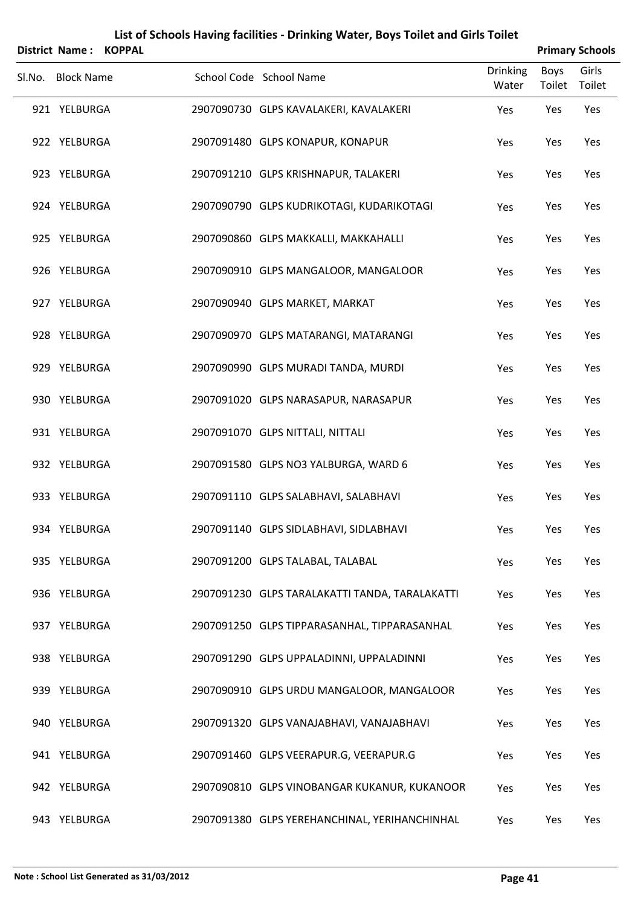# List of Schools Having facilities - Drinking Water, Boys Toilet and Girls Toilet

**District Name : KOPPAL** **Primary Schools**

| Sl.No. | Block Name | School Code | School Name | Drinking Water | Boys Toilet | Girls Toilet |
|---|---|---|---|---|---|---|
| 921 | YELBURGA | 2907090730 | GLPS KAVALAKERI, KAVALAKERI | Yes | Yes | Yes |
| 922 | YELBURGA | 2907091480 | GLPS KONAPUR, KONAPUR | Yes | Yes | Yes |
| 923 | YELBURGA | 2907091210 | GLPS KRISHNAPUR, TALAKERI | Yes | Yes | Yes |
| 924 | YELBURGA | 2907090790 | GLPS KUDRIKOTAGI, KUDARIKOTAGI | Yes | Yes | Yes |
| 925 | YELBURGA | 2907090860 | GLPS MAKKALLI, MAKKAHALLI | Yes | Yes | Yes |
| 926 | YELBURGA | 2907090910 | GLPS MANGALOOR, MANGALOOR | Yes | Yes | Yes |
| 927 | YELBURGA | 2907090940 | GLPS MARKET, MARKAT | Yes | Yes | Yes |
| 928 | YELBURGA | 2907090970 | GLPS MATARANGI, MATARANGI | Yes | Yes | Yes |
| 929 | YELBURGA | 2907090990 | GLPS MURADI TANDA, MURDI | Yes | Yes | Yes |
| 930 | YELBURGA | 2907091020 | GLPS NARASAPUR, NARASAPUR | Yes | Yes | Yes |
| 931 | YELBURGA | 2907091070 | GLPS NITTALI, NITTALI | Yes | Yes | Yes |
| 932 | YELBURGA | 2907091580 | GLPS NO3 YALBURGA, WARD 6 | Yes | Yes | Yes |
| 933 | YELBURGA | 2907091110 | GLPS SALABHAVI, SALABHAVI | Yes | Yes | Yes |
| 934 | YELBURGA | 2907091140 | GLPS SIDLABHAVI, SIDLABHAVI | Yes | Yes | Yes |
| 935 | YELBURGA | 2907091200 | GLPS TALABAL, TALABAL | Yes | Yes | Yes |
| 936 | YELBURGA | 2907091230 | GLPS TARALAKATTI TANDA, TARALAKATTI | Yes | Yes | Yes |
| 937 | YELBURGA | 2907091250 | GLPS TIPPARASANHAL, TIPPARASANHAL | Yes | Yes | Yes |
| 938 | YELBURGA | 2907091290 | GLPS UPPALADINNI, UPPALADINNI | Yes | Yes | Yes |
| 939 | YELBURGA | 2907090910 | GLPS URDU MANGALOOR, MANGALOOR | Yes | Yes | Yes |
| 940 | YELBURGA | 2907091320 | GLPS VANAJABHAVI, VANAJABHAVI | Yes | Yes | Yes |
| 941 | YELBURGA | 2907091460 | GLPS VEERAPUR.G, VEERAPUR.G | Yes | Yes | Yes |
| 942 | YELBURGA | 2907090810 | GLPS VINOBANGAR KUKANUR, KUKANOOR | Yes | Yes | Yes |
| 943 | YELBURGA | 2907091380 | GLPS YEREHANCHINAL, YERIHANCHINHAL | Yes | Yes | Yes |

**Note : School List Generated as 31/03/2012**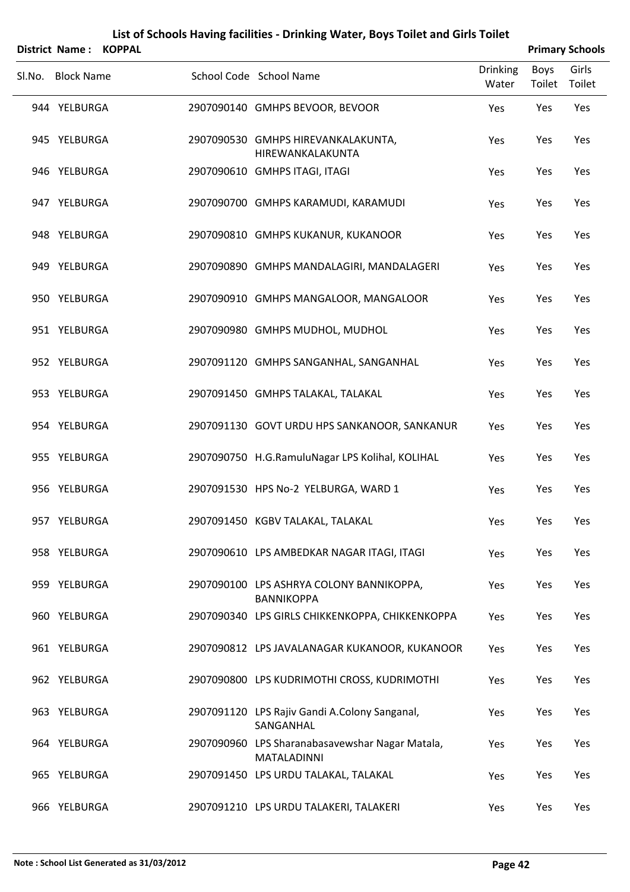# List of Schools Having facilities - Drinking Water, Boys Toilet and Girls Toilet

**District Name : KOPPAL** **Primary Schools**

| Sl.No. | Block Name | School Code | School Name | Drinking Water | Boys Toilet | Girls Toilet |
|---|---|---|---|---|---|---|
| 944 | YELBURGA | 2907090140 | GMHPS BEVOOR, BEVOOR | Yes | Yes | Yes |
| 945 | YELBURGA | 2907090530 | GMHPS HIREVANKALAKUNTA, HIREWANKALAKUNTA | Yes | Yes | Yes |
| 946 | YELBURGA | 2907090610 | GMHPS ITAGI, ITAGI | Yes | Yes | Yes |
| 947 | YELBURGA | 2907090700 | GMHPS KARAMUDI, KARAMUDI | Yes | Yes | Yes |
| 948 | YELBURGA | 2907090810 | GMHPS KUKANUR, KUKANOOR | Yes | Yes | Yes |
| 949 | YELBURGA | 2907090890 | GMHPS MANDALAGIRI, MANDALAGERI | Yes | Yes | Yes |
| 950 | YELBURGA | 2907090910 | GMHPS MANGALOOR, MANGALOOR | Yes | Yes | Yes |
| 951 | YELBURGA | 2907090980 | GMHPS MUDHOL, MUDHOL | Yes | Yes | Yes |
| 952 | YELBURGA | 2907091120 | GMHPS SANGANHAL, SANGANHAL | Yes | Yes | Yes |
| 953 | YELBURGA | 2907091450 | GMHPS TALAKAL, TALAKAL | Yes | Yes | Yes |
| 954 | YELBURGA | 2907091130 | GOVT URDU HPS SANKANOOR, SANKANUR | Yes | Yes | Yes |
| 955 | YELBURGA | 2907090750 | H.G.RamuluNagar LPS Kolihal, KOLIHAL | Yes | Yes | Yes |
| 956 | YELBURGA | 2907091530 | HPS No-2 YELBURGA, WARD 1 | Yes | Yes | Yes |
| 957 | YELBURGA | 2907091450 | KGBV TALAKAL, TALAKAL | Yes | Yes | Yes |
| 958 | YELBURGA | 2907090610 | LPS AMBEDKAR NAGAR ITAGI, ITAGI | Yes | Yes | Yes |
| 959 | YELBURGA | 2907090100 | LPS ASHRYA COLONY BANNIKOPPA, BANNIKOPPA | Yes | Yes | Yes |
| 960 | YELBURGA | 2907090340 | LPS GIRLS CHIKKENKOPPA, CHIKKENKOPPA | Yes | Yes | Yes |
| 961 | YELBURGA | 2907090812 | LPS JAVALANAGAR KUKANOOR, KUKANOOR | Yes | Yes | Yes |
| 962 | YELBURGA | 2907090800 | LPS KUDRIMOTHI CROSS, KUDRIMOTHI | Yes | Yes | Yes |
| 963 | YELBURGA | 2907091120 | LPS Rajiv Gandi A.Colony Sanganal, SANGANHAL | Yes | Yes | Yes |
| 964 | YELBURGA | 2907090960 | LPS Sharanabasavewshar Nagar Matala, MATALADINNI | Yes | Yes | Yes |
| 965 | YELBURGA | 2907091450 | LPS URDU TALAKAL, TALAKAL | Yes | Yes | Yes |
| 966 | YELBURGA | 2907091210 | LPS URDU TALAKERI, TALAKERI | Yes | Yes | Yes |

**Note : School List Generated as 31/03/2012**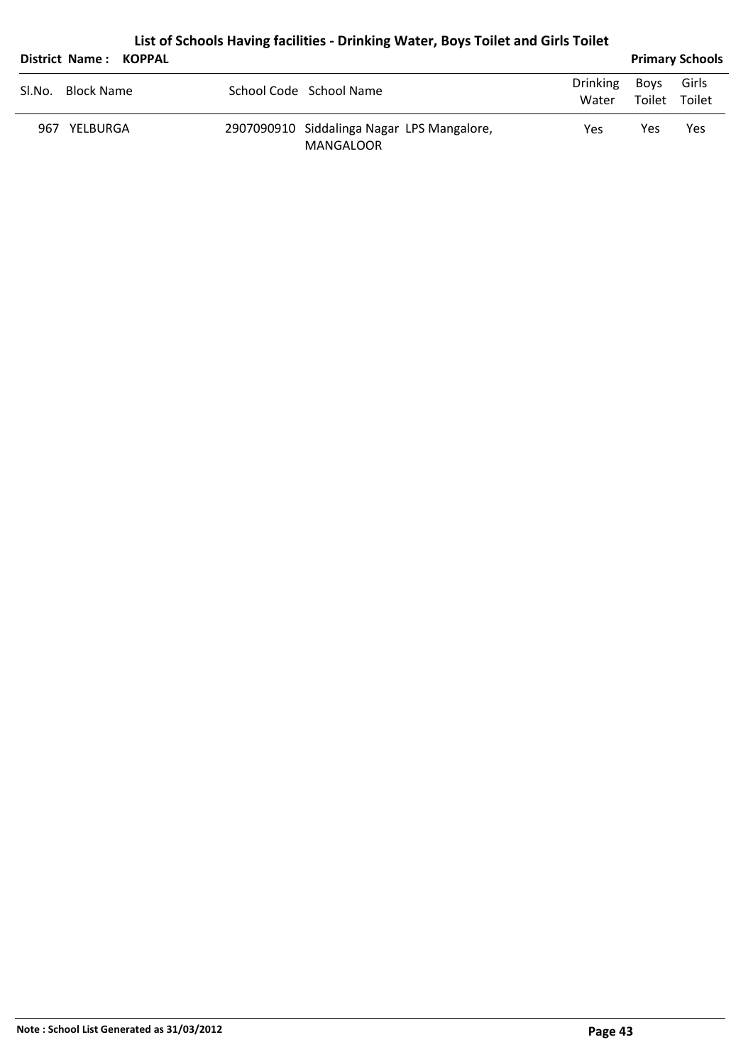## List of Schools Having facilities - Drinking Water, Boys Toilet and Girls Toilet

**District Name : KOPPAL** **Primary Schools**

| Sl.No. | Block Name | School Code | School Name | Drinking Water | Boys Toilet | Girls Toilet |
|---|---|---|---|---|---|---|
| 967 | YELBURGA | 2907090910 | Siddalinga Nagar LPS Mangalore, MANGALOOR | Yes | Yes | Yes |

**Note : School List Generated as 31/03/2012**